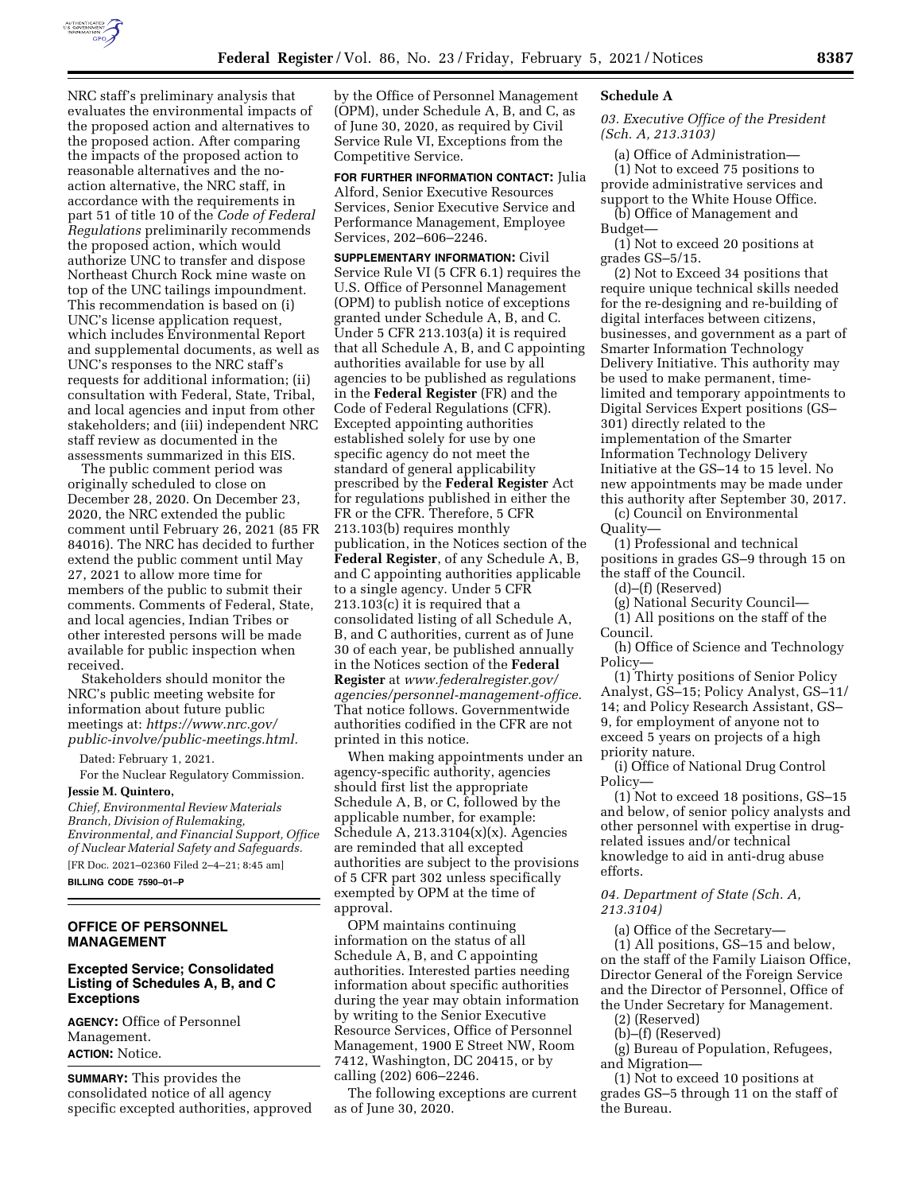NRC staff's preliminary analysis that evaluates the environmental impacts of the proposed action and alternatives to the proposed action. After comparing the impacts of the proposed action to reasonable alternatives and the no-action alternative, the NRC staff, in accordance with the requirements in part 51 of title 10 of the *Code of Federal Regulations* preliminarily recommends the proposed action, which would authorize UNC to transfer and dispose Northeast Church Rock mine waste on top of the UNC tailings impoundment. This recommendation is based on (i) UNC's license application request, which includes Environmental Report and supplemental documents, as well as UNC's responses to the NRC staff's requests for additional information; (ii) consultation with Federal, State, Tribal, and local agencies and input from other stakeholders; and (iii) independent NRC staff review as documented in the assessments summarized in this EIS.

The public comment period was originally scheduled to close on December 28, 2020. On December 23, 2020, the NRC extended the public comment until February 26, 2021 (85 FR 84016). The NRC has decided to further extend the public comment until May 27, 2021 to allow more time for members of the public to submit their comments. Comments of Federal, State, and local agencies, Indian Tribes or other interested persons will be made available for public inspection when received.

Stakeholders should monitor the NRC's public meeting website for information about future public meetings at: *https://www.nrc.gov/public-involve/public-meetings.html.*

Dated: February 1, 2021.

For the Nuclear Regulatory Commission.

**Jessie M. Quintero,**

*Chief, Environmental Review Materials Branch, Division of Rulemaking, Environmental, and Financial Support, Office of Nuclear Material Safety and Safeguards.*

[FR Doc. 2021–02360 Filed 2–4–21; 8:45 am]

**BILLING CODE 7590–01–P**

## OFFICE OF PERSONNEL MANAGEMENT

### Excepted Service; Consolidated Listing of Schedules A, B, and C Exceptions

**AGENCY:** Office of Personnel Management.

**ACTION:** Notice.

**SUMMARY:** This provides the consolidated notice of all agency specific excepted authorities, approved by the Office of Personnel Management (OPM), under Schedule A, B, and C, as of June 30, 2020, as required by Civil Service Rule VI, Exceptions from the Competitive Service.

**FOR FURTHER INFORMATION CONTACT:** Julia Alford, Senior Executive Resources Services, Senior Executive Service and Performance Management, Employee Services, 202–606–2246.

**SUPPLEMENTARY INFORMATION:** Civil Service Rule VI (5 CFR 6.1) requires the U.S. Office of Personnel Management (OPM) to publish notice of exceptions granted under Schedule A, B, and C. Under 5 CFR 213.103(a) it is required that all Schedule A, B, and C appointing authorities available for use by all agencies to be published as regulations in the **Federal Register** (FR) and the Code of Federal Regulations (CFR). Excepted appointing authorities established solely for use by one specific agency do not meet the standard of general applicability prescribed by the **Federal Register** Act for regulations published in either the FR or the CFR. Therefore, 5 CFR 213.103(b) requires monthly publication, in the Notices section of the **Federal Register**, of any Schedule A, B, and C appointing authorities applicable to a single agency. Under 5 CFR 213.103(c) it is required that a consolidated listing of all Schedule A, B, and C authorities, current as of June 30 of each year, be published annually in the Notices section of the **Federal Register** at *www.federalregister.gov/agencies/personnel-management-office.* That notice follows. Governmentwide authorities codified in the CFR are not printed in this notice.

When making appointments under an agency-specific authority, agencies should first list the appropriate Schedule A, B, or C, followed by the applicable number, for example: Schedule A, 213.3104(x)(x). Agencies are reminded that all excepted authorities are subject to the provisions of 5 CFR part 302 unless specifically exempted by OPM at the time of approval.

OPM maintains continuing information on the status of all Schedule A, B, and C appointing authorities. Interested parties needing information about specific authorities during the year may obtain information by writing to the Senior Executive Resource Services, Office of Personnel Management, 1900 E Street NW, Room 7412, Washington, DC 20415, or by calling (202) 606–2246.

The following exceptions are current as of June 30, 2020.

**Schedule A**

*03. Executive Office of the President (Sch. A, 213.3103)*

(a) Office of Administration—

(1) Not to exceed 75 positions to provide administrative services and support to the White House Office.

(b) Office of Management and Budget—

(1) Not to exceed 20 positions at grades GS–5/15.

(2) Not to Exceed 34 positions that require unique technical skills needed for the re-designing and re-building of digital interfaces between citizens, businesses, and government as a part of Smarter Information Technology Delivery Initiative. This authority may be used to make permanent, time-limited and temporary appointments to Digital Services Expert positions (GS–301) directly related to the implementation of the Smarter Information Technology Delivery Initiative at the GS–14 to 15 level. No new appointments may be made under this authority after September 30, 2017.

(c) Council on Environmental Quality—

(1) Professional and technical positions in grades GS–9 through 15 on the staff of the Council.

(d)–(f) (Reserved)

(g) National Security Council—

(1) All positions on the staff of the Council.

(h) Office of Science and Technology Policy—

(1) Thirty positions of Senior Policy Analyst, GS–15; Policy Analyst, GS–11/14; and Policy Research Assistant, GS–9, for employment of anyone not to exceed 5 years on projects of a high priority nature.

(i) Office of National Drug Control Policy—

(1) Not to exceed 18 positions, GS–15 and below, of senior policy analysts and other personnel with expertise in drug-related issues and/or technical knowledge to aid in anti-drug abuse efforts.

*04. Department of State (Sch. A, 213.3104)*

(a) Office of the Secretary—

(1) All positions, GS–15 and below, on the staff of the Family Liaison Office, Director General of the Foreign Service and the Director of Personnel, Office of the Under Secretary for Management.

(2) (Reserved)

(b)–(f) (Reserved)

(g) Bureau of Population, Refugees, and Migration—

(1) Not to exceed 10 positions at grades GS–5 through 11 on the staff of the Bureau.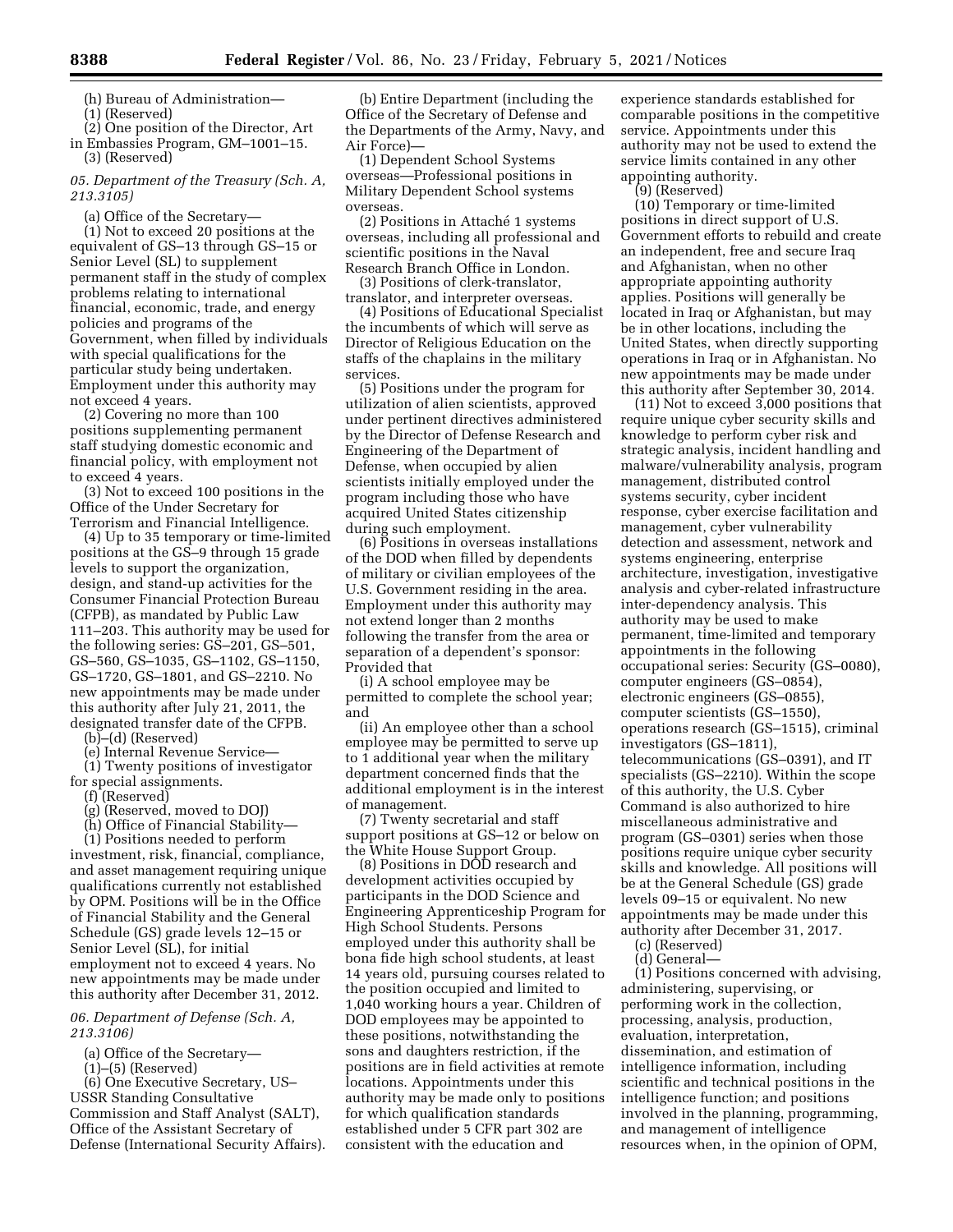(h) Bureau of Administration—

(1) (Reserved)

(2) One position of the Director, Art in Embassies Program, GM–1001–15.

(3) (Reserved)

*05. Department of the Treasury (Sch. A, 213.3105)*

(a) Office of the Secretary—

(1) Not to exceed 20 positions at the equivalent of GS–13 through GS–15 or Senior Level (SL) to supplement permanent staff in the study of complex problems relating to international financial, economic, trade, and energy policies and programs of the Government, when filled by individuals with special qualifications for the particular study being undertaken. Employment under this authority may not exceed 4 years.

(2) Covering no more than 100 positions supplementing permanent staff studying domestic economic and financial policy, with employment not to exceed 4 years.

(3) Not to exceed 100 positions in the Office of the Under Secretary for Terrorism and Financial Intelligence.

(4) Up to 35 temporary or time-limited positions at the GS–9 through 15 grade levels to support the organization, design, and stand-up activities for the Consumer Financial Protection Bureau (CFPB), as mandated by Public Law 111–203. This authority may be used for the following series: GS–201, GS–501, GS–560, GS–1035, GS–1102, GS–1150, GS–1720, GS–1801, and GS–2210. No new appointments may be made under this authority after July 21, 2011, the designated transfer date of the CFPB.

(b)–(d) (Reserved)

(e) Internal Revenue Service—

(1) Twenty positions of investigator for special assignments.

(f) (Reserved)

(g) (Reserved, moved to DOJ)

(h) Office of Financial Stability—

(1) Positions needed to perform investment, risk, financial, compliance, and asset management requiring unique qualifications currently not established by OPM. Positions will be in the Office of Financial Stability and the General Schedule (GS) grade levels 12–15 or Senior Level (SL), for initial employment not to exceed 4 years. No new appointments may be made under this authority after December 31, 2012.

*06. Department of Defense (Sch. A, 213.3106)*

(a) Office of the Secretary—

(1)–(5) (Reserved)

(6) One Executive Secretary, US–USSR Standing Consultative Commission and Staff Analyst (SALT), Office of the Assistant Secretary of Defense (International Security Affairs).

(b) Entire Department (including the Office of the Secretary of Defense and the Departments of the Army, Navy, and Air Force)—

(1) Dependent School Systems overseas—Professional positions in Military Dependent School systems overseas.

(2) Positions in Attaché 1 systems overseas, including all professional and scientific positions in the Naval Research Branch Office in London.

(3) Positions of clerk-translator, translator, and interpreter overseas.

(4) Positions of Educational Specialist the incumbents of which will serve as Director of Religious Education on the staffs of the chaplains in the military services.

(5) Positions under the program for utilization of alien scientists, approved under pertinent directives administered by the Director of Defense Research and Engineering of the Department of Defense, when occupied by alien scientists initially employed under the program including those who have acquired United States citizenship during such employment.

(6) Positions in overseas installations of the DOD when filled by dependents of military or civilian employees of the U.S. Government residing in the area. Employment under this authority may not extend longer than 2 months following the transfer from the area or separation of a dependent's sponsor: Provided that

(i) A school employee may be permitted to complete the school year; and

(ii) An employee other than a school employee may be permitted to serve up to 1 additional year when the military department concerned finds that the additional employment is in the interest of management.

(7) Twenty secretarial and staff support positions at GS–12 or below on the White House Support Group.

(8) Positions in DOD research and development activities occupied by participants in the DOD Science and Engineering Apprenticeship Program for High School Students. Persons employed under this authority shall be bona fide high school students, at least 14 years old, pursuing courses related to the position occupied and limited to 1,040 working hours a year. Children of DOD employees may be appointed to these positions, notwithstanding the sons and daughters restriction, if the positions are in field activities at remote locations. Appointments under this authority may be made only to positions for which qualification standards established under 5 CFR part 302 are consistent with the education and experience standards established for comparable positions in the competitive service. Appointments under this authority may not be used to extend the service limits contained in any other appointing authority.

(9) (Reserved)

(10) Temporary or time-limited positions in direct support of U.S. Government efforts to rebuild and create an independent, free and secure Iraq and Afghanistan, when no other appropriate appointing authority applies. Positions will generally be located in Iraq or Afghanistan, but may be in other locations, including the United States, when directly supporting operations in Iraq or in Afghanistan. No new appointments may be made under this authority after September 30, 2014.

(11) Not to exceed 3,000 positions that require unique cyber security skills and knowledge to perform cyber risk and strategic analysis, incident handling and malware/vulnerability analysis, program management, distributed control systems security, cyber incident response, cyber exercise facilitation and management, cyber vulnerability detection and assessment, network and systems engineering, enterprise architecture, investigation, investigative analysis and cyber-related infrastructure inter-dependency analysis. This authority may be used to make permanent, time-limited and temporary appointments in the following occupational series: Security (GS–0080), computer engineers (GS–0854), electronic engineers (GS–0855), computer scientists (GS–1550), operations research (GS–1515), criminal investigators (GS–1811), telecommunications (GS–0391), and IT specialists (GS–2210). Within the scope of this authority, the U.S. Cyber Command is also authorized to hire miscellaneous administrative and program (GS–0301) series when those positions require unique cyber security skills and knowledge. All positions will be at the General Schedule (GS) grade levels 09–15 or equivalent. No new appointments may be made under this authority after December 31, 2017.

(c) (Reserved)

(d) General—

(1) Positions concerned with advising, administering, supervising, or performing work in the collection, processing, analysis, production, evaluation, interpretation, dissemination, and estimation of intelligence information, including scientific and technical positions in the intelligence function; and positions involved in the planning, programming, and management of intelligence resources when, in the opinion of OPM,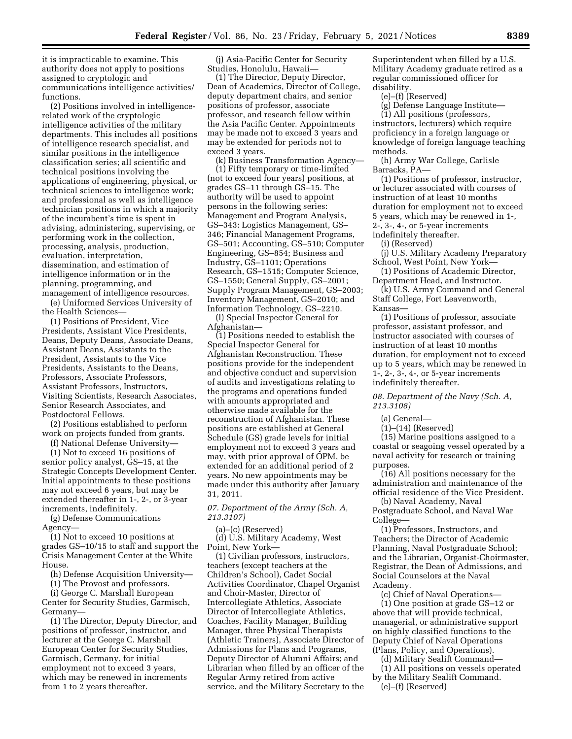it is impracticable to examine. This authority does not apply to positions assigned to cryptologic and communications intelligence activities/functions.

(2) Positions involved in intelligence-related work of the cryptologic intelligence activities of the military departments. This includes all positions of intelligence research specialist, and similar positions in the intelligence classification series; all scientific and technical positions involving the applications of engineering, physical, or technical sciences to intelligence work; and professional as well as intelligence technician positions in which a majority of the incumbent's time is spent in advising, administering, supervising, or performing work in the collection, processing, analysis, production, evaluation, interpretation, dissemination, and estimation of intelligence information or in the planning, programming, and management of intelligence resources.

(e) Uniformed Services University of the Health Sciences—

(1) Positions of President, Vice Presidents, Assistant Vice Presidents, Deans, Deputy Deans, Associate Deans, Assistant Deans, Assistants to the President, Assistants to the Vice Presidents, Assistants to the Deans, Professors, Associate Professors, Assistant Professors, Instructors, Visiting Scientists, Research Associates, Senior Research Associates, and Postdoctoral Fellows.

(2) Positions established to perform work on projects funded from grants.

(f) National Defense University—

(1) Not to exceed 16 positions of senior policy analyst, GS–15, at the Strategic Concepts Development Center. Initial appointments to these positions may not exceed 6 years, but may be extended thereafter in 1-, 2-, or 3-year increments, indefinitely.

(g) Defense Communications Agency—

(1) Not to exceed 10 positions at grades GS–10/15 to staff and support the Crisis Management Center at the White House.

(h) Defense Acquisition University—

(1) The Provost and professors.

(i) George C. Marshall European Center for Security Studies, Garmisch, Germany—

(1) The Director, Deputy Director, and positions of professor, instructor, and lecturer at the George C. Marshall European Center for Security Studies, Garmisch, Germany, for initial employment not to exceed 3 years, which may be renewed in increments from 1 to 2 years thereafter.

(j) Asia-Pacific Center for Security Studies, Honolulu, Hawaii—

(1) The Director, Deputy Director, Dean of Academics, Director of College, deputy department chairs, and senior positions of professor, associate professor, and research fellow within the Asia Pacific Center. Appointments may be made not to exceed 3 years and may be extended for periods not to exceed 3 years.

(k) Business Transformation Agency—

(1) Fifty temporary or time-limited (not to exceed four years) positions, at grades GS–11 through GS–15. The authority will be used to appoint persons in the following series: Management and Program Analysis, GS–343: Logistics Management, GS–346; Financial Management Programs, GS–501; Accounting, GS–510; Computer Engineering, GS–854; Business and Industry, GS–1101; Operations Research, GS–1515; Computer Science, GS–1550; General Supply, GS–2001; Supply Program Management, GS–2003; Inventory Management, GS–2010; and Information Technology, GS–2210.

(l) Special Inspector General for Afghanistan—

(1) Positions needed to establish the Special Inspector General for Afghanistan Reconstruction. These positions provide for the independent and objective conduct and supervision of audits and investigations relating to the programs and operations funded with amounts appropriated and otherwise made available for the reconstruction of Afghanistan. These positions are established at General Schedule (GS) grade levels for initial employment not to exceed 3 years and may, with prior approval of OPM, be extended for an additional period of 2 years. No new appointments may be made under this authority after January 31, 2011.

*07. Department of the Army (Sch. A, 213.3107)*

(a)–(c) (Reserved)

(d) U.S. Military Academy, West Point, New York—

(1) Civilian professors, instructors, teachers (except teachers at the Children's School), Cadet Social Activities Coordinator, Chapel Organist and Choir-Master, Director of Intercollegiate Athletics, Associate Director of Intercollegiate Athletics, Coaches, Facility Manager, Building Manager, three Physical Therapists (Athletic Trainers), Associate Director of Admissions for Plans and Programs, Deputy Director of Alumni Affairs; and Librarian when filled by an officer of the Regular Army retired from active service, and the Military Secretary to the Superintendent when filled by a U.S. Military Academy graduate retired as a regular commissioned officer for disability.

(e)–(f) (Reserved)

(g) Defense Language Institute—

(1) All positions (professors, instructors, lecturers) which require proficiency in a foreign language or knowledge of foreign language teaching methods.

(h) Army War College, Carlisle Barracks, PA—

(1) Positions of professor, instructor, or lecturer associated with courses of instruction of at least 10 months duration for employment not to exceed 5 years, which may be renewed in 1-, 2-, 3-, 4-, or 5-year increments indefinitely thereafter.

(i) (Reserved)

(j) U.S. Military Academy Preparatory School, West Point, New York—

(1) Positions of Academic Director, Department Head, and Instructor.

(k) U.S. Army Command and General Staff College, Fort Leavenworth, Kansas—

(1) Positions of professor, associate professor, assistant professor, and instructor associated with courses of instruction of at least 10 months duration, for employment not to exceed up to 5 years, which may be renewed in 1-, 2-, 3-, 4-, or 5-year increments indefinitely thereafter.

*08. Department of the Navy (Sch. A, 213.3108)*

(a) General—

(1)–(14) (Reserved)

(15) Marine positions assigned to a coastal or seagoing vessel operated by a naval activity for research or training purposes.

(16) All positions necessary for the administration and maintenance of the official residence of the Vice President.

(b) Naval Academy, Naval Postgraduate School, and Naval War College—

(1) Professors, Instructors, and Teachers; the Director of Academic Planning, Naval Postgraduate School; and the Librarian, Organist-Choirmaster, Registrar, the Dean of Admissions, and Social Counselors at the Naval Academy.

(c) Chief of Naval Operations—

(1) One position at grade GS–12 or above that will provide technical, managerial, or administrative support on highly classified functions to the Deputy Chief of Naval Operations (Plans, Policy, and Operations).

(d) Military Sealift Command—

(1) All positions on vessels operated by the Military Sealift Command.

(e)–(f) (Reserved)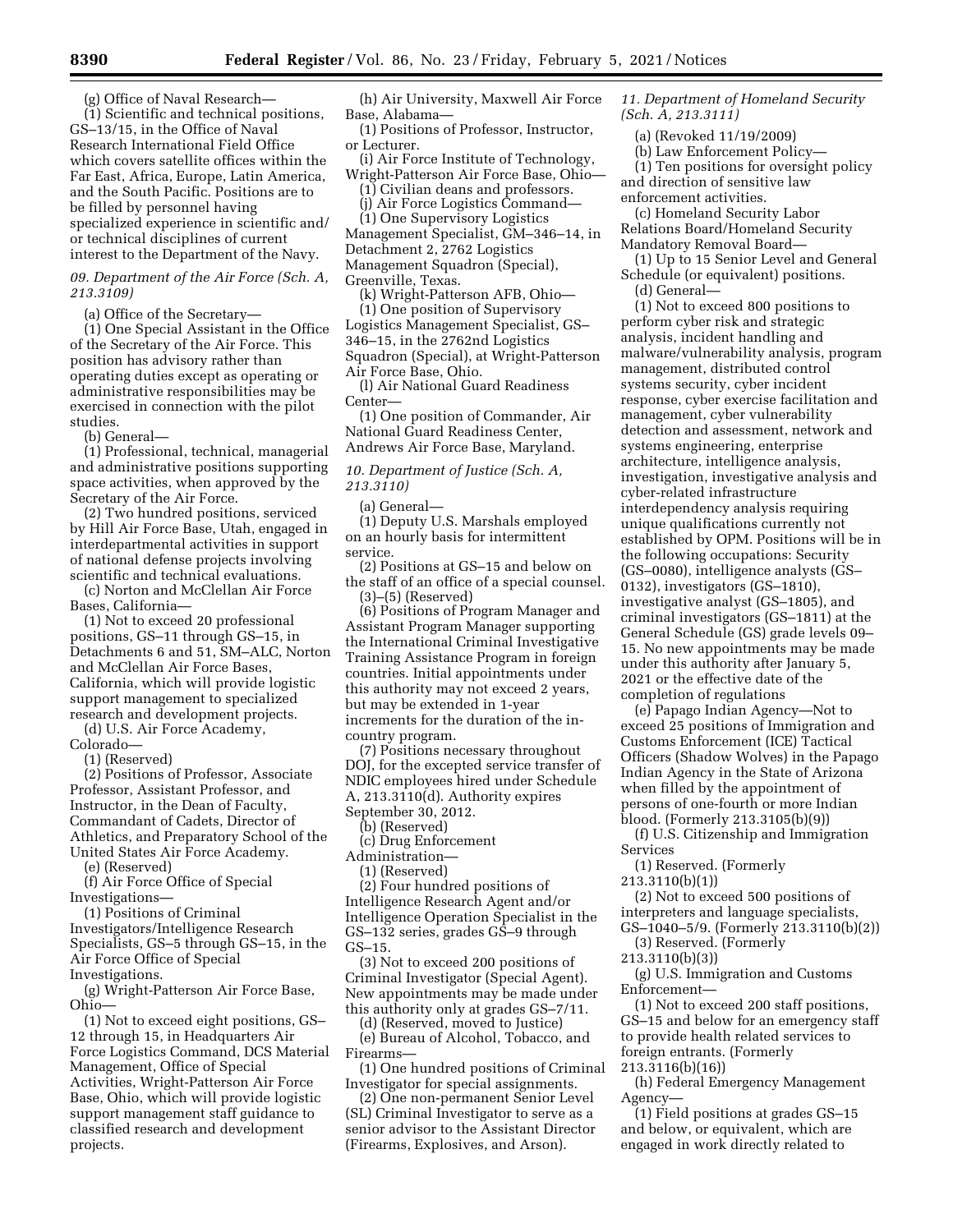(g) Office of Naval Research—

(1) Scientific and technical positions, GS–13/15, in the Office of Naval Research International Field Office which covers satellite offices within the Far East, Africa, Europe, Latin America, and the South Pacific. Positions are to be filled by personnel having specialized experience in scientific and/or technical disciplines of current interest to the Department of the Navy.

*09. Department of the Air Force (Sch. A, 213.3109)*

(a) Office of the Secretary—

(1) One Special Assistant in the Office of the Secretary of the Air Force. This position has advisory rather than operating duties except as operating or administrative responsibilities may be exercised in connection with the pilot studies.

(b) General—

(1) Professional, technical, managerial and administrative positions supporting space activities, when approved by the Secretary of the Air Force.

(2) Two hundred positions, serviced by Hill Air Force Base, Utah, engaged in interdepartmental activities in support of national defense projects involving scientific and technical evaluations.

(c) Norton and McClellan Air Force Bases, California—

(1) Not to exceed 20 professional positions, GS–11 through GS–15, in Detachments 6 and 51, SM–ALC, Norton and McClellan Air Force Bases, California, which will provide logistic support management to specialized research and development projects.

(d) U.S. Air Force Academy, Colorado—

(1) (Reserved)

(2) Positions of Professor, Associate Professor, Assistant Professor, and Instructor, in the Dean of Faculty, Commandant of Cadets, Director of Athletics, and Preparatory School of the United States Air Force Academy.

(e) (Reserved)

(f) Air Force Office of Special Investigations—

(1) Positions of Criminal Investigators/Intelligence Research Specialists, GS–5 through GS–15, in the Air Force Office of Special Investigations.

(g) Wright-Patterson Air Force Base, Ohio—

(1) Not to exceed eight positions, GS–12 through 15, in Headquarters Air Force Logistics Command, DCS Material Management, Office of Special Activities, Wright-Patterson Air Force Base, Ohio, which will provide logistic support management staff guidance to classified research and development projects.

(h) Air University, Maxwell Air Force Base, Alabama—

(1) Positions of Professor, Instructor, or Lecturer.

(i) Air Force Institute of Technology, Wright-Patterson Air Force Base, Ohio—

(1) Civilian deans and professors.

(j) Air Force Logistics Command—

(1) One Supervisory Logistics Management Specialist, GM–346–14, in Detachment 2, 2762 Logistics Management Squadron (Special), Greenville, Texas.

(k) Wright-Patterson AFB, Ohio—

(1) One position of Supervisory Logistics Management Specialist, GS–346–15, in the 2762nd Logistics Squadron (Special), at Wright-Patterson Air Force Base, Ohio.

(l) Air National Guard Readiness Center—

(1) One position of Commander, Air National Guard Readiness Center, Andrews Air Force Base, Maryland.

*10. Department of Justice (Sch. A, 213.3110)*

(a) General—

(1) Deputy U.S. Marshals employed on an hourly basis for intermittent service.

(2) Positions at GS–15 and below on the staff of an office of a special counsel.

(3)–(5) (Reserved)

(6) Positions of Program Manager and Assistant Program Manager supporting the International Criminal Investigative Training Assistance Program in foreign countries. Initial appointments under this authority may not exceed 2 years, but may be extended in 1-year increments for the duration of the in-country program.

(7) Positions necessary throughout DOJ, for the excepted service transfer of NDIC employees hired under Schedule A, 213.3110(d). Authority expires September 30, 2012.

(b) (Reserved)

(c) Drug Enforcement Administration—

(1) (Reserved)

(2) Four hundred positions of Intelligence Research Agent and/or Intelligence Operation Specialist in the GS–132 series, grades GS–9 through GS–15.

(3) Not to exceed 200 positions of Criminal Investigator (Special Agent). New appointments may be made under this authority only at grades GS–7/11.

(d) (Reserved, moved to Justice)

(e) Bureau of Alcohol, Tobacco, and Firearms—

(1) One hundred positions of Criminal Investigator for special assignments.

(2) One non-permanent Senior Level (SL) Criminal Investigator to serve as a senior advisor to the Assistant Director (Firearms, Explosives, and Arson).

*11. Department of Homeland Security (Sch. A, 213.3111)*

(a) (Revoked 11/19/2009)

(b) Law Enforcement Policy—

(1) Ten positions for oversight policy and direction of sensitive law enforcement activities.

(c) Homeland Security Labor Relations Board/Homeland Security Mandatory Removal Board—

(1) Up to 15 Senior Level and General Schedule (or equivalent) positions.

(d) General—

(1) Not to exceed 800 positions to perform cyber risk and strategic analysis, incident handling and malware/vulnerability analysis, program management, distributed control systems security, cyber incident response, cyber exercise facilitation and management, cyber vulnerability detection and assessment, network and systems engineering, enterprise architecture, intelligence analysis, investigation, investigative analysis and cyber-related infrastructure interdependency analysis requiring unique qualifications currently not established by OPM. Positions will be in the following occupations: Security (GS–0080), intelligence analysts (GS–0132), investigators (GS–1810), investigative analyst (GS–1805), and criminal investigators (GS–1811) at the General Schedule (GS) grade levels 09–15. No new appointments may be made under this authority after January 5, 2021 or the effective date of the completion of regulations

(e) Papago Indian Agency—Not to exceed 25 positions of Immigration and Customs Enforcement (ICE) Tactical Officers (Shadow Wolves) in the Papago Indian Agency in the State of Arizona when filled by the appointment of persons of one-fourth or more Indian blood. (Formerly 213.3105(b)(9))

(f) U.S. Citizenship and Immigration Services

(1) Reserved. (Formerly 213.3110(b)(1))

(2) Not to exceed 500 positions of interpreters and language specialists, GS–1040–5/9. (Formerly 213.3110(b)(2))

(3) Reserved. (Formerly 213.3110(b)(3))

(g) U.S. Immigration and Customs Enforcement—

(1) Not to exceed 200 staff positions, GS–15 and below for an emergency staff to provide health related services to foreign entrants. (Formerly 213.3116(b)(16))

(h) Federal Emergency Management Agency—

(1) Field positions at grades GS–15 and below, or equivalent, which are engaged in work directly related to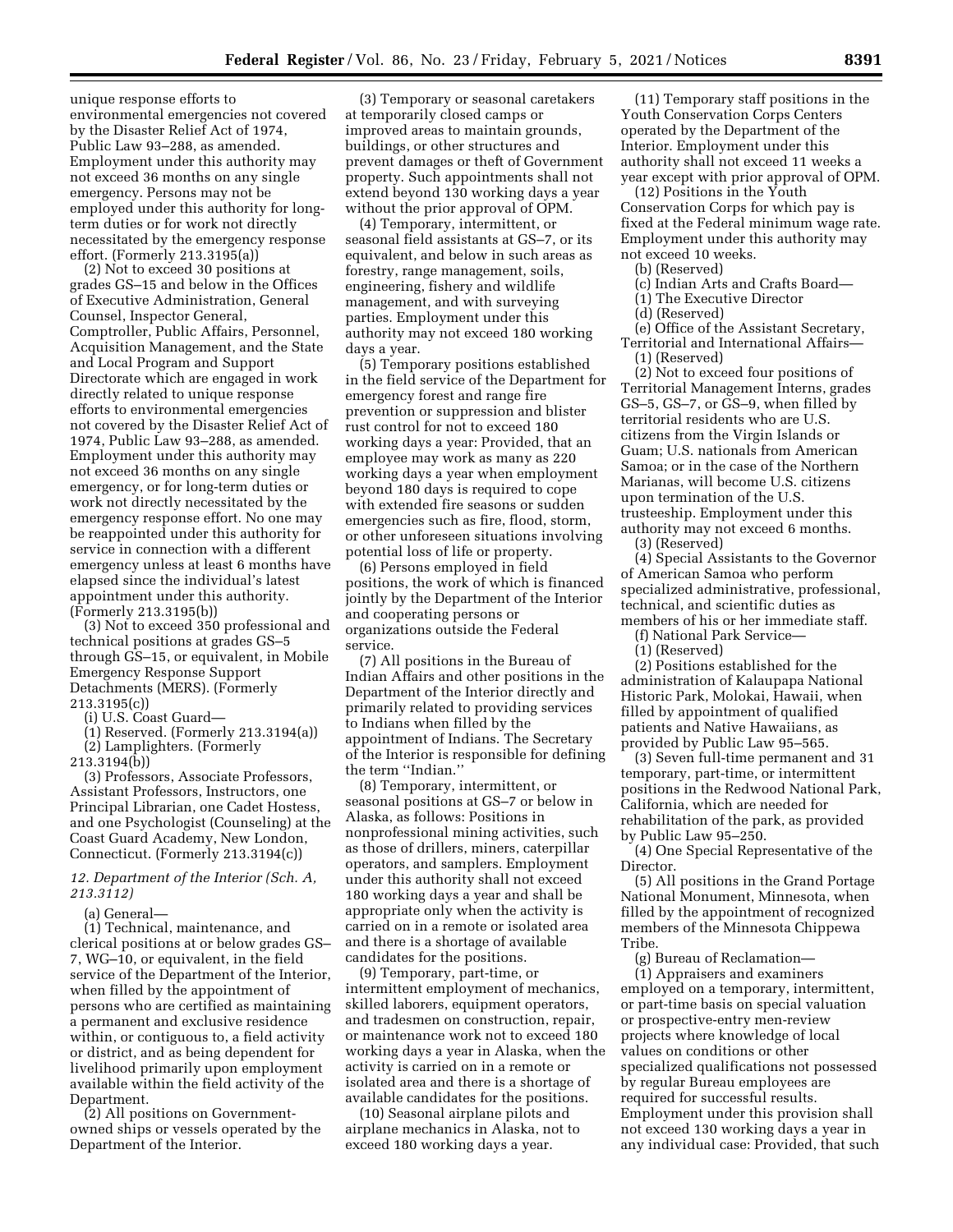unique response efforts to environmental emergencies not covered by the Disaster Relief Act of 1974, Public Law 93–288, as amended. Employment under this authority may not exceed 36 months on any single emergency. Persons may not be employed under this authority for long-term duties or for work not directly necessitated by the emergency response effort. (Formerly 213.3195(a))

(2) Not to exceed 30 positions at grades GS–15 and below in the Offices of Executive Administration, General Counsel, Inspector General, Comptroller, Public Affairs, Personnel, Acquisition Management, and the State and Local Program and Support Directorate which are engaged in work directly related to unique response efforts to environmental emergencies not covered by the Disaster Relief Act of 1974, Public Law 93–288, as amended. Employment under this authority may not exceed 36 months on any single emergency, or for long-term duties or work not directly necessitated by the emergency response effort. No one may be reappointed under this authority for service in connection with a different emergency unless at least 6 months have elapsed since the individual's latest appointment under this authority. (Formerly 213.3195(b))

(3) Not to exceed 350 professional and technical positions at grades GS–5 through GS–15, or equivalent, in Mobile Emergency Response Support Detachments (MERS). (Formerly 213.3195(c))

(i) U.S. Coast Guard—

(1) Reserved. (Formerly 213.3194(a))

(2) Lamplighters. (Formerly 213.3194(b))

(3) Professors, Associate Professors, Assistant Professors, Instructors, one Principal Librarian, one Cadet Hostess, and one Psychologist (Counseling) at the Coast Guard Academy, New London, Connecticut. (Formerly 213.3194(c))

*12. Department of the Interior (Sch. A, 213.3112)*

(a) General—

(1) Technical, maintenance, and clerical positions at or below grades GS–7, WG–10, or equivalent, in the field service of the Department of the Interior, when filled by the appointment of persons who are certified as maintaining a permanent and exclusive residence within, or contiguous to, a field activity or district, and as being dependent for livelihood primarily upon employment available within the field activity of the Department.

(2) All positions on Government-owned ships or vessels operated by the Department of the Interior.

(3) Temporary or seasonal caretakers at temporarily closed camps or improved areas to maintain grounds, buildings, or other structures and prevent damages or theft of Government property. Such appointments shall not extend beyond 130 working days a year without the prior approval of OPM.

(4) Temporary, intermittent, or seasonal field assistants at GS–7, or its equivalent, and below in such areas as forestry, range management, soils, engineering, fishery and wildlife management, and with surveying parties. Employment under this authority may not exceed 180 working days a year.

(5) Temporary positions established in the field service of the Department for emergency forest and range fire prevention or suppression and blister rust control for not to exceed 180 working days a year: Provided, that an employee may work as many as 220 working days a year when employment beyond 180 days is required to cope with extended fire seasons or sudden emergencies such as fire, flood, storm, or other unforeseen situations involving potential loss of life or property.

(6) Persons employed in field positions, the work of which is financed jointly by the Department of the Interior and cooperating persons or organizations outside the Federal service.

(7) All positions in the Bureau of Indian Affairs and other positions in the Department of the Interior directly and primarily related to providing services to Indians when filled by the appointment of Indians. The Secretary of the Interior is responsible for defining the term ''Indian.''

(8) Temporary, intermittent, or seasonal positions at GS–7 or below in Alaska, as follows: Positions in nonprofessional mining activities, such as those of drillers, miners, caterpillar operators, and samplers. Employment under this authority shall not exceed 180 working days a year and shall be appropriate only when the activity is carried on in a remote or isolated area and there is a shortage of available candidates for the positions.

(9) Temporary, part-time, or intermittent employment of mechanics, skilled laborers, equipment operators, and tradesmen on construction, repair, or maintenance work not to exceed 180 working days a year in Alaska, when the activity is carried on in a remote or isolated area and there is a shortage of available candidates for the positions.

(10) Seasonal airplane pilots and airplane mechanics in Alaska, not to exceed 180 working days a year.

(11) Temporary staff positions in the Youth Conservation Corps Centers operated by the Department of the Interior. Employment under this authority shall not exceed 11 weeks a year except with prior approval of OPM.

(12) Positions in the Youth Conservation Corps for which pay is fixed at the Federal minimum wage rate. Employment under this authority may not exceed 10 weeks.

(b) (Reserved)

(c) Indian Arts and Crafts Board—

(1) The Executive Director

(d) (Reserved)

(e) Office of the Assistant Secretary, Territorial and International Affairs—

(1) (Reserved)

(2) Not to exceed four positions of Territorial Management Interns, grades GS–5, GS–7, or GS–9, when filled by territorial residents who are U.S. citizens from the Virgin Islands or Guam; U.S. nationals from American Samoa; or in the case of the Northern Marianas, will become U.S. citizens upon termination of the U.S. trusteeship. Employment under this authority may not exceed 6 months.

(3) (Reserved)

(4) Special Assistants to the Governor of American Samoa who perform specialized administrative, professional, technical, and scientific duties as members of his or her immediate staff.

(f) National Park Service—

(1) (Reserved)

(2) Positions established for the administration of Kalaupapa National Historic Park, Molokai, Hawaii, when filled by appointment of qualified patients and Native Hawaiians, as provided by Public Law 95–565.

(3) Seven full-time permanent and 31 temporary, part-time, or intermittent positions in the Redwood National Park, California, which are needed for rehabilitation of the park, as provided by Public Law 95–250.

(4) One Special Representative of the Director.

(5) All positions in the Grand Portage National Monument, Minnesota, when filled by the appointment of recognized members of the Minnesota Chippewa Tribe.

(g) Bureau of Reclamation—

(1) Appraisers and examiners employed on a temporary, intermittent, or part-time basis on special valuation or prospective-entry men-review projects where knowledge of local values on conditions or other specialized qualifications not possessed by regular Bureau employees are required for successful results. Employment under this provision shall not exceed 130 working days a year in any individual case: Provided, that such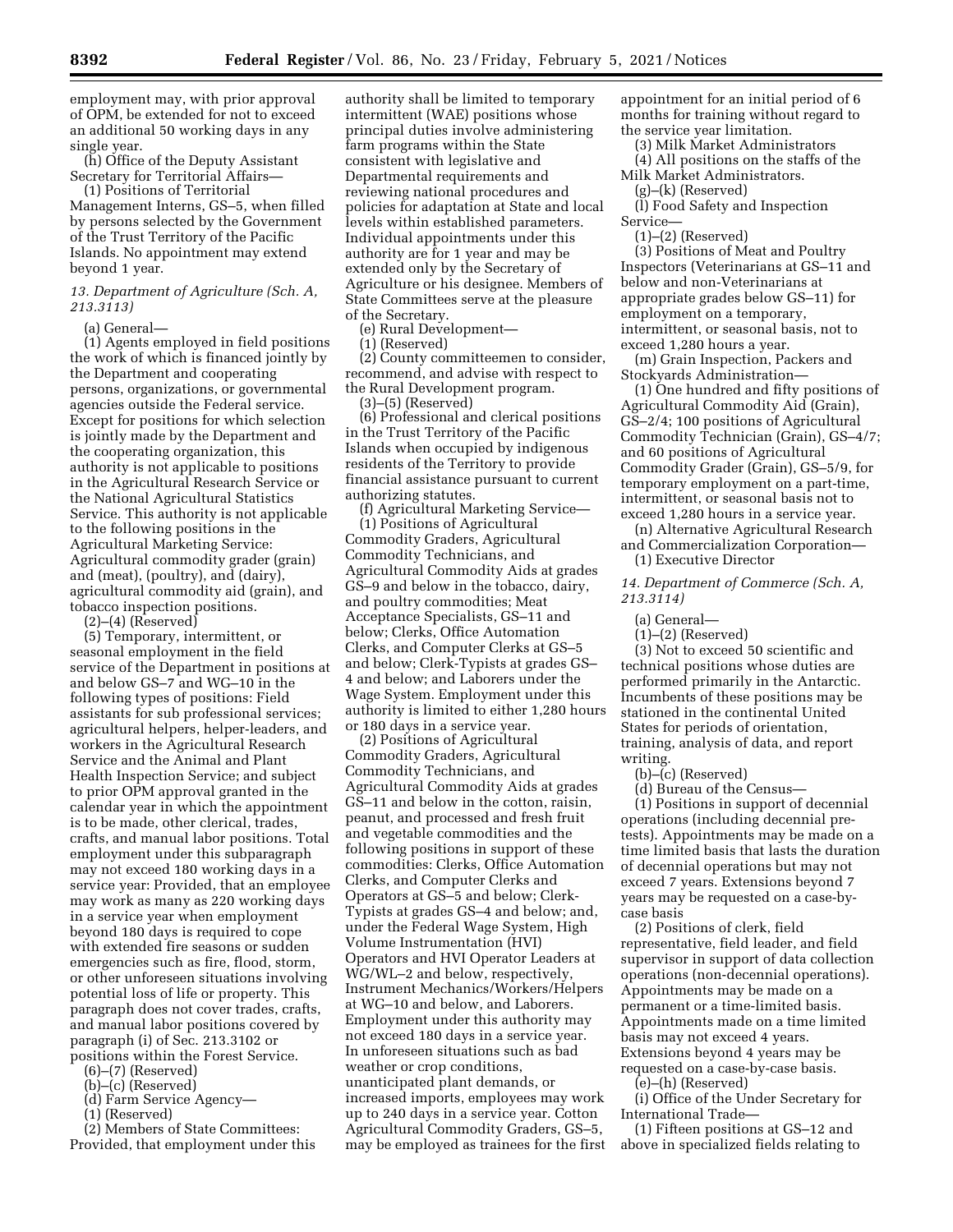employment may, with prior approval of OPM, be extended for not to exceed an additional 50 working days in any single year.

(h) Office of the Deputy Assistant Secretary for Territorial Affairs—

(1) Positions of Territorial Management Interns, GS–5, when filled by persons selected by the Government of the Trust Territory of the Pacific Islands. No appointment may extend beyond 1 year.

*13. Department of Agriculture (Sch. A, 213.3113)*

(a) General—

(1) Agents employed in field positions the work of which is financed jointly by the Department and cooperating persons, organizations, or governmental agencies outside the Federal service. Except for positions for which selection is jointly made by the Department and the cooperating organization, this authority is not applicable to positions in the Agricultural Research Service or the National Agricultural Statistics Service. This authority is not applicable to the following positions in the Agricultural Marketing Service: Agricultural commodity grader (grain) and (meat), (poultry), and (dairy), agricultural commodity aid (grain), and tobacco inspection positions.

(2)–(4) (Reserved)

(5) Temporary, intermittent, or seasonal employment in the field service of the Department in positions at and below GS–7 and WG–10 in the following types of positions: Field assistants for sub professional services; agricultural helpers, helper-leaders, and workers in the Agricultural Research Service and the Animal and Plant Health Inspection Service; and subject to prior OPM approval granted in the calendar year in which the appointment is to be made, other clerical, trades, crafts, and manual labor positions. Total employment under this subparagraph may not exceed 180 working days in a service year: Provided, that an employee may work as many as 220 working days in a service year when employment beyond 180 days is required to cope with extended fire seasons or sudden emergencies such as fire, flood, storm, or other unforeseen situations involving potential loss of life or property. This paragraph does not cover trades, crafts, and manual labor positions covered by paragraph (i) of Sec. 213.3102 or positions within the Forest Service.

(6)–(7) (Reserved)

(b)–(c) (Reserved)

(d) Farm Service Agency—

(1) (Reserved)

(2) Members of State Committees: Provided, that employment under this authority shall be limited to temporary intermittent (WAE) positions whose principal duties involve administering farm programs within the State consistent with legislative and Departmental requirements and reviewing national procedures and policies for adaptation at State and local levels within established parameters. Individual appointments under this authority are for 1 year and may be extended only by the Secretary of Agriculture or his designee. Members of State Committees serve at the pleasure of the Secretary.

(e) Rural Development—

(1) (Reserved)

(2) County committeemen to consider, recommend, and advise with respect to the Rural Development program.

(3)–(5) (Reserved)

(6) Professional and clerical positions in the Trust Territory of the Pacific Islands when occupied by indigenous residents of the Territory to provide financial assistance pursuant to current authorizing statutes.

(f) Agricultural Marketing Service—

(1) Positions of Agricultural Commodity Graders, Agricultural Commodity Technicians, and Agricultural Commodity Aids at grades GS–9 and below in the tobacco, dairy, and poultry commodities; Meat Acceptance Specialists, GS–11 and below; Clerks, Office Automation Clerks, and Computer Clerks at GS–5 and below; Clerk-Typists at grades GS–4 and below; and Laborers under the Wage System. Employment under this authority is limited to either 1,280 hours or 180 days in a service year.

(2) Positions of Agricultural Commodity Graders, Agricultural Commodity Technicians, and Agricultural Commodity Aids at grades GS–11 and below in the cotton, raisin, peanut, and processed and fresh fruit and vegetable commodities and the following positions in support of these commodities: Clerks, Office Automation Clerks, and Computer Clerks and Operators at GS–5 and below; Clerk-Typists at grades GS–4 and below; and, under the Federal Wage System, High Volume Instrumentation (HVI) Operators and HVI Operator Leaders at WG/WL–2 and below, respectively, Instrument Mechanics/Workers/Helpers at WG–10 and below, and Laborers. Employment under this authority may not exceed 180 days in a service year. In unforeseen situations such as bad weather or crop conditions, unanticipated plant demands, or increased imports, employees may work up to 240 days in a service year. Cotton Agricultural Commodity Graders, GS–5, may be employed as trainees for the first appointment for an initial period of 6 months for training without regard to the service year limitation.

(3) Milk Market Administrators

(4) All positions on the staffs of the Milk Market Administrators.

(g)–(k) (Reserved)

(l) Food Safety and Inspection Service—

(1)–(2) (Reserved)

(3) Positions of Meat and Poultry Inspectors (Veterinarians at GS–11 and below and non-Veterinarians at appropriate grades below GS–11) for employment on a temporary, intermittent, or seasonal basis, not to exceed 1,280 hours a year.

(m) Grain Inspection, Packers and Stockyards Administration—

(1) One hundred and fifty positions of Agricultural Commodity Aid (Grain), GS–2/4; 100 positions of Agricultural Commodity Technician (Grain), GS–4/7; and 60 positions of Agricultural Commodity Grader (Grain), GS–5/9, for temporary employment on a part-time, intermittent, or seasonal basis not to exceed 1,280 hours in a service year.

(n) Alternative Agricultural Research and Commercialization Corporation—

(1) Executive Director

*14. Department of Commerce (Sch. A, 213.3114)*

(a) General—

(1)–(2) (Reserved)

(3) Not to exceed 50 scientific and technical positions whose duties are performed primarily in the Antarctic. Incumbents of these positions may be stationed in the continental United States for periods of orientation, training, analysis of data, and report writing.

(b)–(c) (Reserved)

(d) Bureau of the Census—

(1) Positions in support of decennial operations (including decennial pre-tests). Appointments may be made on a time limited basis that lasts the duration of decennial operations but may not exceed 7 years. Extensions beyond 7 years may be requested on a case-by-case basis

(2) Positions of clerk, field representative, field leader, and field supervisor in support of data collection operations (non-decennial operations). Appointments may be made on a permanent or a time-limited basis. Appointments made on a time limited basis may not exceed 4 years. Extensions beyond 4 years may be requested on a case-by-case basis.

(e)–(h) (Reserved)

(i) Office of the Under Secretary for International Trade—

(1) Fifteen positions at GS–12 and above in specialized fields relating to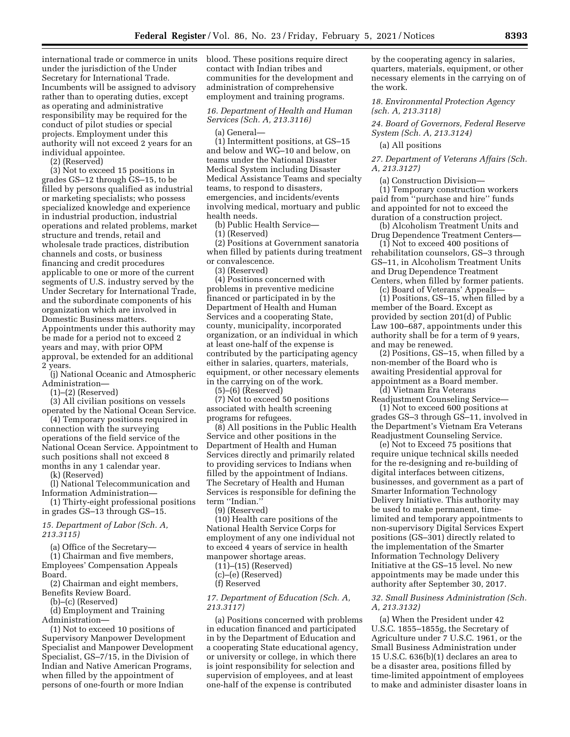international trade or commerce in units under the jurisdiction of the Under Secretary for International Trade. Incumbents will be assigned to advisory rather than to operating duties, except as operating and administrative responsibility may be required for the conduct of pilot studies or special projects. Employment under this authority will not exceed 2 years for an individual appointee.

(2) (Reserved)

(3) Not to exceed 15 positions in grades GS–12 through GS–15, to be filled by persons qualified as industrial or marketing specialists; who possess specialized knowledge and experience in industrial production, industrial operations and related problems, market structure and trends, retail and wholesale trade practices, distribution channels and costs, or business financing and credit procedures applicable to one or more of the current segments of U.S. industry served by the Under Secretary for International Trade, and the subordinate components of his organization which are involved in Domestic Business matters. Appointments under this authority may be made for a period not to exceed 2 years and may, with prior OPM approval, be extended for an additional 2 years.

(j) National Oceanic and Atmospheric Administration—

(1)–(2) (Reserved)

(3) All civilian positions on vessels operated by the National Ocean Service.

(4) Temporary positions required in connection with the surveying operations of the field service of the National Ocean Service. Appointment to such positions shall not exceed 8 months in any 1 calendar year.

(k) (Reserved)

(l) National Telecommunication and Information Administration—

(1) Thirty-eight professional positions in grades GS–13 through GS–15.

*15. Department of Labor (Sch. A, 213.3115)*

(a) Office of the Secretary—

(1) Chairman and five members, Employees' Compensation Appeals Board.

(2) Chairman and eight members, Benefits Review Board.

(b)–(c) (Reserved)

(d) Employment and Training Administration—

(1) Not to exceed 10 positions of Supervisory Manpower Development Specialist and Manpower Development Specialist, GS–7/15, in the Division of Indian and Native American Programs, when filled by the appointment of persons of one-fourth or more Indian blood. These positions require direct contact with Indian tribes and communities for the development and administration of comprehensive employment and training programs.

*16. Department of Health and Human Services (Sch. A, 213.3116)*

(a) General—

(1) Intermittent positions, at GS–15 and below and WG–10 and below, on teams under the National Disaster Medical System including Disaster Medical Assistance Teams and specialty teams, to respond to disasters, emergencies, and incidents/events involving medical, mortuary and public health needs.

(b) Public Health Service—

(1) (Reserved)

(2) Positions at Government sanatoria when filled by patients during treatment or convalescence.

(3) (Reserved)

(4) Positions concerned with problems in preventive medicine financed or participated in by the Department of Health and Human Services and a cooperating State, county, municipality, incorporated organization, or an individual in which at least one-half of the expense is contributed by the participating agency either in salaries, quarters, materials, equipment, or other necessary elements in the carrying on of the work.

(5)–(6) (Reserved)

(7) Not to exceed 50 positions associated with health screening programs for refugees.

(8) All positions in the Public Health Service and other positions in the Department of Health and Human Services directly and primarily related to providing services to Indians when filled by the appointment of Indians. The Secretary of Health and Human Services is responsible for defining the term ''Indian.''

(9) (Reserved)

(10) Health care positions of the National Health Service Corps for employment of any one individual not to exceed 4 years of service in health manpower shortage areas.

(11)–(15) (Reserved)

(c)–(e) (Reserved)

(f) Reserved

*17. Department of Education (Sch. A, 213.3117)*

(a) Positions concerned with problems in education financed and participated in by the Department of Education and a cooperating State educational agency, or university or college, in which there is joint responsibility for selection and supervision of employees, and at least one-half of the expense is contributed by the cooperating agency in salaries, quarters, materials, equipment, or other necessary elements in the carrying on of the work.

*18. Environmental Protection Agency (sch. A, 213.3118)*

*24. Board of Governors, Federal Reserve System (Sch. A, 213.3124)*

(a) All positions

*27. Department of Veterans Affairs (Sch. A, 213.3127)*

(a) Construction Division—

(1) Temporary construction workers paid from ''purchase and hire'' funds and appointed for not to exceed the duration of a construction project.

(b) Alcoholism Treatment Units and Drug Dependence Treatment Centers—

(1) Not to exceed 400 positions of rehabilitation counselors, GS–3 through GS–11, in Alcoholism Treatment Units and Drug Dependence Treatment Centers, when filled by former patients.

(c) Board of Veterans' Appeals—

(1) Positions, GS–15, when filled by a member of the Board. Except as provided by section 201(d) of Public Law 100–687, appointments under this authority shall be for a term of 9 years, and may be renewed.

(2) Positions, GS–15, when filled by a non-member of the Board who is awaiting Presidential approval for appointment as a Board member.

(d) Vietnam Era Veterans Readjustment Counseling Service—

(1) Not to exceed 600 positions at grades GS–3 through GS–11, involved in the Department's Vietnam Era Veterans Readjustment Counseling Service.

(e) Not to Exceed 75 positions that require unique technical skills needed for the re-designing and re-building of digital interfaces between citizens, businesses, and government as a part of Smarter Information Technology Delivery Initiative. This authority may be used to make permanent, time-limited and temporary appointments to non-supervisory Digital Services Expert positions (GS–301) directly related to the implementation of the Smarter Information Technology Delivery Initiative at the GS–15 level. No new appointments may be made under this authority after September 30, 2017.

*32. Small Business Administration (Sch. A, 213.3132)*

(a) When the President under 42 U.S.C. 1855–1855g, the Secretary of Agriculture under 7 U.S.C. 1961, or the Small Business Administration under 15 U.S.C. 636(b)(1) declares an area to be a disaster area, positions filled by time-limited appointment of employees to make and administer disaster loans in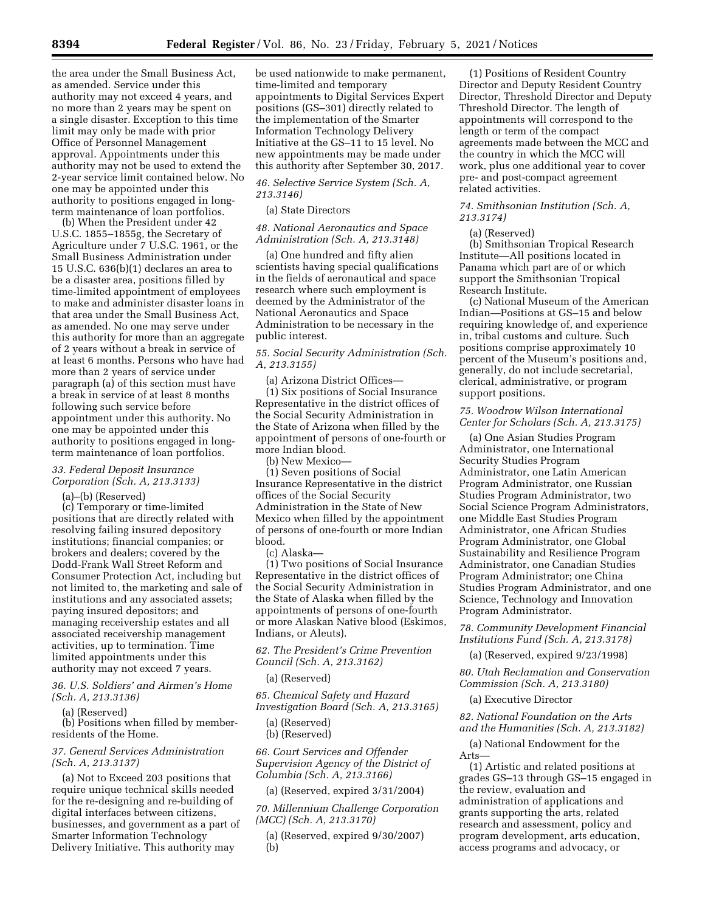the area under the Small Business Act, as amended. Service under this authority may not exceed 4 years, and no more than 2 years may be spent on a single disaster. Exception to this time limit may only be made with prior Office of Personnel Management approval. Appointments under this authority may not be used to extend the 2-year service limit contained below. No one may be appointed under this authority to positions engaged in long-term maintenance of loan portfolios.

(b) When the President under 42 U.S.C. 1855–1855g, the Secretary of Agriculture under 7 U.S.C. 1961, or the Small Business Administration under 15 U.S.C. 636(b)(1) declares an area to be a disaster area, positions filled by time-limited appointment of employees to make and administer disaster loans in that area under the Small Business Act, as amended. No one may serve under this authority for more than an aggregate of 2 years without a break in service of at least 6 months. Persons who have had more than 2 years of service under paragraph (a) of this section must have a break in service of at least 8 months following such service before appointment under this authority. No one may be appointed under this authority to positions engaged in long-term maintenance of loan portfolios.

*33. Federal Deposit Insurance Corporation (Sch. A, 213.3133)*

(a)–(b) (Reserved)

(c) Temporary or time-limited positions that are directly related with resolving failing insured depository institutions; financial companies; or brokers and dealers; covered by the Dodd-Frank Wall Street Reform and Consumer Protection Act, including but not limited to, the marketing and sale of institutions and any associated assets; paying insured depositors; and managing receivership estates and all associated receivership management activities, up to termination. Time limited appointments under this authority may not exceed 7 years.

*36. U.S. Soldiers' and Airmen's Home (Sch. A, 213.3136)*

(a) (Reserved)

(b) Positions when filled by member-residents of the Home.

*37. General Services Administration (Sch. A, 213.3137)*

(a) Not to Exceed 203 positions that require unique technical skills needed for the re-designing and re-building of digital interfaces between citizens, businesses, and government as a part of Smarter Information Technology Delivery Initiative. This authority may be used nationwide to make permanent, time-limited and temporary appointments to Digital Services Expert positions (GS–301) directly related to the implementation of the Smarter Information Technology Delivery Initiative at the GS–11 to 15 level. No new appointments may be made under this authority after September 30, 2017.

*46. Selective Service System (Sch. A, 213.3146)*

(a) State Directors

*48. National Aeronautics and Space Administration (Sch. A, 213.3148)*

(a) One hundred and fifty alien scientists having special qualifications in the fields of aeronautical and space research where such employment is deemed by the Administrator of the National Aeronautics and Space Administration to be necessary in the public interest.

*55. Social Security Administration (Sch. A, 213.3155)*

(a) Arizona District Offices—

(1) Six positions of Social Insurance Representative in the district offices of the Social Security Administration in the State of Arizona when filled by the appointment of persons of one-fourth or more Indian blood.

(b) New Mexico—

(1) Seven positions of Social Insurance Representative in the district offices of the Social Security Administration in the State of New Mexico when filled by the appointment of persons of one-fourth or more Indian blood.

(c) Alaska—

(1) Two positions of Social Insurance Representative in the district offices of the Social Security Administration in the State of Alaska when filled by the appointments of persons of one-fourth or more Alaskan Native blood (Eskimos, Indians, or Aleuts).

*62. The President's Crime Prevention Council (Sch. A, 213.3162)*

(a) (Reserved)

*65. Chemical Safety and Hazard Investigation Board (Sch. A, 213.3165)*

(a) (Reserved)

(b) (Reserved)

*66. Court Services and Offender Supervision Agency of the District of Columbia (Sch. A, 213.3166)*

(a) (Reserved, expired 3/31/2004)

*70. Millennium Challenge Corporation (MCC) (Sch. A, 213.3170)*

(a) (Reserved, expired 9/30/2007)

(b)

(1) Positions of Resident Country Director and Deputy Resident Country Director, Threshold Director and Deputy Threshold Director. The length of appointments will correspond to the length or term of the compact agreements made between the MCC and the country in which the MCC will work, plus one additional year to cover pre- and post-compact agreement related activities.

*74. Smithsonian Institution (Sch. A, 213.3174)*

(a) (Reserved)

(b) Smithsonian Tropical Research Institute—All positions located in Panama which part are of or which support the Smithsonian Tropical Research Institute.

(c) National Museum of the American Indian—Positions at GS–15 and below requiring knowledge of, and experience in, tribal customs and culture. Such positions comprise approximately 10 percent of the Museum's positions and, generally, do not include secretarial, clerical, administrative, or program support positions.

*75. Woodrow Wilson International Center for Scholars (Sch. A, 213.3175)*

(a) One Asian Studies Program Administrator, one International Security Studies Program Administrator, one Latin American Program Administrator, one Russian Studies Program Administrator, two Social Science Program Administrators, one Middle East Studies Program Administrator, one African Studies Program Administrator, one Global Sustainability and Resilience Program Administrator, one Canadian Studies Program Administrator; one China Studies Program Administrator, and one Science, Technology and Innovation Program Administrator.

*78. Community Development Financial Institutions Fund (Sch. A, 213.3178)*

(a) (Reserved, expired 9/23/1998)

*80. Utah Reclamation and Conservation Commission (Sch. A, 213.3180)*

(a) Executive Director

*82. National Foundation on the Arts and the Humanities (Sch. A, 213.3182)*

(a) National Endowment for the Arts—

(1) Artistic and related positions at grades GS–13 through GS–15 engaged in the review, evaluation and administration of applications and grants supporting the arts, related research and assessment, policy and program development, arts education, access programs and advocacy, or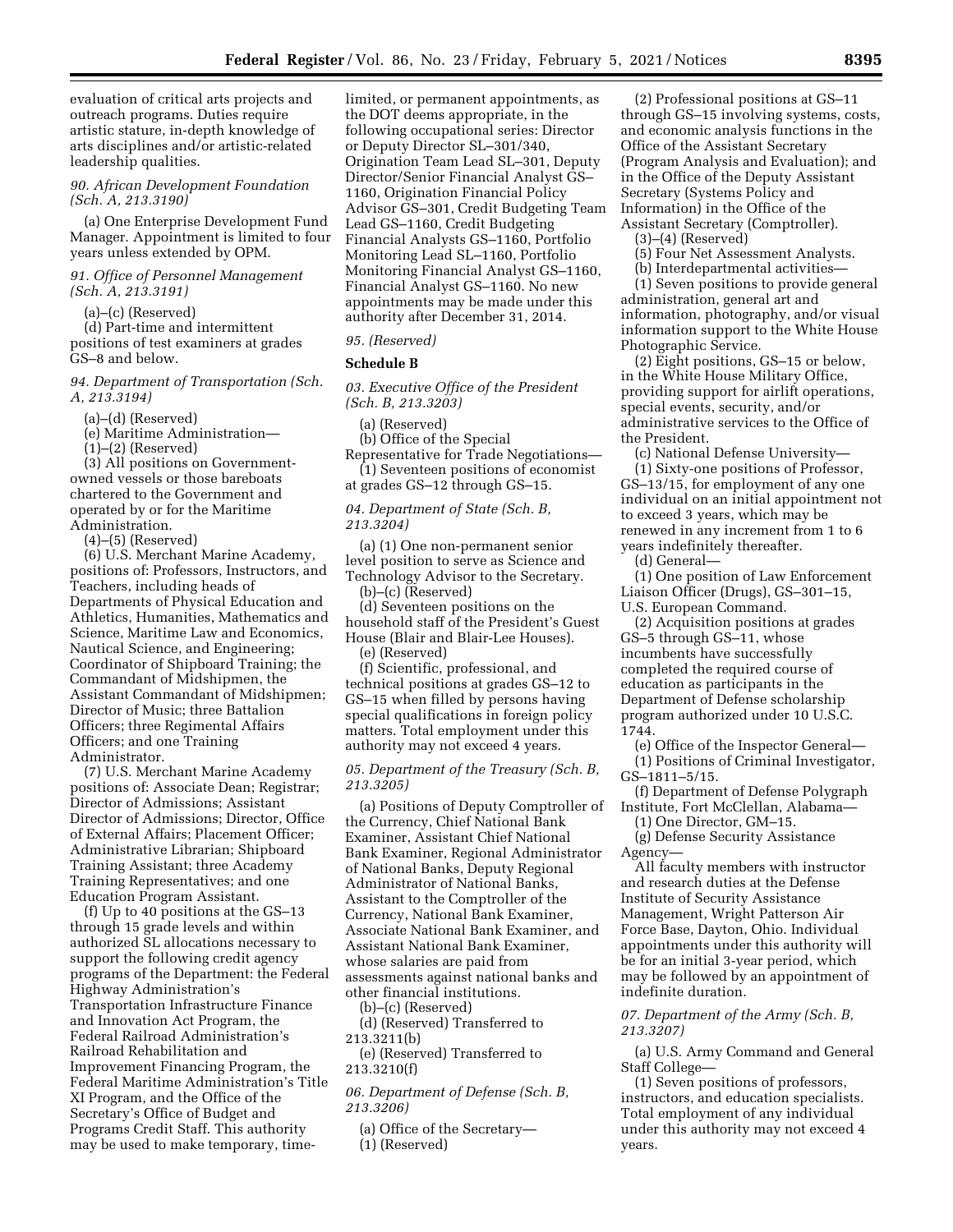evaluation of critical arts projects and outreach programs. Duties require artistic stature, in-depth knowledge of arts disciplines and/or artistic-related leadership qualities.

*90. African Development Foundation (Sch. A, 213.3190)*

(a) One Enterprise Development Fund Manager. Appointment is limited to four years unless extended by OPM.

*91. Office of Personnel Management (Sch. A, 213.3191)*

(a)–(c) (Reserved)

(d) Part-time and intermittent positions of test examiners at grades GS–8 and below.

*94. Department of Transportation (Sch. A, 213.3194)*

(a)–(d) (Reserved)

(e) Maritime Administration—

(1)–(2) (Reserved)

(3) All positions on Government-owned vessels or those bareboats chartered to the Government and operated by or for the Maritime Administration.

(4)–(5) (Reserved)

(6) U.S. Merchant Marine Academy, positions of: Professors, Instructors, and Teachers, including heads of Departments of Physical Education and Athletics, Humanities, Mathematics and Science, Maritime Law and Economics, Nautical Science, and Engineering; Coordinator of Shipboard Training; the Commandant of Midshipmen, the Assistant Commandant of Midshipmen; Director of Music; three Battalion Officers; three Regimental Affairs Officers; and one Training Administrator.

(7) U.S. Merchant Marine Academy positions of: Associate Dean; Registrar; Director of Admissions; Assistant Director of Admissions; Director, Office of External Affairs; Placement Officer; Administrative Librarian; Shipboard Training Assistant; three Academy Training Representatives; and one Education Program Assistant.

(f) Up to 40 positions at the GS–13 through 15 grade levels and within authorized SL allocations necessary to support the following credit agency programs of the Department: the Federal Highway Administration's Transportation Infrastructure Finance and Innovation Act Program, the Federal Railroad Administration's Railroad Rehabilitation and Improvement Financing Program, the Federal Maritime Administration's Title XI Program, and the Office of the Secretary's Office of Budget and Programs Credit Staff. This authority may be used to make temporary, time-limited, or permanent appointments, as the DOT deems appropriate, in the following occupational series: Director or Deputy Director SL–301/340, Origination Team Lead SL–301, Deputy Director/Senior Financial Analyst GS–1160, Origination Financial Policy Advisor GS–301, Credit Budgeting Team Lead GS–1160, Credit Budgeting Financial Analysts GS–1160, Portfolio Monitoring Lead SL–1160, Portfolio Monitoring Financial Analyst GS–1160, Financial Analyst GS–1160. No new appointments may be made under this authority after December 31, 2014.

*95. (Reserved)*

## Schedule B

*03. Executive Office of the President (Sch. B, 213.3203)*

(a) (Reserved)

(b) Office of the Special Representative for Trade Negotiations—

(1) Seventeen positions of economist at grades GS–12 through GS–15.

*04. Department of State (Sch. B, 213.3204)*

(a) (1) One non-permanent senior level position to serve as Science and Technology Advisor to the Secretary.

(b)–(c) (Reserved)

(d) Seventeen positions on the household staff of the President's Guest House (Blair and Blair-Lee Houses).

(e) (Reserved)

(f) Scientific, professional, and technical positions at grades GS–12 to GS–15 when filled by persons having special qualifications in foreign policy matters. Total employment under this authority may not exceed 4 years.

*05. Department of the Treasury (Sch. B, 213.3205)*

(a) Positions of Deputy Comptroller of the Currency, Chief National Bank Examiner, Assistant Chief National Bank Examiner, Regional Administrator of National Banks, Deputy Regional Administrator of National Banks, Assistant to the Comptroller of the Currency, National Bank Examiner, Associate National Bank Examiner, and Assistant National Bank Examiner, whose salaries are paid from assessments against national banks and other financial institutions.

(b)–(c) (Reserved)

(d) (Reserved) Transferred to 213.3211(b)

(e) (Reserved) Transferred to 213.3210(f)

*06. Department of Defense (Sch. B, 213.3206)*

(a) Office of the Secretary—

(1) (Reserved)

(2) Professional positions at GS–11 through GS–15 involving systems, costs, and economic analysis functions in the Office of the Assistant Secretary (Program Analysis and Evaluation); and in the Office of the Deputy Assistant Secretary (Systems Policy and Information) in the Office of the Assistant Secretary (Comptroller).

(3)–(4) (Reserved)

(5) Four Net Assessment Analysts.

(b) Interdepartmental activities—

(1) Seven positions to provide general administration, general art and information, photography, and/or visual information support to the White House Photographic Service.

(2) Eight positions, GS–15 or below, in the White House Military Office, providing support for airlift operations, special events, security, and/or administrative services to the Office of the President.

(c) National Defense University—

(1) Sixty-one positions of Professor, GS–13/15, for employment of any one individual on an initial appointment not to exceed 3 years, which may be renewed in any increment from 1 to 6 years indefinitely thereafter.

(d) General—

(1) One position of Law Enforcement Liaison Officer (Drugs), GS–301–15, U.S. European Command.

(2) Acquisition positions at grades GS–5 through GS–11, whose incumbents have successfully completed the required course of education as participants in the Department of Defense scholarship program authorized under 10 U.S.C. 1744.

(e) Office of the Inspector General—

(1) Positions of Criminal Investigator, GS–1811–5/15.

(f) Department of Defense Polygraph Institute, Fort McClellan, Alabama—

(1) One Director, GM–15.

(g) Defense Security Assistance Agency—

All faculty members with instructor and research duties at the Defense Institute of Security Assistance Management, Wright Patterson Air Force Base, Dayton, Ohio. Individual appointments under this authority will be for an initial 3-year period, which may be followed by an appointment of indefinite duration.

*07. Department of the Army (Sch. B, 213.3207)*

(a) U.S. Army Command and General Staff College—

(1) Seven positions of professors, instructors, and education specialists. Total employment of any individual under this authority may not exceed 4 years.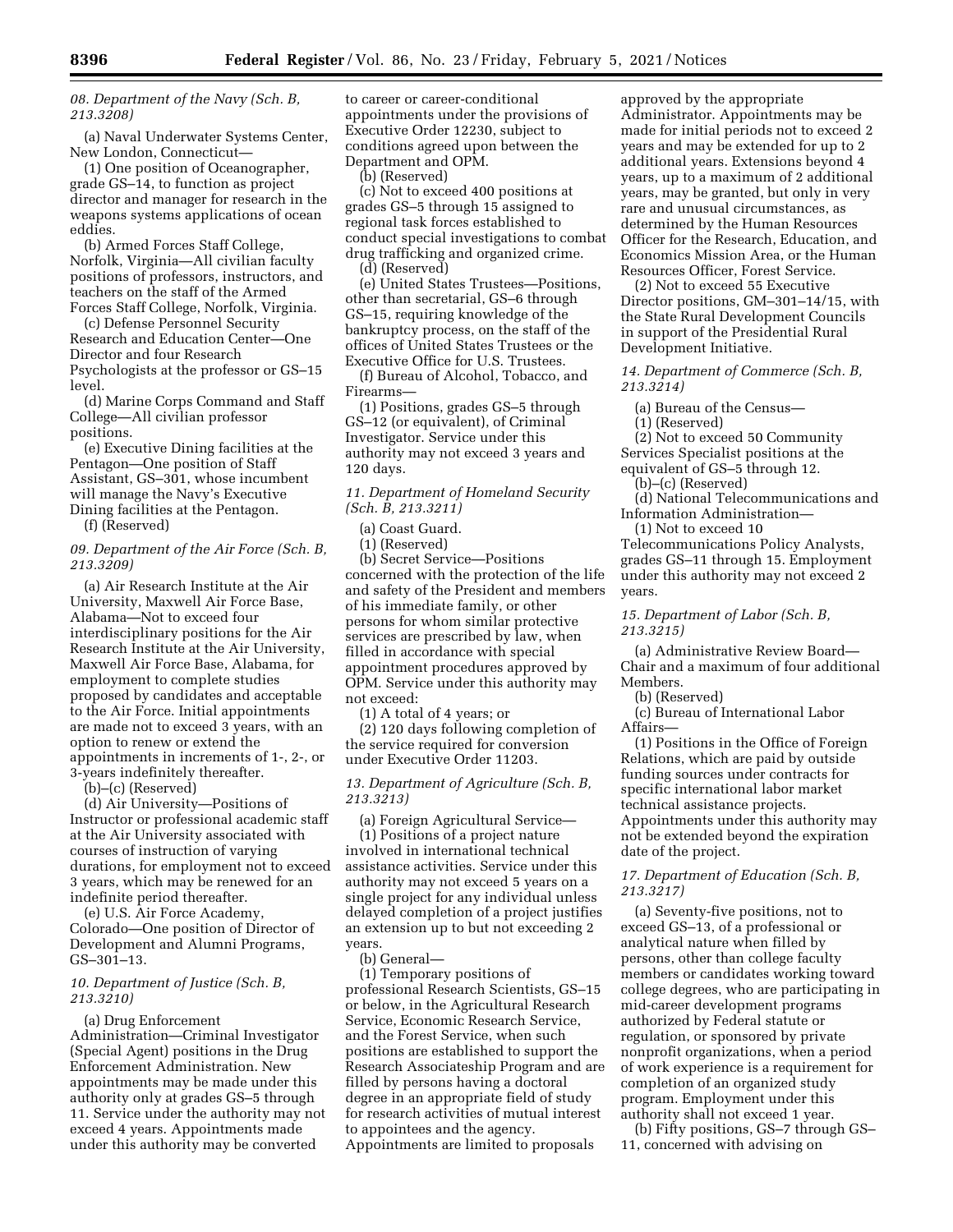*08. Department of the Navy (Sch. B, 213.3208)*

(a) Naval Underwater Systems Center, New London, Connecticut—

(1) One position of Oceanographer, grade GS–14, to function as project director and manager for research in the weapons systems applications of ocean eddies.

(b) Armed Forces Staff College, Norfolk, Virginia—All civilian faculty positions of professors, instructors, and teachers on the staff of the Armed Forces Staff College, Norfolk, Virginia.

(c) Defense Personnel Security Research and Education Center—One Director and four Research Psychologists at the professor or GS–15 level.

(d) Marine Corps Command and Staff College—All civilian professor positions.

(e) Executive Dining facilities at the Pentagon—One position of Staff Assistant, GS–301, whose incumbent will manage the Navy's Executive Dining facilities at the Pentagon.

(f) (Reserved)

*09. Department of the Air Force (Sch. B, 213.3209)*

(a) Air Research Institute at the Air University, Maxwell Air Force Base, Alabama—Not to exceed four interdisciplinary positions for the Air Research Institute at the Air University, Maxwell Air Force Base, Alabama, for employment to complete studies proposed by candidates and acceptable to the Air Force. Initial appointments are made not to exceed 3 years, with an option to renew or extend the appointments in increments of 1-, 2-, or 3-years indefinitely thereafter.

(b)–(c) (Reserved)

(d) Air University—Positions of Instructor or professional academic staff at the Air University associated with courses of instruction of varying durations, for employment not to exceed 3 years, which may be renewed for an indefinite period thereafter.

(e) U.S. Air Force Academy, Colorado—One position of Director of Development and Alumni Programs, GS–301–13.

*10. Department of Justice (Sch. B, 213.3210)*

(a) Drug Enforcement Administration—Criminal Investigator (Special Agent) positions in the Drug Enforcement Administration. New appointments may be made under this authority only at grades GS–5 through 11. Service under the authority may not exceed 4 years. Appointments made under this authority may be converted to career or career-conditional appointments under the provisions of Executive Order 12230, subject to conditions agreed upon between the Department and OPM.

(b) (Reserved)

(c) Not to exceed 400 positions at grades GS–5 through 15 assigned to regional task forces established to conduct special investigations to combat drug trafficking and organized crime.

(d) (Reserved)

(e) United States Trustees—Positions, other than secretarial, GS–6 through GS–15, requiring knowledge of the bankruptcy process, on the staff of the offices of United States Trustees or the Executive Office for U.S. Trustees.

(f) Bureau of Alcohol, Tobacco, and Firearms—

(1) Positions, grades GS–5 through GS–12 (or equivalent), of Criminal Investigator. Service under this authority may not exceed 3 years and 120 days.

*11. Department of Homeland Security (Sch. B, 213.3211)*

(a) Coast Guard.

(1) (Reserved)

(b) Secret Service—Positions concerned with the protection of the life and safety of the President and members of his immediate family, or other persons for whom similar protective services are prescribed by law, when filled in accordance with special appointment procedures approved by OPM. Service under this authority may not exceed:

(1) A total of 4 years; or

(2) 120 days following completion of the service required for conversion under Executive Order 11203.

*13. Department of Agriculture (Sch. B, 213.3213)*

(a) Foreign Agricultural Service—

(1) Positions of a project nature involved in international technical assistance activities. Service under this authority may not exceed 5 years on a single project for any individual unless delayed completion of a project justifies an extension up to but not exceeding 2 years.

(b) General—

(1) Temporary positions of professional Research Scientists, GS–15 or below, in the Agricultural Research Service, Economic Research Service, and the Forest Service, when such positions are established to support the Research Associateship Program and are filled by persons having a doctoral degree in an appropriate field of study for research activities of mutual interest to appointees and the agency. Appointments are limited to proposals approved by the appropriate Administrator. Appointments may be made for initial periods not to exceed 2 years and may be extended for up to 2 additional years. Extensions beyond 4 years, up to a maximum of 2 additional years, may be granted, but only in very rare and unusual circumstances, as determined by the Human Resources Officer for the Research, Education, and Economics Mission Area, or the Human Resources Officer, Forest Service.

(2) Not to exceed 55 Executive Director positions, GM–301–14/15, with the State Rural Development Councils in support of the Presidential Rural Development Initiative.

*14. Department of Commerce (Sch. B, 213.3214)*

(a) Bureau of the Census—

(1) (Reserved)

(2) Not to exceed 50 Community Services Specialist positions at the equivalent of GS–5 through 12.

(b)–(c) (Reserved)

(d) National Telecommunications and Information Administration—

(1) Not to exceed 10 Telecommunications Policy Analysts, grades GS–11 through 15. Employment under this authority may not exceed 2 years.

*15. Department of Labor (Sch. B, 213.3215)*

(a) Administrative Review Board—Chair and a maximum of four additional Members.

(b) (Reserved)

(c) Bureau of International Labor Affairs—

(1) Positions in the Office of Foreign Relations, which are paid by outside funding sources under contracts for specific international labor market technical assistance projects. Appointments under this authority may not be extended beyond the expiration date of the project.

*17. Department of Education (Sch. B, 213.3217)*

(a) Seventy-five positions, not to exceed GS–13, of a professional or analytical nature when filled by persons, other than college faculty members or candidates working toward college degrees, who are participating in mid-career development programs authorized by Federal statute or regulation, or sponsored by private nonprofit organizations, when a period of work experience is a requirement for completion of an organized study program. Employment under this authority shall not exceed 1 year.

(b) Fifty positions, GS–7 through GS–11, concerned with advising on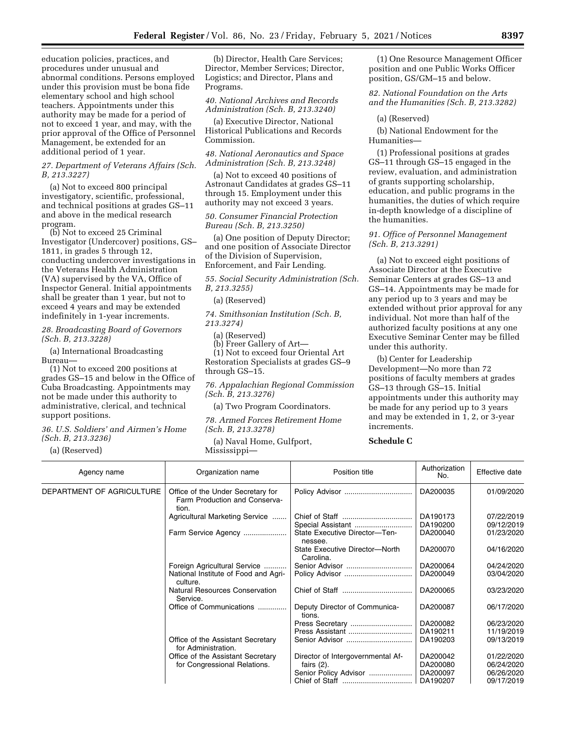education policies, practices, and procedures under unusual and abnormal conditions. Persons employed under this provision must be bona fide elementary school and high school teachers. Appointments under this authority may be made for a period of not to exceed 1 year, and may, with the prior approval of the Office of Personnel Management, be extended for an additional period of 1 year.

*27. Department of Veterans Affairs (Sch. B, 213.3227)*

(a) Not to exceed 800 principal investigatory, scientific, professional, and technical positions at grades GS–11 and above in the medical research program.

(b) Not to exceed 25 Criminal Investigator (Undercover) positions, GS–1811, in grades 5 through 12, conducting undercover investigations in the Veterans Health Administration (VA) supervised by the VA, Office of Inspector General. Initial appointments shall be greater than 1 year, but not to exceed 4 years and may be extended indefinitely in 1-year increments.

*28. Broadcasting Board of Governors (Sch. B, 213.3228)*

(a) International Broadcasting Bureau—

(1) Not to exceed 200 positions at grades GS–15 and below in the Office of Cuba Broadcasting. Appointments may not be made under this authority to administrative, clerical, and technical support positions.

*36. U.S. Soldiers' and Airmen's Home (Sch. B, 213.3236)*

(a) (Reserved)

(b) Director, Health Care Services; Director, Member Services; Director, Logistics; and Director, Plans and Programs.

*40. National Archives and Records Administration (Sch. B, 213.3240)*

(a) Executive Director, National Historical Publications and Records Commission.

*48. National Aeronautics and Space Administration (Sch. B, 213.3248)*

(a) Not to exceed 40 positions of Astronaut Candidates at grades GS–11 through 15. Employment under this authority may not exceed 3 years.

*50. Consumer Financial Protection Bureau (Sch. B, 213.3250)*

(a) One position of Deputy Director; and one position of Associate Director of the Division of Supervision, Enforcement, and Fair Lending.

*55. Social Security Administration (Sch. B, 213.3255)*

(a) (Reserved)

*74. Smithsonian Institution (Sch. B, 213.3274)*

(a) (Reserved)

(b) Freer Gallery of Art—

(1) Not to exceed four Oriental Art Restoration Specialists at grades GS–9 through GS–15.

*76. Appalachian Regional Commission (Sch. B, 213.3276)*

(a) Two Program Coordinators.

*78. Armed Forces Retirement Home (Sch. B, 213.3278)*

(a) Naval Home, Gulfport, Mississippi—

(1) One Resource Management Officer position and one Public Works Officer position, GS/GM–15 and below.

*82. National Foundation on the Arts and the Humanities (Sch. B, 213.3282)*

(a) (Reserved)

(b) National Endowment for the Humanities—

(1) Professional positions at grades GS–11 through GS–15 engaged in the review, evaluation, and administration of grants supporting scholarship, education, and public programs in the humanities, the duties of which require in-depth knowledge of a discipline of the humanities.

*91. Office of Personnel Management (Sch. B, 213.3291)*

(a) Not to exceed eight positions of Associate Director at the Executive Seminar Centers at grades GS–13 and GS–14. Appointments may be made for any period up to 3 years and may be extended without prior approval for any individual. Not more than half of the authorized faculty positions at any one Executive Seminar Center may be filled under this authority.

(b) Center for Leadership Development—No more than 72 positions of faculty members at grades GS–13 through GS–15. Initial appointments under this authority may be made for any period up to 3 years and may be extended in 1, 2, or 3-year increments.

**Schedule C**

| Agency name | Organization name | Position title | Authorization No. | Effective date |
|---|---|---|---|---|
| DEPARTMENT OF AGRICULTURE | Office of the Under Secretary for Farm Production and Conservation. | Policy Advisor | DA200035 | 01/09/2020 |
| | Agricultural Marketing Service | Chief of Staff | DA190173 | 07/22/2019 |
| | | Special Assistant | DA190200 | 09/12/2019 |
| | Farm Service Agency | State Executive Director—Tennessee. | DA200040 | 01/23/2020 |
| | | State Executive Director—North Carolina. | DA200070 | 04/16/2020 |
| | Foreign Agricultural Service | Senior Advisor | DA200064 | 04/24/2020 |
| | National Institute of Food and Agriculture. | Policy Advisor | DA200049 | 03/04/2020 |
| | Natural Resources Conservation Service. | Chief of Staff | DA200065 | 03/23/2020 |
| | Office of Communications | Deputy Director of Communications. | DA200087 | 06/17/2020 |
| | | Press Secretary | DA200082 | 06/23/2020 |
| | | Press Assistant | DA190211 | 11/19/2019 |
| | Office of the Assistant Secretary for Administration. | Senior Advisor | DA190203 | 09/13/2019 |
| | Office of the Assistant Secretary for Congressional Relations. | Director of Intergovernmental Affairs (2). | DA200042 | 01/22/2020 |
| | | | DA200080 | 06/24/2020 |
| | | Senior Policy Advisor | DA200097 | 06/26/2020 |
| | | Chief of Staff | DA190207 | 09/17/2019 |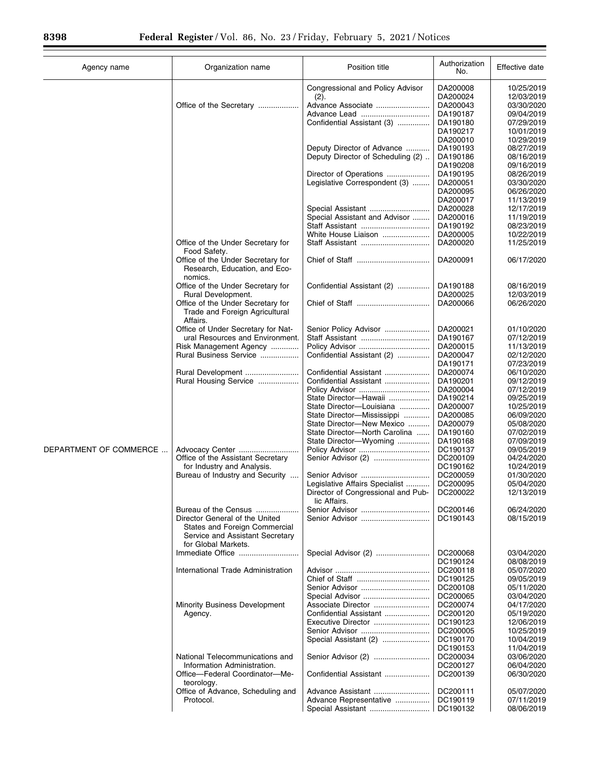| Agency name | Organization name | Position title | Authorization No. | Effective date |
|---|---|---|---|---|
| | | Congressional and Policy Advisor (2). | DA200008 | 10/25/2019 |
| | | | DA200024 | 12/03/2019 |
| | Office of the Secretary | Advance Associate | DA200043 | 03/30/2020 |
| | | Advance Lead | DA190187 | 09/04/2019 |
| | | Confidential Assistant (3) | DA190180 | 07/29/2019 |
| | | | DA190217 | 10/01/2019 |
| | | | DA200010 | 10/29/2019 |
| | | Deputy Director of Advance | DA190193 | 08/27/2019 |
| | | Deputy Director of Scheduling (2) | DA190186 | 08/16/2019 |
| | | | DA190208 | 09/16/2019 |
| | | Director of Operations | DA190195 | 08/26/2019 |
| | | Legislative Correspondent (3) | DA200051 | 03/30/2020 |
| | | | DA200095 | 06/26/2020 |
| | | | DA200017 | 11/13/2019 |
| | | Special Assistant | DA200028 | 12/17/2019 |
| | | Special Assistant and Advisor | DA200016 | 11/19/2019 |
| | | Staff Assistant | DA190192 | 08/23/2019 |
| | | White House Liaison | DA200005 | 10/22/2019 |
| | Office of the Under Secretary for Food Safety. | Staff Assistant | DA200020 | 11/25/2019 |
| | Office of the Under Secretary for Research, Education, and Economics. | Chief of Staff | DA200091 | 06/17/2020 |
| | Office of the Under Secretary for Rural Development. | Confidential Assistant (2) | DA190188 | 08/16/2019 |
| | | | DA200025 | 12/03/2019 |
| | Office of the Under Secretary for Trade and Foreign Agricultural Affairs. | Chief of Staff | DA200066 | 06/26/2020 |
| | Office of Under Secretary for Natural Resources and Environment. | Senior Policy Advisor | DA200021 | 01/10/2020 |
| | | Staff Assistant | DA190167 | 07/12/2019 |
| | Risk Management Agency | Policy Advisor | DA200015 | 11/13/2019 |
| | Rural Business Service | Confidential Assistant (2) | DA200047 | 02/12/2020 |
| | | | DA190171 | 07/23/2019 |
| | Rural Development | Confidential Assistant | DA200074 | 06/10/2020 |
| | Rural Housing Service | Confidential Assistant | DA190201 | 09/12/2019 |
| | | Policy Advisor | DA200004 | 07/12/2019 |
| | | State Director—Hawaii | DA190214 | 09/25/2019 |
| | | State Director—Louisiana | DA200007 | 10/25/2019 |
| | | State Director—Mississippi | DA200085 | 06/09/2020 |
| | | State Director—New Mexico | DA200079 | 05/08/2020 |
| | | State Director—North Carolina | DA190160 | 07/02/2019 |
| | | State Director—Wyoming | DA190168 | 07/09/2019 |
| DEPARTMENT OF COMMERCE | Advocacy Center | Policy Advisor | DC190137 | 09/05/2019 |
| | Office of the Assistant Secretary for Industry and Analysis. | Senior Advisor (2) | DC200109 | 04/24/2020 |
| | | | DC190162 | 10/24/2019 |
| | Bureau of Industry and Security | Senior Advisor | DC200059 | 01/30/2020 |
| | | Legislative Affairs Specialist | DC200095 | 05/04/2020 |
| | | Director of Congressional and Public Affairs. | DC200022 | 12/13/2019 |
| | Bureau of the Census | Senior Advisor | DC200146 | 06/24/2020 |
| | Director General of the United States and Foreign Commercial Service and Assistant Secretary for Global Markets. | Senior Advisor | DC190143 | 08/15/2019 |
| | Immediate Office | Special Advisor (2) | DC200068 | 03/04/2020 |
| | | | DC190124 | 08/08/2019 |
| | International Trade Administration | Advisor | DC200118 | 05/07/2020 |
| | | Chief of Staff | DC190125 | 09/05/2019 |
| | | Senior Advisor | DC200108 | 05/11/2020 |
| | | Special Advisor | DC200065 | 03/04/2020 |
| | Minority Business Development Agency. | Associate Director | DC200074 | 04/17/2020 |
| | | Confidential Assistant | DC200120 | 05/19/2020 |
| | | Executive Director | DC190123 | 12/06/2019 |
| | | Senior Advisor | DC200005 | 10/25/2019 |
| | | Special Assistant (2) | DC190170 | 10/04/2019 |
| | | | DC190153 | 11/04/2019 |
| | National Telecommunications and Information Administration. | Senior Advisor (2) | DC200034 | 03/06/2020 |
| | | | DC200127 | 06/04/2020 |
| | Office—Federal Coordinator—Meteorology. | Confidential Assistant | DC200139 | 06/30/2020 |
| | Office of Advance, Scheduling and Protocol. | Advance Assistant | DC200111 | 05/07/2020 |
| | | Advance Representative | DC190119 | 07/11/2019 |
| | | Special Assistant | DC190132 | 08/06/2019 |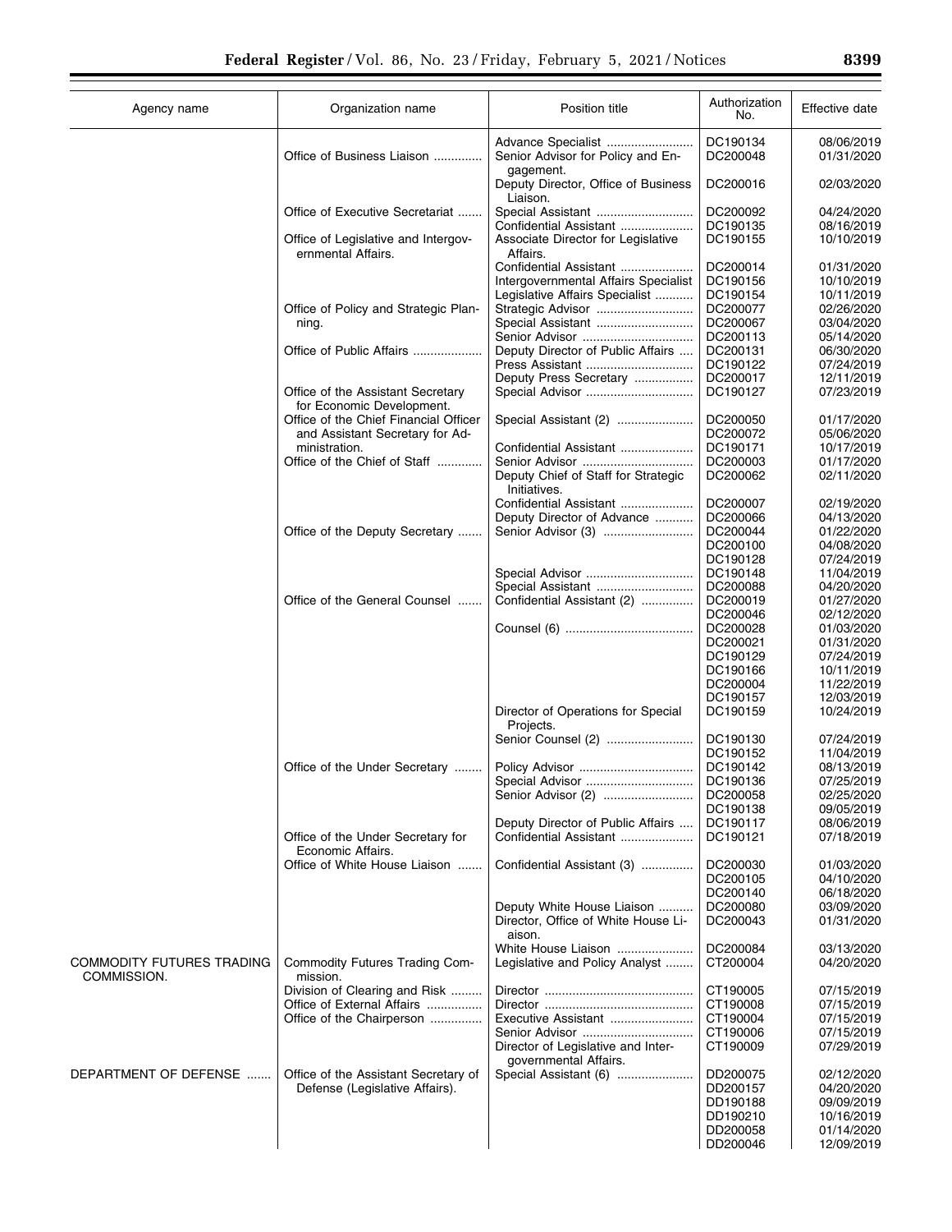| Agency name | Organization name | Position title | Authorization No. | Effective date |
|---|---|---|---|---|
| | | Advance Specialist | DC190134 | 08/06/2019 |
| | Office of Business Liaison | Senior Advisor for Policy and Engagement. | DC200048 | 01/31/2020 |
| | | Deputy Director, Office of Business Liaison. | DC200016 | 02/03/2020 |
| | Office of Executive Secretariat | Special Assistant | DC200092 | 04/24/2020 |
| | | Confidential Assistant | DC190135 | 08/16/2019 |
| | Office of Legislative and Intergovernmental Affairs. | Associate Director for Legislative Affairs. | DC190155 | 10/10/2019 |
| | | Confidential Assistant | DC200014 | 01/31/2020 |
| | | Intergovernmental Affairs Specialist | DC190156 | 10/10/2019 |
| | | Legislative Affairs Specialist | DC190154 | 10/11/2019 |
| | Office of Policy and Strategic Planning. | Strategic Advisor | DC200077 | 02/26/2020 |
| | | Special Assistant | DC200067 | 03/04/2020 |
| | | Senior Advisor | DC200113 | 05/14/2020 |
| | Office of Public Affairs | Deputy Director of Public Affairs | DC200131 | 06/30/2020 |
| | | Press Assistant | DC190122 | 07/24/2019 |
| | | Deputy Press Secretary | DC200017 | 12/11/2019 |
| | Office of the Assistant Secretary for Economic Development. | Special Advisor | DC190127 | 07/23/2019 |
| | Office of the Chief Financial Officer and Assistant Secretary for Administration. | Special Assistant (2) | DC200050 | 01/17/2020 |
| | | | DC200072 | 05/06/2020 |
| | | Confidential Assistant | DC190171 | 10/17/2019 |
| | Office of the Chief of Staff | Senior Advisor | DC200003 | 01/17/2020 |
| | | Deputy Chief of Staff for Strategic Initiatives. | DC200062 | 02/11/2020 |
| | | Confidential Assistant | DC200007 | 02/19/2020 |
| | | Deputy Director of Advance | DC200066 | 04/13/2020 |
| | Office of the Deputy Secretary | Senior Advisor (3) | DC200044 | 01/22/2020 |
| | | | DC200100 | 04/08/2020 |
| | | | DC190128 | 07/24/2019 |
| | | Special Advisor | DC190148 | 11/04/2019 |
| | | Special Assistant | DC200088 | 04/20/2020 |
| | Office of the General Counsel | Confidential Assistant (2) | DC200019 | 01/27/2020 |
| | | | DC200046 | 02/12/2020 |
| | | Counsel (6) | DC200028 | 01/03/2020 |
| | | | DC200021 | 01/31/2020 |
| | | | DC190129 | 07/24/2019 |
| | | | DC190166 | 10/11/2019 |
| | | | DC200004 | 11/22/2019 |
| | | | DC190157 | 12/03/2019 |
| | | Director of Operations for Special Projects. | DC190159 | 10/24/2019 |
| | | Senior Counsel (2) | DC190130 | 07/24/2019 |
| | | | DC190152 | 11/04/2019 |
| | Office of the Under Secretary | Policy Advisor | DC190142 | 08/13/2019 |
| | | Special Advisor | DC190136 | 07/25/2019 |
| | | Senior Advisor (2) | DC200058 | 02/25/2020 |
| | | | DC190138 | 09/05/2019 |
| | | Deputy Director of Public Affairs | DC190117 | 08/06/2019 |
| | Office of the Under Secretary for Economic Affairs. | Confidential Assistant | DC190121 | 07/18/2019 |
| | Office of White House Liaison | Confidential Assistant (3) | DC200030 | 01/03/2020 |
| | | | DC200105 | 04/10/2020 |
| | | | DC200140 | 06/18/2020 |
| | | Deputy White House Liaison | DC200080 | 03/09/2020 |
| | | Director, Office of White House Liaison. | DC200043 | 01/31/2020 |
| | | White House Liaison | DC200084 | 03/13/2020 |
| COMMODITY FUTURES TRADING COMMISSION. | Commodity Futures Trading Commission. | Legislative and Policy Analyst | CT200004 | 04/20/2020 |
| | Division of Clearing and Risk | Director | CT190005 | 07/15/2019 |
| | Office of External Affairs | Director | CT190008 | 07/15/2019 |
| | Office of the Chairperson | Executive Assistant | CT190004 | 07/15/2019 |
| | | Senior Advisor | CT190006 | 07/15/2019 |
| | | Director of Legislative and Intergovernmental Affairs. | CT190009 | 07/29/2019 |
| DEPARTMENT OF DEFENSE | Office of the Assistant Secretary of Defense (Legislative Affairs). | Special Assistant (6) | DD200075 | 02/12/2020 |
| | | | DD200157 | 04/20/2020 |
| | | | DD190188 | 09/09/2019 |
| | | | DD190210 | 10/16/2019 |
| | | | DD200058 | 01/14/2020 |
| | | | DD200046 | 12/09/2019 |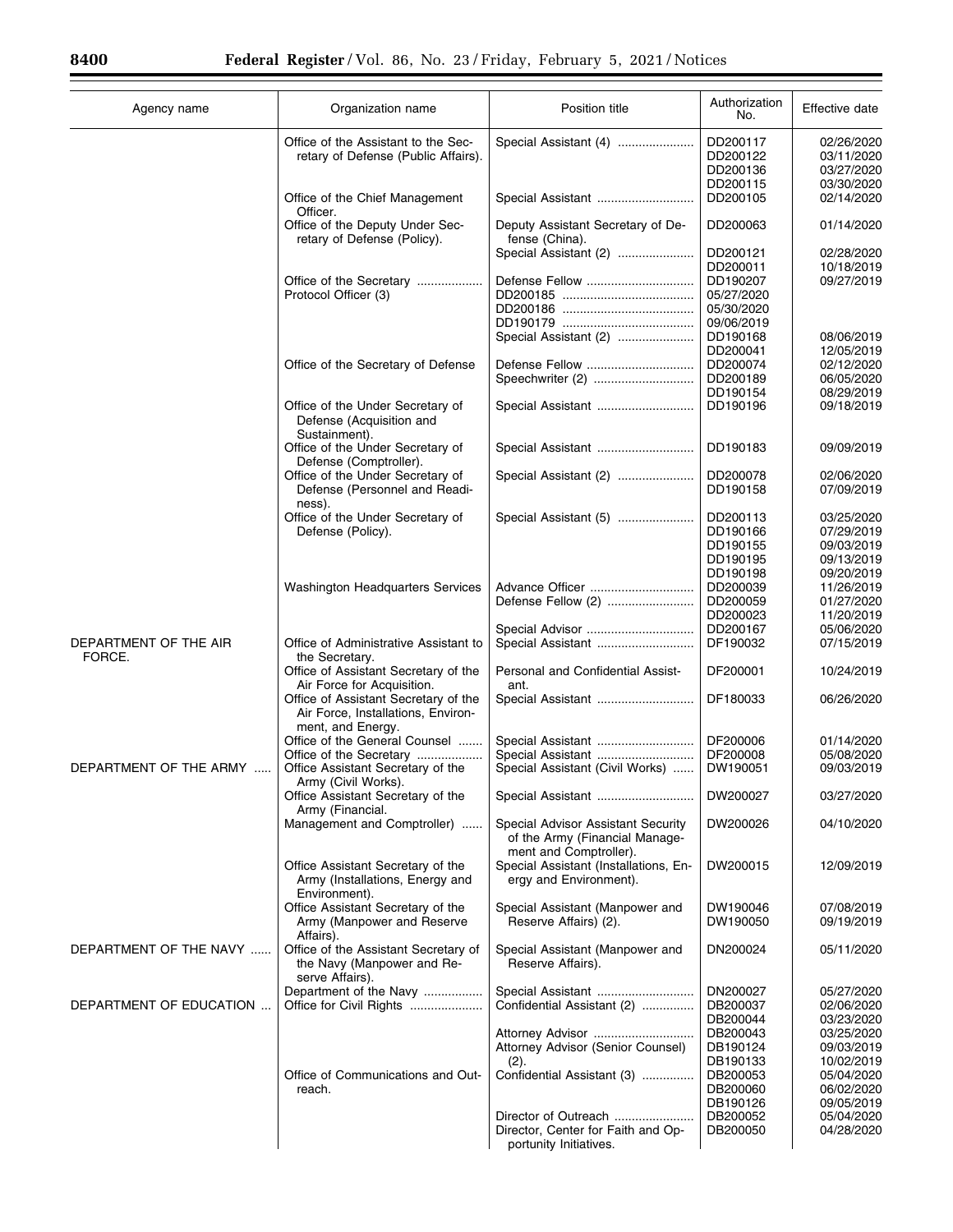| Agency name | Organization name | Position title | Authorization No. | Effective date |
|---|---|---|---|---|
| | Office of the Assistant to the Secretary of Defense (Public Affairs). | Special Assistant (4) | DD200117 | 02/26/2020 |
| | | | DD200122 | 03/11/2020 |
| | | | DD200136 | 03/27/2020 |
| | | | DD200115 | 03/30/2020 |
| | Office of the Chief Management Officer. | Special Assistant | DD200105 | 02/14/2020 |
| | Office of the Deputy Under Secretary of Defense (Policy). | Deputy Assistant Secretary of Defense (China). | DD200063 | 01/14/2020 |
| | | Special Assistant (2) | DD200121 | 02/28/2020 |
| | | | DD200011 | 10/18/2019 |
| | Office of the Secretary | Defense Fellow | DD190207 | 09/27/2019 |
| | Protocol Officer (3) | DD200185 | 05/27/2020 | |
| | | DD200186 | 05/30/2020 | |
| | | DD190179 | 09/06/2019 | |
| | | Special Assistant (2) | DD190168 | 08/06/2019 |
| | | | DD200041 | 12/05/2019 |
| | Office of the Secretary of Defense | Defense Fellow | DD200074 | 02/12/2020 |
| | | Speechwriter (2) | DD200189 | 06/05/2020 |
| | | | DD190154 | 08/29/2019 |
| | Office of the Under Secretary of Defense (Acquisition and Sustainment). | Special Assistant | DD190196 | 09/18/2019 |
| | Office of the Under Secretary of Defense (Comptroller). | Special Assistant | DD190183 | 09/09/2019 |
| | Office of the Under Secretary of Defense (Personnel and Readiness). | Special Assistant (2) | DD200078 | 02/06/2020 |
| | | | DD190158 | 07/09/2019 |
| | Office of the Under Secretary of Defense (Policy). | Special Assistant (5) | DD200113 | 03/25/2020 |
| | | | DD190166 | 07/29/2019 |
| | | | DD190155 | 09/03/2019 |
| | | | DD190195 | 09/13/2019 |
| | | | DD190198 | 09/20/2019 |
| | Washington Headquarters Services | Advance Officer | DD200039 | 11/26/2019 |
| | | Defense Fellow (2) | DD200059 | 01/27/2020 |
| | | | DD200023 | 11/20/2019 |
| | | Special Advisor | DD200167 | 05/06/2020 |
| DEPARTMENT OF THE AIR FORCE. | Office of Administrative Assistant to the Secretary. | Special Assistant | DF190032 | 07/15/2019 |
| | Office of Assistant Secretary of the Air Force for Acquisition. | Personal and Confidential Assistant. | DF200001 | 10/24/2019 |
| | Office of Assistant Secretary of the Air Force, Installations, Environment, and Energy. | Special Assistant | DF180033 | 06/26/2020 |
| | Office of the General Counsel | Special Assistant | DF200006 | 01/14/2020 |
| | Office of the Secretary | Special Assistant | DF200008 | 05/08/2020 |
| DEPARTMENT OF THE ARMY | Office Assistant Secretary of the Army (Civil Works). | Special Assistant (Civil Works) | DW190051 | 09/03/2019 |
| | Office Assistant Secretary of the Army (Financial. | Special Assistant | DW200027 | 03/27/2020 |
| | Management and Comptroller) | Special Advisor Assistant Security of the Army (Financial Management and Comptroller). | DW200026 | 04/10/2020 |
| | Office Assistant Secretary of the Army (Installations, Energy and Environment). | Special Assistant (Installations, Energy and Environment). | DW200015 | 12/09/2019 |
| | Office Assistant Secretary of the Army (Manpower and Reserve Affairs). | Special Assistant (Manpower and Reserve Affairs) (2). | DW190046 | 07/08/2019 |
| | | | DW190050 | 09/19/2019 |
| DEPARTMENT OF THE NAVY | Office of the Assistant Secretary of the Navy (Manpower and Reserve Affairs). | Special Assistant (Manpower and Reserve Affairs). | DN200024 | 05/11/2020 |
| | Department of the Navy | Special Assistant | DN200027 | 05/27/2020 |
| DEPARTMENT OF EDUCATION | Office for Civil Rights | Confidential Assistant (2) | DB200037 | 02/06/2020 |
| | | | DB200044 | 03/23/2020 |
| | | Attorney Advisor | DB200043 | 03/25/2020 |
| | | Attorney Advisor (Senior Counsel) (2). | DB190124 | 09/03/2019 |
| | | | DB190133 | 10/02/2019 |
| | Office of Communications and Outreach. | Confidential Assistant (3) | DB200053 | 05/04/2020 |
| | | | DB200060 | 06/02/2020 |
| | | | DB190126 | 09/05/2019 |
| | | Director of Outreach | DB200052 | 05/04/2020 |
| | | Director, Center for Faith and Opportunity Initiatives. | DB200050 | 04/28/2020 |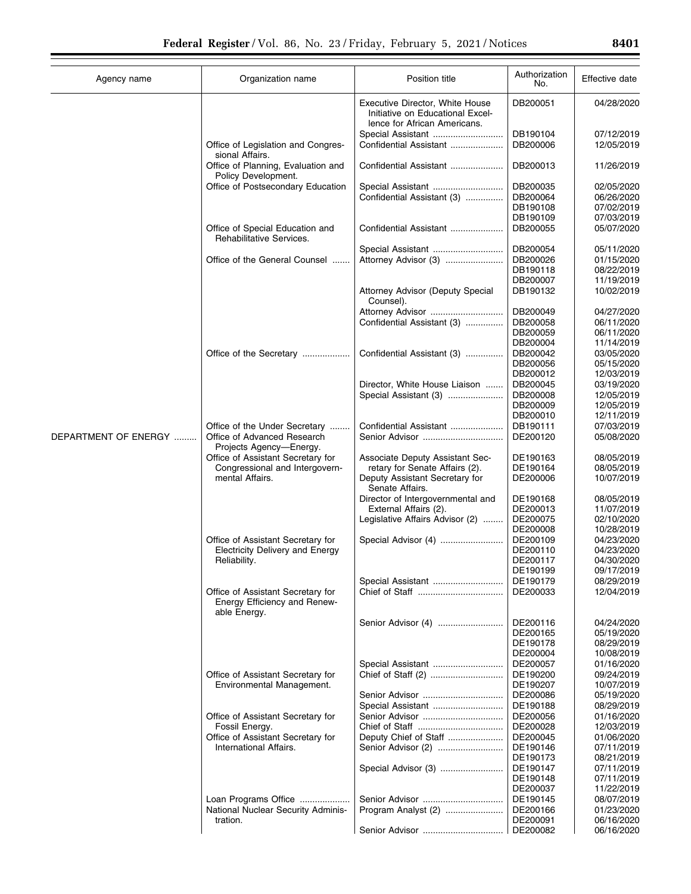| Agency name | Organization name | Position title | Authorization No. | Effective date |
|---|---|---|---|---|
| | | Executive Director, White House Initiative on Educational Excellence for African Americans. | DB200051 | 04/28/2020 |
| | | Special Assistant | DB190104 | 07/12/2019 |
| | Office of Legislation and Congressional Affairs. | Confidential Assistant | DB200006 | 12/05/2019 |
| | Office of Planning, Evaluation and Policy Development. | Confidential Assistant | DB200013 | 11/26/2019 |
| | Office of Postsecondary Education | Special Assistant | DB200035 | 02/05/2020 |
| | | Confidential Assistant (3) | DB200064 | 06/26/2020 |
| | | | DB190108 | 07/02/2019 |
| | | | DB190109 | 07/03/2019 |
| | Office of Special Education and Rehabilitative Services. | Confidential Assistant | DB200055 | 05/07/2020 |
| | | Special Assistant | DB200054 | 05/11/2020 |
| | Office of the General Counsel | Attorney Advisor (3) | DB200026 | 01/15/2020 |
| | | | DB190118 | 08/22/2019 |
| | | | DB200007 | 11/19/2019 |
| | | Attorney Advisor (Deputy Special Counsel). | DB190132 | 10/02/2019 |
| | | Attorney Advisor | DB200049 | 04/27/2020 |
| | | Confidential Assistant (3) | DB200058 | 06/11/2020 |
| | | | DB200059 | 06/11/2020 |
| | | | DB200004 | 11/14/2019 |
| | Office of the Secretary | Confidential Assistant (3) | DB200042 | 03/05/2020 |
| | | | DB200056 | 05/15/2020 |
| | | | DB200012 | 12/03/2019 |
| | | Director, White House Liaison | DB200045 | 03/19/2020 |
| | | Special Assistant (3) | DB200008 | 12/05/2019 |
| | | | DB200009 | 12/05/2019 |
| | | | DB200010 | 12/11/2019 |
| | Office of the Under Secretary | Confidential Assistant | DB190111 | 07/03/2019 |
| DEPARTMENT OF ENERGY | Office of Advanced Research Projects Agency—Energy. | Senior Advisor | DE200120 | 05/08/2020 |
| | Office of Assistant Secretary for Congressional and Intergovernmental Affairs. | Associate Deputy Assistant Secretary for Senate Affairs (2). | DE190163 | 08/05/2019 |
| | | | DE190164 | 08/05/2019 |
| | | Deputy Assistant Secretary for Senate Affairs. | DE200006 | 10/07/2019 |
| | | Director of Intergovernmental and External Affairs (2). | DE190168 | 08/05/2019 |
| | | | DE200013 | 11/07/2019 |
| | | Legislative Affairs Advisor (2) | DE200075 | 02/10/2020 |
| | | | DE200008 | 10/28/2019 |
| | Office of Assistant Secretary for Electricity Delivery and Energy Reliability. | Special Advisor (4) | DE200109 | 04/23/2020 |
| | | | DE200110 | 04/23/2020 |
| | | | DE200117 | 04/30/2020 |
| | | | DE190199 | 09/17/2019 |
| | | Special Assistant | DE190179 | 08/29/2019 |
| | Office of Assistant Secretary for Energy Efficiency and Renewable Energy. | Chief of Staff | DE200033 | 12/04/2019 |
| | | Senior Advisor (4) | DE200116 | 04/24/2020 |
| | | | DE200165 | 05/19/2020 |
| | | | DE190178 | 08/29/2019 |
| | | | DE200004 | 10/08/2019 |
| | | Special Assistant | DE200057 | 01/16/2020 |
| | Office of Assistant Secretary for Environmental Management. | Chief of Staff (2) | DE190200 | 09/24/2019 |
| | | | DE190207 | 10/07/2019 |
| | | Senior Advisor | DE200086 | 05/19/2020 |
| | | Special Assistant | DE190188 | 08/29/2019 |
| | Office of Assistant Secretary for Fossil Energy. | Senior Advisor | DE200056 | 01/16/2020 |
| | | Chief of Staff | DE200028 | 12/03/2019 |
| | Office of Assistant Secretary for International Affairs. | Deputy Chief of Staff | DE200045 | 01/06/2020 |
| | | Senior Advisor (2) | DE190146 | 07/11/2019 |
| | | | DE190173 | 08/21/2019 |
| | | Special Advisor (3) | DE190147 | 07/11/2019 |
| | | | DE190148 | 07/11/2019 |
| | | | DE200037 | 11/22/2019 |
| | Loan Programs Office | Senior Advisor | DE190145 | 08/07/2019 |
| | National Nuclear Security Administration. | Program Analyst (2) | DE200166 | 01/23/2020 |
| | | | DE200091 | 06/16/2020 |
| | | Senior Advisor | DE200082 | 06/16/2020 |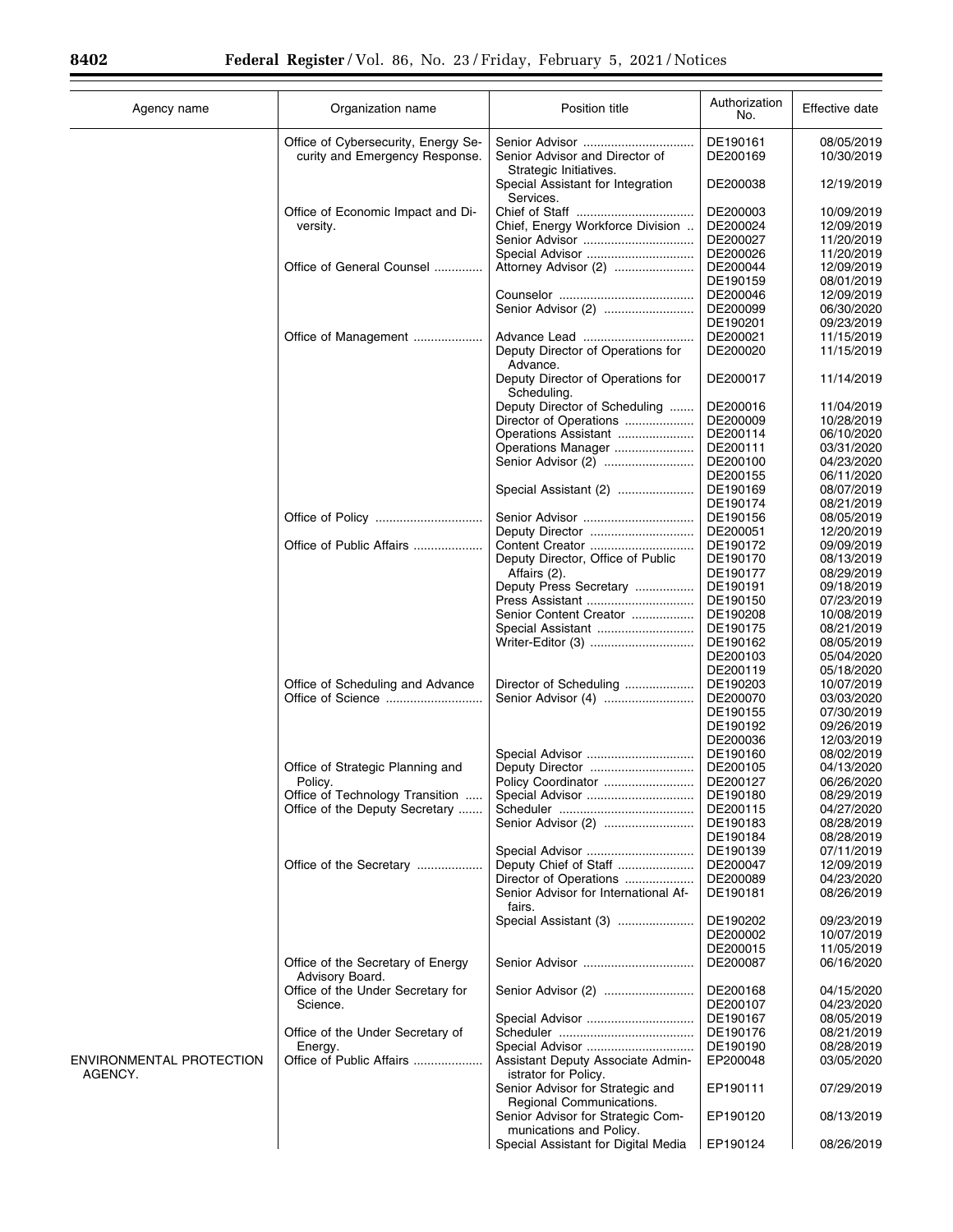| Agency name | Organization name | Position title | Authorization No. | Effective date |
|---|---|---|---|---|
| | Office of Cybersecurity, Energy Security and Emergency Response. | Senior Advisor | DE190161 | 08/05/2019 |
| | | Senior Advisor and Director of Strategic Initiatives. | DE200169 | 10/30/2019 |
| | | Special Assistant for Integration Services. | DE200038 | 12/19/2019 |
| | Office of Economic Impact and Diversity. | Chief of Staff | DE200003 | 10/09/2019 |
| | | Chief, Energy Workforce Division | DE200024 | 12/09/2019 |
| | | Senior Advisor | DE200027 | 11/20/2019 |
| | | Special Advisor | DE200026 | 11/20/2019 |
| | Office of General Counsel | Attorney Advisor (2) | DE200044 | 12/09/2019 |
| | | | DE190159 | 08/01/2019 |
| | | Counselor | DE200046 | 12/09/2019 |
| | | Senior Advisor (2) | DE200099 | 06/30/2020 |
| | | | DE190201 | 09/23/2019 |
| | Office of Management | Advance Lead | DE200021 | 11/15/2019 |
| | | Deputy Director of Operations for Advance. | DE200020 | 11/15/2019 |
| | | Deputy Director of Operations for Scheduling. | DE200017 | 11/14/2019 |
| | | Deputy Director of Scheduling | DE200016 | 11/04/2019 |
| | | Director of Operations | DE200009 | 10/28/2019 |
| | | Operations Assistant | DE200114 | 06/10/2020 |
| | | Operations Manager | DE200111 | 03/31/2020 |
| | | Senior Advisor (2) | DE200100 | 04/23/2020 |
| | | | DE200155 | 06/11/2020 |
| | | Special Assistant (2) | DE190169 | 08/07/2019 |
| | | | DE190174 | 08/21/2019 |
| | Office of Policy | Senior Advisor | DE190156 | 08/05/2019 |
| | | Deputy Director | DE200051 | 12/20/2019 |
| | Office of Public Affairs | Content Creator | DE190172 | 09/09/2019 |
| | | Deputy Director, Office of Public Affairs (2). | DE190170 | 08/13/2019 |
| | | | DE190177 | 08/29/2019 |
| | | Deputy Press Secretary | DE190191 | 09/18/2019 |
| | | Press Assistant | DE190150 | 07/23/2019 |
| | | Senior Content Creator | DE190208 | 10/08/2019 |
| | | Special Assistant | DE190175 | 08/21/2019 |
| | | Writer-Editor (3) | DE190162 | 08/05/2019 |
| | | | DE200103 | 05/04/2020 |
| | | | DE200119 | 05/18/2020 |
| | Office of Scheduling and Advance | Director of Scheduling | DE190203 | 10/07/2019 |
| | Office of Science | Senior Advisor (4) | DE200070 | 03/03/2020 |
| | | | DE190155 | 07/30/2019 |
| | | | DE190192 | 09/26/2019 |
| | | | DE200036 | 12/03/2019 |
| | | Special Advisor | DE190160 | 08/02/2019 |
| | Office of Strategic Planning and Policy. | Deputy Director | DE200105 | 04/13/2020 |
| | | Policy Coordinator | DE200127 | 06/26/2020 |
| | Office of Technology Transition | Special Advisor | DE190180 | 08/29/2019 |
| | Office of the Deputy Secretary | Scheduler | DE200115 | 04/27/2020 |
| | | Senior Advisor (2) | DE190183 | 08/28/2019 |
| | | | DE190184 | 08/28/2019 |
| | | Special Advisor | DE190139 | 07/11/2019 |
| | Office of the Secretary | Deputy Chief of Staff | DE200047 | 12/09/2019 |
| | | Director of Operations | DE200089 | 04/23/2020 |
| | | Senior Advisor for International Affairs. | DE190181 | 08/26/2019 |
| | | Special Assistant (3) | DE190202 | 09/23/2019 |
| | | | DE200002 | 10/07/2019 |
| | | | DE200015 | 11/05/2019 |
| | Office of the Secretary of Energy Advisory Board. | Senior Advisor | DE200087 | 06/16/2020 |
| | Office of the Under Secretary for Science. | Senior Advisor (2) | DE200168 | 04/15/2020 |
| | | | DE200107 | 04/23/2020 |
| | | Special Advisor | DE190167 | 08/05/2019 |
| | Office of the Under Secretary of Energy. | Scheduler | DE190176 | 08/21/2019 |
| | | Special Advisor | DE190190 | 08/28/2019 |
| ENVIRONMENTAL PROTECTION AGENCY. | Office of Public Affairs | Assistant Deputy Associate Administrator for Policy. | EP200048 | 03/05/2020 |
| | | Senior Advisor for Strategic and Regional Communications. | EP190111 | 07/29/2019 |
| | | Senior Advisor for Strategic Communications and Policy. | EP190120 | 08/13/2019 |
| | | Special Assistant for Digital Media | EP190124 | 08/26/2019 |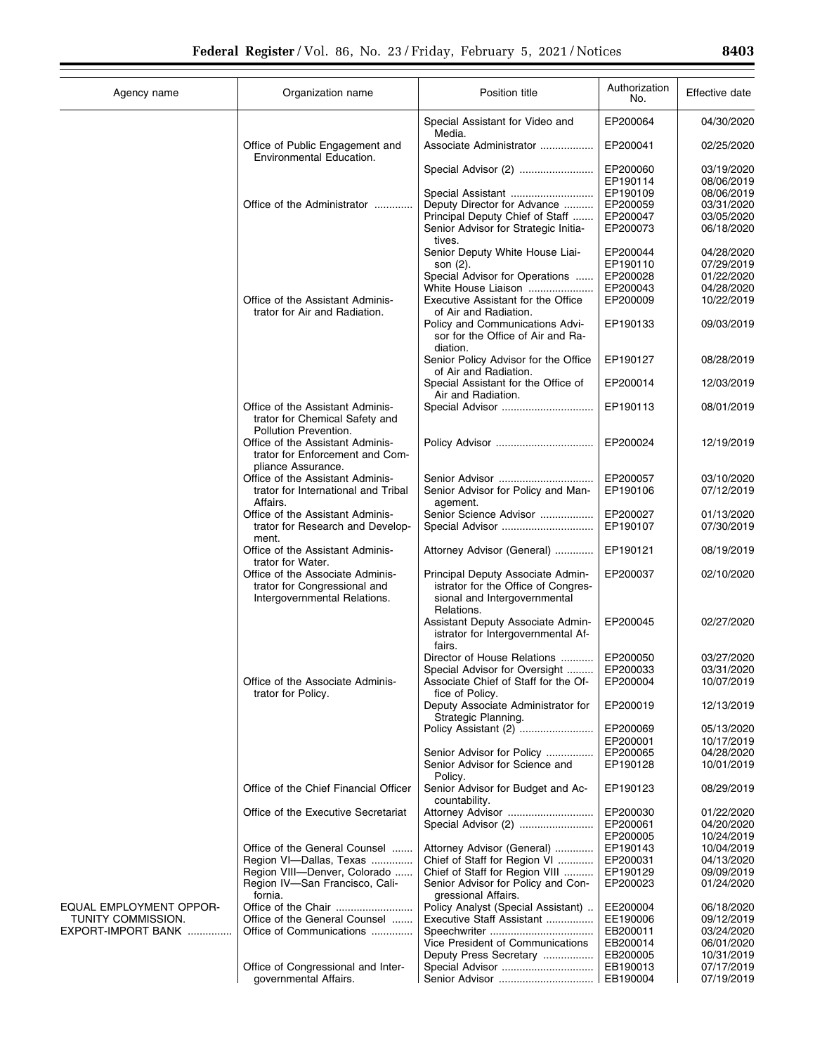| Agency name | Organization name | Position title | Authorization No. | Effective date |
|---|---|---|---|---|
| | | Special Assistant for Video and Media. | EP200064 | 04/30/2020 |
| | Office of Public Engagement and Environmental Education. | Associate Administrator | EP200041 | 02/25/2020 |
| | | Special Advisor (2) | EP200060 | 03/19/2020 |
| | | | EP190114 | 08/06/2019 |
| | | Special Assistant | EP190109 | 08/06/2019 |
| | Office of the Administrator | Deputy Director for Advance | EP200059 | 03/31/2020 |
| | | Principal Deputy Chief of Staff | EP200047 | 03/05/2020 |
| | | Senior Advisor for Strategic Initiatives. | EP200073 | 06/18/2020 |
| | | Senior Deputy White House Liaison (2). | EP200044 | 04/28/2020 |
| | | | EP190110 | 07/29/2019 |
| | | Special Advisor for Operations | EP200028 | 01/22/2020 |
| | | White House Liaison | EP200043 | 04/28/2020 |
| | Office of the Assistant Administrator for Air and Radiation. | Executive Assistant for the Office of Air and Radiation. | EP200009 | 10/22/2019 |
| | | Policy and Communications Advisor for the Office of Air and Radiation. | EP190133 | 09/03/2019 |
| | | Senior Policy Advisor for the Office of Air and Radiation. | EP190127 | 08/28/2019 |
| | | Special Assistant for the Office of Air and Radiation. | EP200014 | 12/03/2019 |
| | Office of the Assistant Administrator for Chemical Safety and Pollution Prevention. | Special Advisor | EP190113 | 08/01/2019 |
| | Office of the Assistant Administrator for Enforcement and Compliance Assurance. | Policy Advisor | EP200024 | 12/19/2019 |
| | Office of the Assistant Administrator for International and Tribal Affairs. | Senior Advisor | EP200057 | 03/10/2020 |
| | | Senior Advisor for Policy and Management. | EP190106 | 07/12/2019 |
| | Office of the Assistant Administrator for Research and Development. | Senior Science Advisor | EP200027 | 01/13/2020 |
| | | Special Advisor | EP190107 | 07/30/2019 |
| | Office of the Assistant Administrator for Water. | Attorney Advisor (General) | EP190121 | 08/19/2019 |
| | Office of the Associate Administrator for Congressional and Intergovernmental Relations. | Principal Deputy Associate Administrator for the Office of Congressional and Intergovernmental Relations. | EP200037 | 02/10/2020 |
| | | Assistant Deputy Associate Administrator for Intergovernmental Affairs. | EP200045 | 02/27/2020 |
| | | Director of House Relations | EP200050 | 03/27/2020 |
| | | Special Advisor for Oversight | EP200033 | 03/31/2020 |
| | Office of the Associate Administrator for Policy. | Associate Chief of Staff for the Office of Policy. | EP200004 | 10/07/2019 |
| | | Deputy Associate Administrator for Strategic Planning. | EP200019 | 12/13/2019 |
| | | Policy Assistant (2) | EP200069 | 05/13/2020 |
| | | | EP200001 | 10/17/2019 |
| | | Senior Advisor for Policy | EP200065 | 04/28/2020 |
| | | Senior Advisor for Science and Policy. | EP190128 | 10/01/2019 |
| | Office of the Chief Financial Officer | Senior Advisor for Budget and Accountability. | EP190123 | 08/29/2019 |
| | Office of the Executive Secretariat | Attorney Advisor | EP200030 | 01/22/2020 |
| | | Special Advisor (2) | EP200061 | 04/20/2020 |
| | | | EP200005 | 10/24/2019 |
| | Office of the General Counsel | Attorney Advisor (General) | EP190143 | 10/04/2019 |
| | Region VI—Dallas, Texas | Chief of Staff for Region VI | EP200031 | 04/13/2020 |
| | Region VIII—Denver, Colorado | Chief of Staff for Region VIII | EP190129 | 09/09/2019 |
| | Region IV—San Francisco, California. | Senior Advisor for Policy and Congressional Affairs. | EP200023 | 01/24/2020 |
| EQUAL EMPLOYMENT OPPORTUNITY COMMISSION. | Office of the Chair | Policy Analyst (Special Assistant) | EE200004 | 06/18/2020 |
| | Office of the General Counsel | Executive Staff Assistant | EE190006 | 09/12/2019 |
| EXPORT-IMPORT BANK | Office of Communications | Speechwriter | EB200011 | 03/24/2020 |
| | | Vice President of Communications | EB200014 | 06/01/2020 |
| | | Deputy Press Secretary | EB200005 | 10/31/2019 |
| | Office of Congressional and Intergovernmental Affairs. | Special Advisor | EB190013 | 07/17/2019 |
| | | Senior Advisor | EB190004 | 07/19/2019 |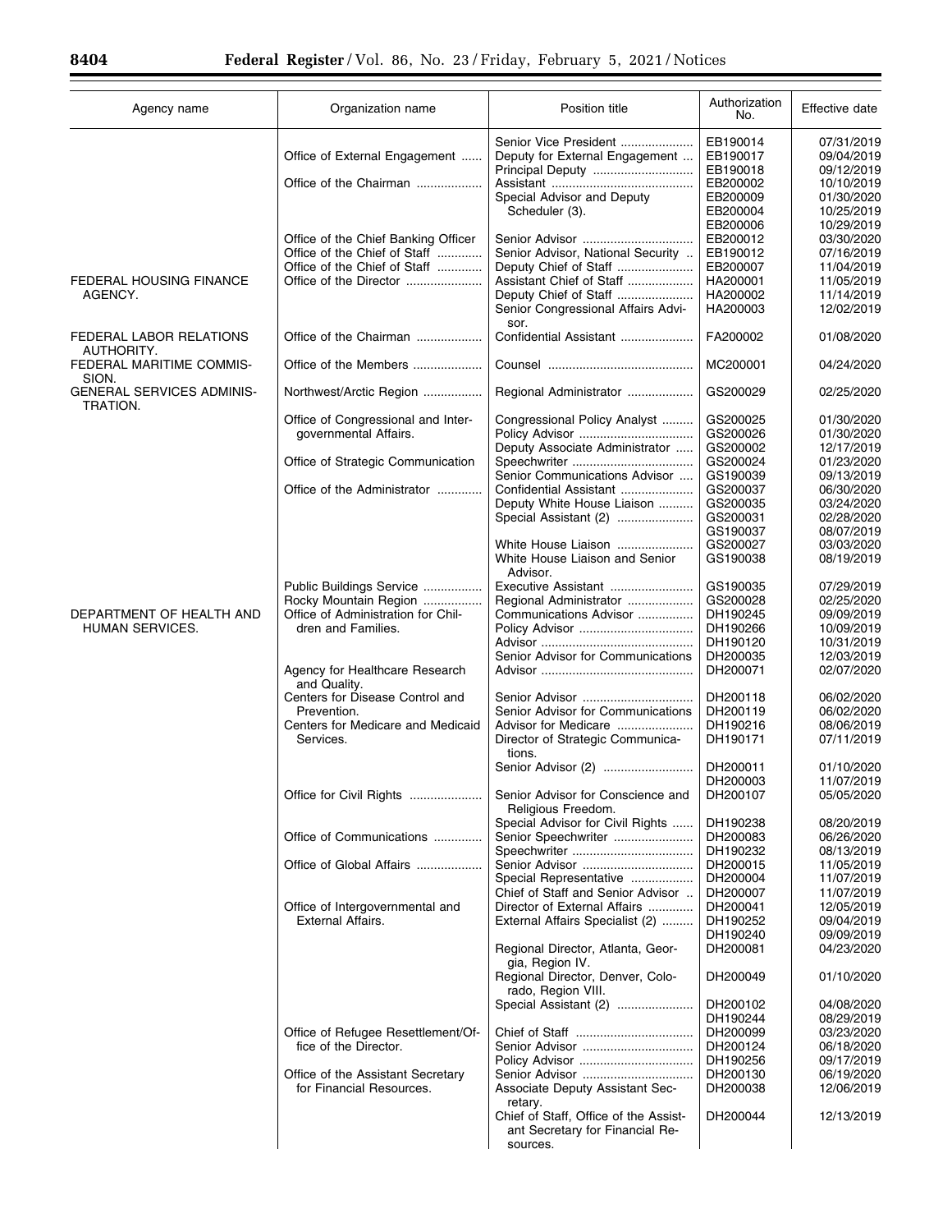| Agency name | Organization name | Position title | Authorization No. | Effective date |
|---|---|---|---|---|
| | | Senior Vice President | EB190014 | 07/31/2019 |
| | Office of External Engagement | Deputy for External Engagement | EB190017 | 09/04/2019 |
| | | Principal Deputy | EB190018 | 09/12/2019 |
| | Office of the Chairman | Assistant | EB200002 | 10/10/2019 |
| | | Special Advisor and Deputy Scheduler (3). | EB200009 | 01/30/2020 |
| | | | EB200004 | 10/25/2019 |
| | | | EB200006 | 10/29/2019 |
| | Office of the Chief Banking Officer | Senior Advisor | EB200012 | 03/30/2020 |
| | Office of the Chief of Staff | Senior Advisor, National Security | EB190012 | 07/16/2019 |
| | Office of the Chief of Staff | Deputy Chief of Staff | EB200007 | 11/04/2019 |
| FEDERAL HOUSING FINANCE AGENCY. | Office of the Director | Assistant Chief of Staff | HA200001 | 11/05/2019 |
| | | Deputy Chief of Staff | HA200002 | 11/14/2019 |
| | | Senior Congressional Affairs Advisor. | HA200003 | 12/02/2019 |
| FEDERAL LABOR RELATIONS AUTHORITY. | Office of the Chairman | Confidential Assistant | FA200002 | 01/08/2020 |
| FEDERAL MARITIME COMMISSION. | Office of the Members | Counsel | MC200001 | 04/24/2020 |
| GENERAL SERVICES ADMINISTRATION. | Northwest/Arctic Region | Regional Administrator | GS200029 | 02/25/2020 |
| | Office of Congressional and Intergovernmental Affairs. | Congressional Policy Analyst | GS200025 | 01/30/2020 |
| | | Policy Advisor | GS200026 | 01/30/2020 |
| | | Deputy Associate Administrator | GS200002 | 12/17/2019 |
| | Office of Strategic Communication | Speechwriter | GS200024 | 01/23/2020 |
| | | Senior Communications Advisor | GS190039 | 09/13/2019 |
| | Office of the Administrator | Confidential Assistant | GS200037 | 06/30/2020 |
| | | Deputy White House Liaison | GS200035 | 03/24/2020 |
| | | Special Assistant (2) | GS200031 | 02/28/2020 |
| | | | GS190037 | 08/07/2019 |
| | | White House Liaison | GS200027 | 03/03/2020 |
| | | White House Liaison and Senior Advisor. | GS190038 | 08/19/2019 |
| | Public Buildings Service | Executive Assistant | GS190035 | 07/29/2019 |
| | Rocky Mountain Region | Regional Administrator | GS200028 | 02/25/2020 |
| DEPARTMENT OF HEALTH AND HUMAN SERVICES. | Office of Administration for Children and Families. | Communications Advisor | DH190245 | 09/09/2019 |
| | | Policy Advisor | DH190266 | 10/09/2019 |
| | | Advisor | DH190120 | 10/31/2019 |
| | | Senior Advisor for Communications | DH200035 | 12/03/2019 |
| | Agency for Healthcare Research and Quality. | Advisor | DH200071 | 02/07/2020 |
| | Centers for Disease Control and Prevention. | Senior Advisor | DH200118 | 06/02/2020 |
| | | Senior Advisor for Communications | DH200119 | 06/02/2020 |
| | Centers for Medicare and Medicaid Services. | Advisor for Medicare | DH190216 | 08/06/2019 |
| | | Director of Strategic Communications. | DH190171 | 07/11/2019 |
| | | Senior Advisor (2) | DH200011 | 01/10/2020 |
| | | | DH200003 | 11/07/2019 |
| | Office for Civil Rights | Senior Advisor for Conscience and Religious Freedom. | DH200107 | 05/05/2020 |
| | | Special Advisor for Civil Rights | DH190238 | 08/20/2019 |
| | Office of Communications | Senior Speechwriter | DH200083 | 06/26/2020 |
| | | Speechwriter | DH190232 | 08/13/2019 |
| | Office of Global Affairs | Senior Advisor | DH200015 | 11/05/2019 |
| | | Special Representative | DH200004 | 11/07/2019 |
| | | Chief of Staff and Senior Advisor | DH200007 | 11/07/2019 |
| | Office of Intergovernmental and External Affairs. | Director of External Affairs | DH200041 | 12/05/2019 |
| | | External Affairs Specialist (2) | DH190252 | 09/04/2019 |
| | | | DH190240 | 09/09/2019 |
| | | Regional Director, Atlanta, Georgia, Region IV. | DH200081 | 04/23/2020 |
| | | Regional Director, Denver, Colorado, Region VIII. | DH200049 | 01/10/2020 |
| | | Special Assistant (2) | DH200102 | 04/08/2020 |
| | | | DH190244 | 08/29/2019 |
| | Office of Refugee Resettlement/Office of the Director. | Chief of Staff | DH200099 | 03/23/2020 |
| | | Senior Advisor | DH200124 | 06/18/2020 |
| | | Policy Advisor | DH190256 | 09/17/2019 |
| | Office of the Assistant Secretary for Financial Resources. | Senior Advisor | DH200130 | 06/19/2020 |
| | | Associate Deputy Assistant Secretary. | DH200038 | 12/06/2019 |
| | | Chief of Staff, Office of the Assistant Secretary for Financial Resources. | DH200044 | 12/13/2019 |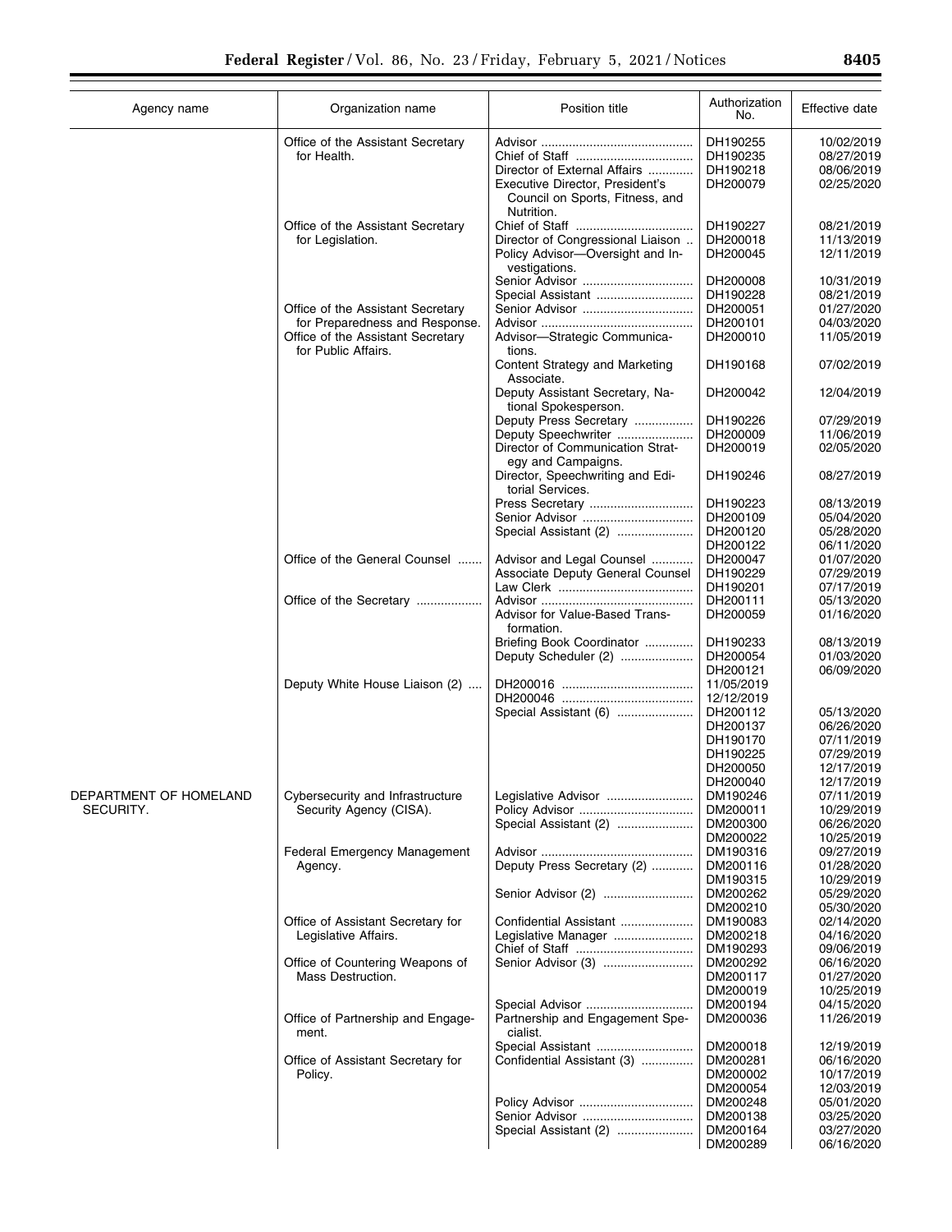| Agency name | Organization name | Position title | Authorization No. | Effective date |
|---|---|---|---|---|
| | Office of the Assistant Secretary for Health. | Advisor | DH190255 | 10/02/2019 |
| | | Chief of Staff | DH190235 | 08/27/2019 |
| | | Director of External Affairs | DH190218 | 08/06/2019 |
| | | Executive Director, President's Council on Sports, Fitness, and Nutrition. | DH200079 | 02/25/2020 |
| | Office of the Assistant Secretary for Legislation. | Chief of Staff | DH190227 | 08/21/2019 |
| | | Director of Congressional Liaison | DH200018 | 11/13/2019 |
| | | Policy Advisor—Oversight and Investigations. | DH200045 | 12/11/2019 |
| | | Senior Advisor | DH200008 | 10/31/2019 |
| | | Special Assistant | DH190228 | 08/21/2019 |
| | Office of the Assistant Secretary for Preparedness and Response. | Senior Advisor | DH200051 | 01/27/2020 |
| | | Advisor | DH200101 | 04/03/2020 |
| | Office of the Assistant Secretary for Public Affairs. | Advisor—Strategic Communications. | DH200010 | 11/05/2019 |
| | | Content Strategy and Marketing Associate. | DH190168 | 07/02/2019 |
| | | Deputy Assistant Secretary, National Spokesperson. | DH200042 | 12/04/2019 |
| | | Deputy Press Secretary | DH190226 | 07/29/2019 |
| | | Deputy Speechwriter | DH200009 | 11/06/2019 |
| | | Director of Communication Strategy and Campaigns. | DH200019 | 02/05/2020 |
| | | Director, Speechwriting and Editorial Services. | DH190246 | 08/27/2019 |
| | | Press Secretary | DH190223 | 08/13/2019 |
| | | Senior Advisor | DH200109 | 05/04/2020 |
| | | Special Assistant (2) | DH200120 | 05/28/2020 |
| | | | DH200122 | 06/11/2020 |
| | Office of the General Counsel | Advisor and Legal Counsel | DH200047 | 01/07/2020 |
| | | Associate Deputy General Counsel | DH190229 | 07/29/2019 |
| | | Law Clerk | DH190201 | 07/17/2019 |
| | Office of the Secretary | Advisor | DH200111 | 05/13/2020 |
| | | Advisor for Value-Based Transformation. | DH200059 | 01/16/2020 |
| | | Briefing Book Coordinator | DH190233 | 08/13/2019 |
| | | Deputy Scheduler (2) | DH200054 | 01/03/2020 |
| | | | DH200121 | 06/09/2020 |
| | Deputy White House Liaison (2) | DH200016 | 11/05/2019 | |
| | | DH200046 | 12/12/2019 | |
| | | Special Assistant (6) | DH200112 | 05/13/2020 |
| | | | DH200137 | 06/26/2020 |
| | | | DH190170 | 07/11/2019 |
| | | | DH190225 | 07/29/2019 |
| | | | DH200050 | 12/17/2019 |
| | | | DH200040 | 12/17/2019 |
| DEPARTMENT OF HOMELAND SECURITY. | Cybersecurity and Infrastructure Security Agency (CISA). | Legislative Advisor | DM190246 | 07/11/2019 |
| | | Policy Advisor | DM200011 | 10/29/2019 |
| | | Special Assistant (2) | DM200300 | 06/26/2020 |
| | | | DM200022 | 10/25/2019 |
| | Federal Emergency Management Agency. | Advisor | DM190316 | 09/27/2019 |
| | | Deputy Press Secretary (2) | DM200116 | 01/28/2020 |
| | | | DM190315 | 10/29/2019 |
| | | Senior Advisor (2) | DM200262 | 05/29/2020 |
| | | | DM200210 | 05/30/2020 |
| | Office of Assistant Secretary for Legislative Affairs. | Confidential Assistant | DM190083 | 02/14/2020 |
| | | Legislative Manager | DM200218 | 04/16/2020 |
| | | Chief of Staff | DM190293 | 09/06/2019 |
| | Office of Countering Weapons of Mass Destruction. | Senior Advisor (3) | DM200292 | 06/16/2020 |
| | | | DM200117 | 01/27/2020 |
| | | | DM200019 | 10/25/2019 |
| | | Special Advisor | DM200194 | 04/15/2020 |
| | Office of Partnership and Engagement. | Partnership and Engagement Specialist. | DM200036 | 11/26/2019 |
| | | Special Assistant | DM200018 | 12/19/2019 |
| | Office of Assistant Secretary for Policy. | Confidential Assistant (3) | DM200281 | 06/16/2020 |
| | | | DM200002 | 10/17/2019 |
| | | | DM200054 | 12/03/2019 |
| | | Policy Advisor | DM200248 | 05/01/2020 |
| | | Senior Advisor | DM200138 | 03/25/2020 |
| | | Special Assistant (2) | DM200164 | 03/27/2020 |
| | | | DM200289 | 06/16/2020 |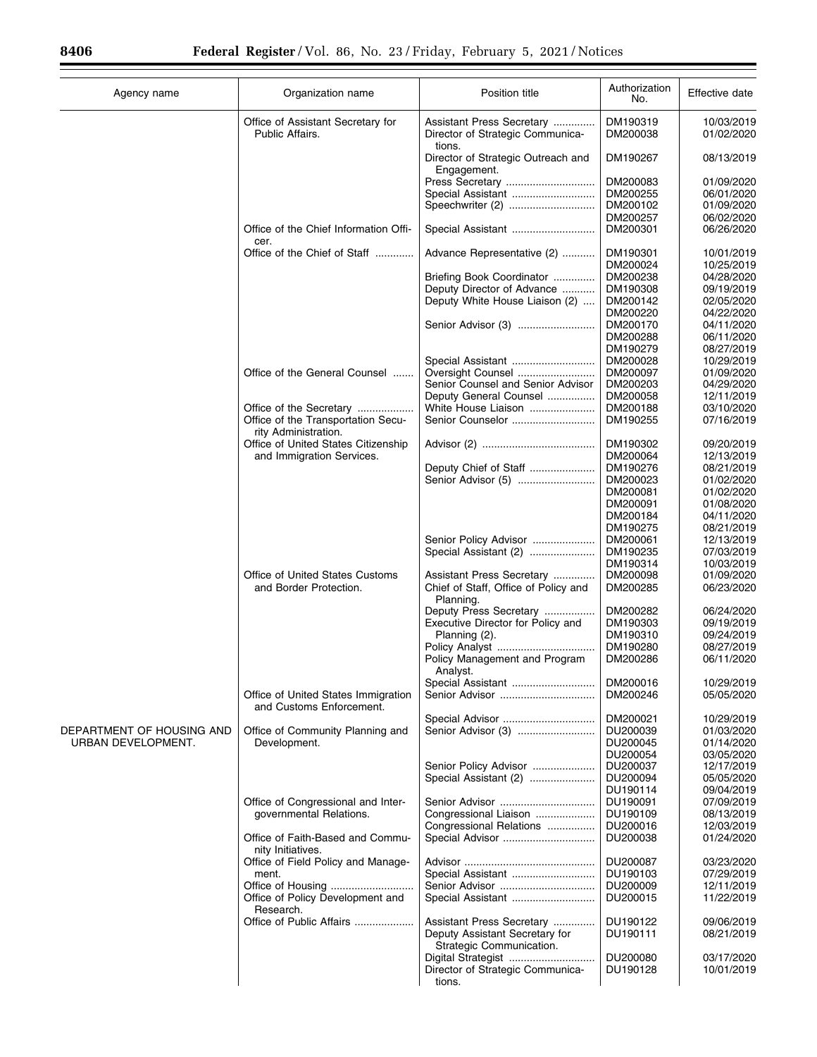| Agency name | Organization name | Position title | Authorization No. | Effective date |
|---|---|---|---|---|
| | Office of Assistant Secretary for Public Affairs. | Assistant Press Secretary | DM190319 | 10/03/2019 |
| | | Director of Strategic Communications. | DM200038 | 01/02/2020 |
| | | Director of Strategic Outreach and Engagement. | DM190267 | 08/13/2019 |
| | | Press Secretary | DM200083 | 01/09/2020 |
| | | Special Assistant | DM200255 | 06/01/2020 |
| | | Speechwriter (2) | DM200102 | 01/09/2020 |
| | | | DM200257 | 06/02/2020 |
| | Office of the Chief Information Officer. | Special Assistant | DM200301 | 06/26/2020 |
| | Office of the Chief of Staff | Advance Representative (2) | DM190301 | 10/01/2019 |
| | | | DM200024 | 10/25/2019 |
| | | Briefing Book Coordinator | DM200238 | 04/28/2020 |
| | | Deputy Director of Advance | DM190308 | 09/19/2019 |
| | | Deputy White House Liaison (2) | DM200142 | 02/05/2020 |
| | | | DM200220 | 04/22/2020 |
| | | Senior Advisor (3) | DM200170 | 04/11/2020 |
| | | | DM200288 | 06/11/2020 |
| | | | DM190279 | 08/27/2019 |
| | | Special Assistant | DM200028 | 10/29/2019 |
| | Office of the General Counsel | Oversight Counsel | DM200097 | 01/09/2020 |
| | | Senior Counsel and Senior Advisor | DM200203 | 04/29/2020 |
| | | Deputy General Counsel | DM200058 | 12/11/2019 |
| | Office of the Secretary | White House Liaison | DM200188 | 03/10/2020 |
| | Office of the Transportation Security Administration. | Senior Counselor | DM190255 | 07/16/2019 |
| | Office of United States Citizenship and Immigration Services. | Advisor (2) | DM190302 | 09/20/2019 |
| | | | DM200064 | 12/13/2019 |
| | | Deputy Chief of Staff | DM190276 | 08/21/2019 |
| | | Senior Advisor (5) | DM200023 | 01/02/2020 |
| | | | DM200081 | 01/02/2020 |
| | | | DM200091 | 01/08/2020 |
| | | | DM200184 | 04/11/2020 |
| | | | DM190275 | 08/21/2019 |
| | | Senior Policy Advisor | DM200061 | 12/13/2019 |
| | | Special Assistant (2) | DM190235 | 07/03/2019 |
| | | | DM190314 | 10/03/2019 |
| | Office of United States Customs and Border Protection. | Assistant Press Secretary | DM200098 | 01/09/2020 |
| | | Chief of Staff, Office of Policy and Planning. | DM200285 | 06/23/2020 |
| | | Deputy Press Secretary | DM200282 | 06/24/2020 |
| | | Executive Director for Policy and Planning (2). | DM190303 | 09/19/2019 |
| | | | DM190310 | 09/24/2019 |
| | | Policy Analyst | DM190280 | 08/27/2019 |
| | | Policy Management and Program Analyst. | DM200286 | 06/11/2020 |
| | | Special Assistant | DM200016 | 10/29/2019 |
| | Office of United States Immigration and Customs Enforcement. | Senior Advisor | DM200246 | 05/05/2020 |
| | | Special Advisor | DM200021 | 10/29/2019 |
| DEPARTMENT OF HOUSING AND URBAN DEVELOPMENT. | Office of Community Planning and Development. | Senior Advisor (3) | DU200039 | 01/03/2020 |
| | | | DU200045 | 01/14/2020 |
| | | | DU200054 | 03/05/2020 |
| | | Senior Policy Advisor | DU200037 | 12/17/2019 |
| | | Special Assistant (2) | DU200094 | 05/05/2020 |
| | | | DU190114 | 09/04/2019 |
| | Office of Congressional and Intergovernmental Relations. | Senior Advisor | DU190091 | 07/09/2019 |
| | | Congressional Liaison | DU190109 | 08/13/2019 |
| | | Congressional Relations | DU200016 | 12/03/2019 |
| | Office of Faith-Based and Community Initiatives. | Special Advisor | DU200038 | 01/24/2020 |
| | Office of Field Policy and Management. | Advisor | DU200087 | 03/23/2020 |
| | | Special Assistant | DU190103 | 07/29/2019 |
| | Office of Housing | Senior Advisor | DU200009 | 12/11/2019 |
| | Office of Policy Development and Research. | Special Assistant | DU200015 | 11/22/2019 |
| | Office of Public Affairs | Assistant Press Secretary | DU190122 | 09/06/2019 |
| | | Deputy Assistant Secretary for Strategic Communication. | DU190111 | 08/21/2019 |
| | | Digital Strategist | DU200080 | 03/17/2020 |
| | | Director of Strategic Communications. | DU190128 | 10/01/2019 |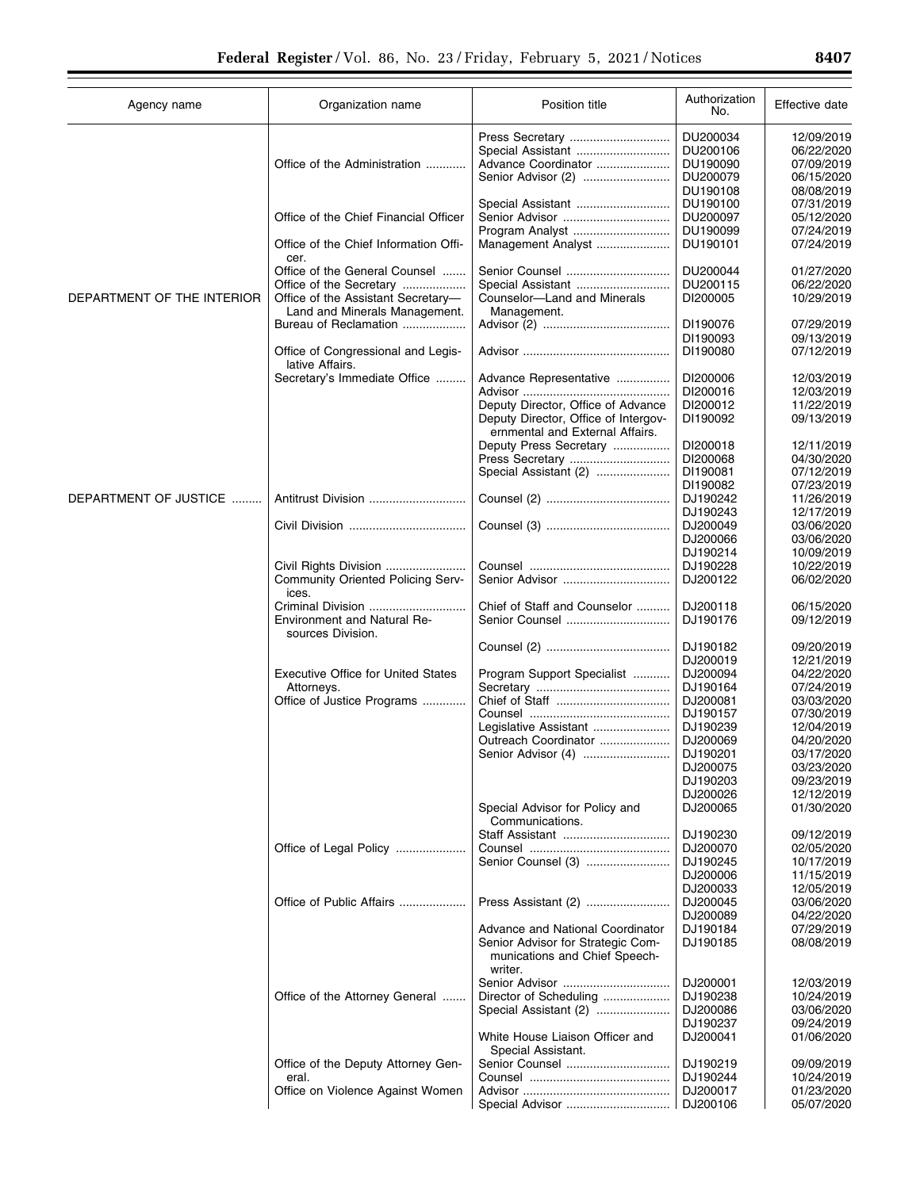| Agency name | Organization name | Position title | Authorization No. | Effective date |
| --- | --- | --- | --- | --- |
| | | Press Secretary | DU200034 | 12/09/2019 |
| | | Special Assistant | DU200106 | 06/22/2020 |
| | Office of the Administration | Advance Coordinator | DU190090 | 07/09/2019 |
| | | Senior Advisor (2) | DU200079 | 06/15/2020 |
| | | | DU190108 | 08/08/2019 |
| | | Special Assistant | DU190100 | 07/31/2019 |
| | Office of the Chief Financial Officer | Senior Advisor | DU200097 | 05/12/2020 |
| | | Program Analyst | DU190099 | 07/24/2019 |
| | Office of the Chief Information Officer. | Management Analyst | DU190101 | 07/24/2019 |
| | Office of the General Counsel | Senior Counsel | DU200044 | 01/27/2020 |
| | Office of the Secretary | Special Assistant | DU200115 | 06/22/2020 |
| DEPARTMENT OF THE INTERIOR | Office of the Assistant Secretary—Land and Minerals Management. | Counselor—Land and Minerals Management. | DI200005 | 10/29/2019 |
| | Bureau of Reclamation | Advisor (2) | DI190076 | 07/29/2019 |
| | | | DI190093 | 09/13/2019 |
| | Office of Congressional and Legislative Affairs. | Advisor | DI190080 | 07/12/2019 |
| | Secretary's Immediate Office | Advance Representative | DI200006 | 12/03/2019 |
| | | Advisor | DI200016 | 12/03/2019 |
| | | Deputy Director, Office of Advance | DI200012 | 11/22/2019 |
| | | Deputy Director, Office of Intergovernmental and External Affairs. | DI190092 | 09/13/2019 |
| | | Deputy Press Secretary | DI200018 | 12/11/2019 |
| | | Press Secretary | DI200068 | 04/30/2020 |
| | | Special Assistant (2) | DI190081 | 07/12/2019 |
| | | | DI190082 | 07/23/2019 |
| DEPARTMENT OF JUSTICE | Antitrust Division | Counsel (2) | DJ190242 | 11/26/2019 |
| | | | DJ190243 | 12/17/2019 |
| | Civil Division | Counsel (3) | DJ200049 | 03/06/2020 |
| | | | DJ200066 | 03/06/2020 |
| | | | DJ190214 | 10/09/2019 |
| | Civil Rights Division | Counsel | DJ190228 | 10/22/2019 |
| | Community Oriented Policing Services. | Senior Advisor | DJ200122 | 06/02/2020 |
| | Criminal Division | Chief of Staff and Counselor | DJ200118 | 06/15/2020 |
| | Environment and Natural Resources Division. | Senior Counsel | DJ190176 | 09/12/2019 |
| | | Counsel (2) | DJ190182 | 09/20/2019 |
| | | | DJ200019 | 12/21/2019 |
| | Executive Office for United States Attorneys. | Program Support Specialist | DJ200094 | 04/22/2020 |
| | | Secretary | DJ190164 | 07/24/2019 |
| | Office of Justice Programs | Chief of Staff | DJ200081 | 03/03/2020 |
| | | Counsel | DJ190157 | 07/30/2019 |
| | | Legislative Assistant | DJ190239 | 12/04/2019 |
| | | Outreach Coordinator | DJ200069 | 04/20/2020 |
| | | Senior Advisor (4) | DJ190201 | 03/17/2020 |
| | | | DJ200075 | 03/23/2020 |
| | | | DJ190203 | 09/23/2019 |
| | | | DJ200026 | 12/12/2019 |
| | | Special Advisor for Policy and Communications. | DJ200065 | 01/30/2020 |
| | | Staff Assistant | DJ190230 | 09/12/2019 |
| | Office of Legal Policy | Counsel | DJ200070 | 02/05/2020 |
| | | Senior Counsel (3) | DJ190245 | 10/17/2019 |
| | | | DJ200006 | 11/15/2019 |
| | | | DJ200033 | 12/05/2019 |
| | Office of Public Affairs | Press Assistant (2) | DJ200045 | 03/06/2020 |
| | | | DJ200089 | 04/22/2020 |
| | | Advance and National Coordinator | DJ190184 | 07/29/2019 |
| | | Senior Advisor for Strategic Communications and Chief Speechwriter. | DJ190185 | 08/08/2019 |
| | | Senior Advisor | DJ200001 | 12/03/2019 |
| | Office of the Attorney General | Director of Scheduling | DJ190238 | 10/24/2019 |
| | | Special Assistant (2) | DJ200086 | 03/06/2020 |
| | | | DJ190237 | 09/24/2019 |
| | | White House Liaison Officer and Special Assistant. | DJ200041 | 01/06/2020 |
| | Office of the Deputy Attorney General. | Senior Counsel | DJ190219 | 09/09/2019 |
| | | Counsel | DJ190244 | 10/24/2019 |
| | Office on Violence Against Women | Advisor | DJ200017 | 01/23/2020 |
| | | Special Advisor | DJ200106 | 05/07/2020 |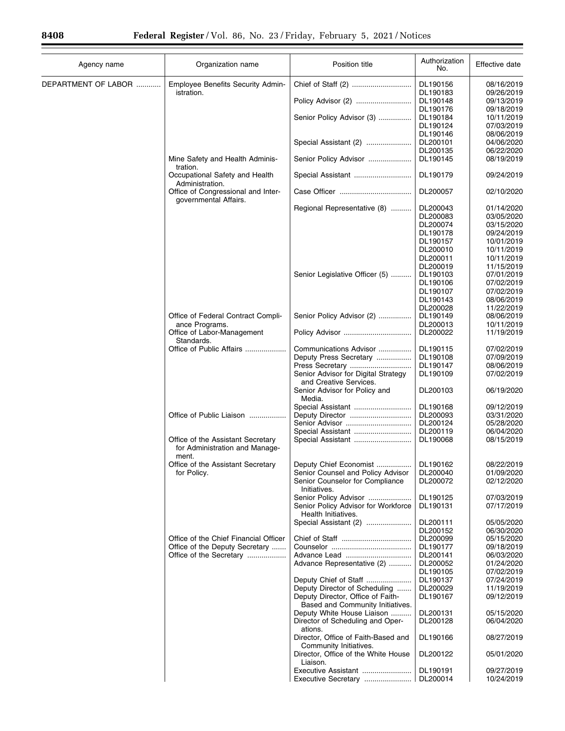| Agency name | Organization name | Position title | Authorization No. | Effective date |
|---|---|---|---|---|
| DEPARTMENT OF LABOR | Employee Benefits Security Administration. | Chief of Staff (2) | DL190156 | 08/16/2019 |
| | | | DL190183 | 09/26/2019 |
| | | Policy Advisor (2) | DL190148 | 09/13/2019 |
| | | | DL190176 | 09/18/2019 |
| | | Senior Policy Advisor (3) | DL190184 | 10/11/2019 |
| | | | DL190124 | 07/03/2019 |
| | | | DL190146 | 08/06/2019 |
| | | Special Assistant (2) | DL200101 | 04/06/2020 |
| | | | DL200135 | 06/22/2020 |
| | Mine Safety and Health Administration. | Senior Policy Advisor | DL190145 | 08/19/2019 |
| | Occupational Safety and Health Administration. | Special Assistant | DL190179 | 09/24/2019 |
| | Office of Congressional and Intergovernmental Affairs. | Case Officer | DL200057 | 02/10/2020 |
| | | Regional Representative (8) | DL200043 | 01/14/2020 |
| | | | DL200083 | 03/05/2020 |
| | | | DL200074 | 03/15/2020 |
| | | | DL190178 | 09/24/2019 |
| | | | DL190157 | 10/01/2019 |
| | | | DL200010 | 10/11/2019 |
| | | | DL200011 | 10/11/2019 |
| | | | DL200019 | 11/15/2019 |
| | | Senior Legislative Officer (5) | DL190103 | 07/01/2019 |
| | | | DL190106 | 07/02/2019 |
| | | | DL190107 | 07/02/2019 |
| | | | DL190143 | 08/06/2019 |
| | | | DL200028 | 11/22/2019 |
| | Office of Federal Contract Compliance Programs. | Senior Policy Advisor (2) | DL190149 | 08/06/2019 |
| | | | DL200013 | 10/11/2019 |
| | Office of Labor-Management Standards. | Policy Advisor | DL200022 | 11/19/2019 |
| | Office of Public Affairs | Communications Advisor | DL190115 | 07/02/2019 |
| | | Deputy Press Secretary | DL190108 | 07/09/2019 |
| | | Press Secretary | DL190147 | 08/06/2019 |
| | | Senior Advisor for Digital Strategy and Creative Services. | DL190109 | 07/02/2019 |
| | | Senior Advisor for Policy and Media. | DL200103 | 06/19/2020 |
| | | Special Assistant | DL190168 | 09/12/2019 |
| | Office of Public Liaison | Deputy Director | DL200093 | 03/31/2020 |
| | | Senior Advisor | DL200124 | 05/28/2020 |
| | | Special Assistant | DL200119 | 06/04/2020 |
| | Office of the Assistant Secretary for Administration and Management. | Special Assistant | DL190068 | 08/15/2019 |
| | Office of the Assistant Secretary for Policy. | Deputy Chief Economist | DL190162 | 08/22/2019 |
| | | Senior Counsel and Policy Advisor | DL200040 | 01/09/2020 |
| | | Senior Counselor for Compliance Initiatives. | DL200072 | 02/12/2020 |
| | | Senior Policy Advisor | DL190125 | 07/03/2019 |
| | | Senior Policy Advisor for Workforce Health Initiatives. | DL190131 | 07/17/2019 |
| | | Special Assistant (2) | DL200111 | 05/05/2020 |
| | | | DL200152 | 06/30/2020 |
| | Office of the Chief Financial Officer | Chief of Staff | DL200099 | 05/15/2020 |
| | Office of the Deputy Secretary | Counselor | DL190177 | 09/18/2019 |
| | Office of the Secretary | Advance Lead | DL200141 | 06/03/2020 |
| | | Advance Representative (2) | DL200052 | 01/24/2020 |
| | | | DL190105 | 07/02/2019 |
| | | Deputy Chief of Staff | DL190137 | 07/24/2019 |
| | | Deputy Director of Scheduling | DL200029 | 11/19/2019 |
| | | Deputy Director, Office of Faith-Based and Community Initiatives. | DL190167 | 09/12/2019 |
| | | Deputy White House Liaison | DL200131 | 05/15/2020 |
| | | Director of Scheduling and Operations. | DL200128 | 06/04/2020 |
| | | Director, Office of Faith-Based and Community Initiatives. | DL190166 | 08/27/2019 |
| | | Director, Office of the White House Liaison. | DL200122 | 05/01/2020 |
| | | Executive Assistant | DL190191 | 09/27/2019 |
| | | Executive Secretary | DL200014 | 10/24/2019 |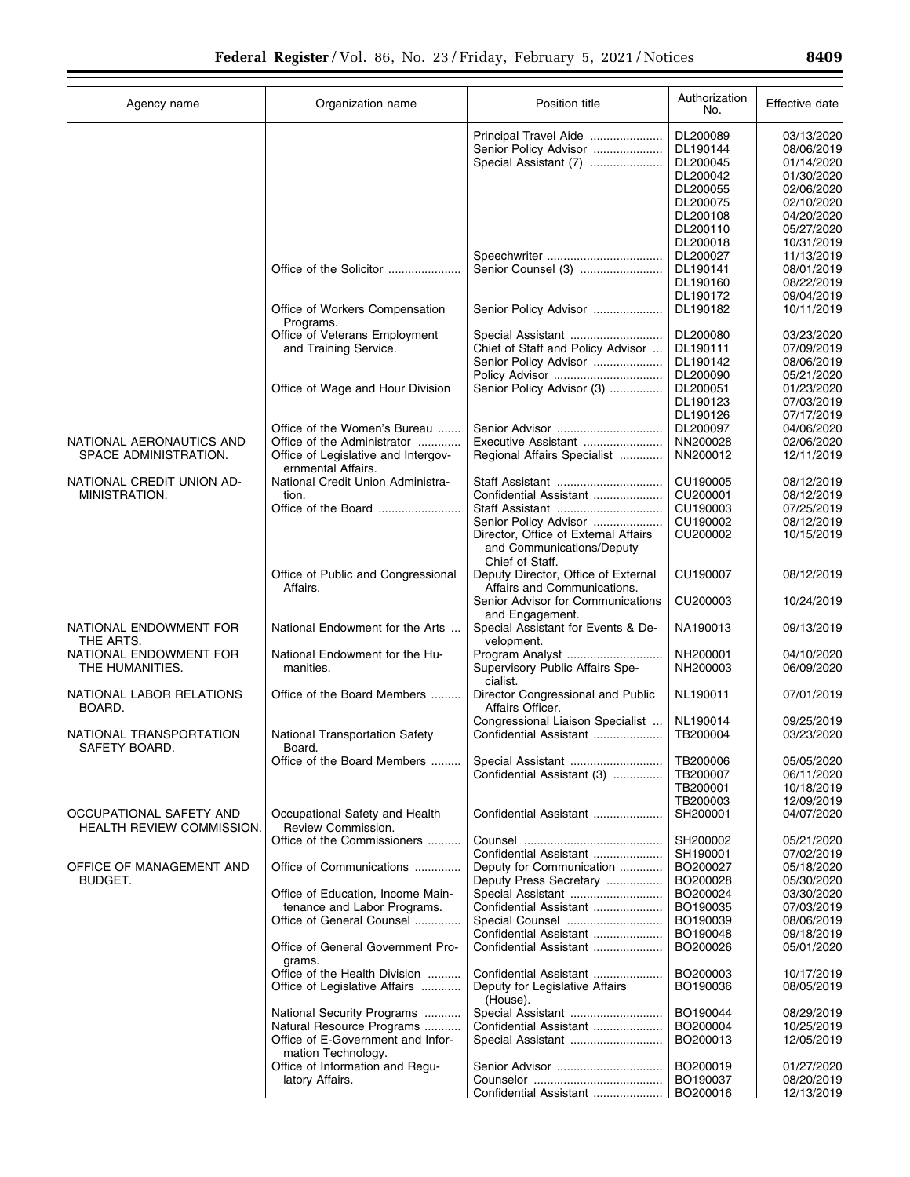| Agency name | Organization name | Position title | Authorization No. | Effective date |
| --- | --- | --- | --- | --- |
| | | Principal Travel Aide | DL200089 | 03/13/2020 |
| | | Senior Policy Advisor | DL190144 | 08/06/2019 |
| | | Special Assistant (7) | DL200045 | 01/14/2020 |
| | | | DL200042 | 01/30/2020 |
| | | | DL200055 | 02/06/2020 |
| | | | DL200075 | 02/10/2020 |
| | | | DL200108 | 04/20/2020 |
| | | | DL200110 | 05/27/2020 |
| | | | DL200018 | 10/31/2019 |
| | | Speechwriter | DL200027 | 11/13/2019 |
| | Office of the Solicitor | Senior Counsel (3) | DL190141 | 08/01/2019 |
| | | | DL190160 | 08/22/2019 |
| | | | DL190172 | 09/04/2019 |
| | Office of Workers Compensation Programs. | Senior Policy Advisor | DL190182 | 10/11/2019 |
| | Office of Veterans Employment and Training Service. | Special Assistant | DL200080 | 03/23/2020 |
| | | Chief of Staff and Policy Advisor | DL190111 | 07/09/2019 |
| | | Senior Policy Advisor | DL190142 | 08/06/2019 |
| | | Policy Advisor | DL200090 | 05/21/2020 |
| | Office of Wage and Hour Division | Senior Policy Advisor (3) | DL200051 | 01/23/2020 |
| | | | DL190123 | 07/03/2019 |
| | | | DL190126 | 07/17/2019 |
| | Office of the Women's Bureau | Senior Advisor | DL200097 | 04/06/2020 |
| NATIONAL AERONAUTICS AND SPACE ADMINISTRATION. | Office of the Administrator | Executive Assistant | NN200028 | 02/06/2020 |
| | Office of Legislative and Intergovernmental Affairs. | Regional Affairs Specialist | NN200012 | 12/11/2019 |
| NATIONAL CREDIT UNION ADMINISTRATION. | National Credit Union Administration. | Staff Assistant | CU190005 | 08/12/2019 |
| | | Confidential Assistant | CU200001 | 08/12/2019 |
| | Office of the Board | Staff Assistant | CU190003 | 07/25/2019 |
| | | Senior Policy Advisor | CU190002 | 08/12/2019 |
| | | Director, Office of External Affairs and Communications/Deputy Chief of Staff. | CU200002 | 10/15/2019 |
| | Office of Public and Congressional Affairs. | Deputy Director, Office of External Affairs and Communications. | CU190007 | 08/12/2019 |
| | | Senior Advisor for Communications and Engagement. | CU200003 | 10/24/2019 |
| NATIONAL ENDOWMENT FOR THE ARTS. | National Endowment for the Arts | Special Assistant for Events & Development. | NA190013 | 09/13/2019 |
| NATIONAL ENDOWMENT FOR THE HUMANITIES. | National Endowment for the Humanities. | Program Analyst | NH200001 | 04/10/2020 |
| | | Supervisory Public Affairs Specialist. | NH200003 | 06/09/2020 |
| NATIONAL LABOR RELATIONS BOARD. | Office of the Board Members | Director Congressional and Public Affairs Officer. | NL190011 | 07/01/2019 |
| | | Congressional Liaison Specialist | NL190014 | 09/25/2019 |
| NATIONAL TRANSPORTATION SAFETY BOARD. | National Transportation Safety Board. | Confidential Assistant | TB200004 | 03/23/2020 |
| | Office of the Board Members | Special Assistant | TB200006 | 05/05/2020 |
| | | Confidential Assistant (3) | TB200007 | 06/11/2020 |
| | | | TB200001 | 10/18/2019 |
| | | | TB200003 | 12/09/2019 |
| OCCUPATIONAL SAFETY AND HEALTH REVIEW COMMISSION. | Occupational Safety and Health Review Commission. | Confidential Assistant | SH200001 | 04/07/2020 |
| | Office of the Commissioners | Counsel | SH200002 | 05/21/2020 |
| | | Confidential Assistant | SH190001 | 07/02/2019 |
| OFFICE OF MANAGEMENT AND BUDGET. | Office of Communications | Deputy for Communication | BO200027 | 05/18/2020 |
| | | Deputy Press Secretary | BO200028 | 05/30/2020 |
| | Office of Education, Income Maintenance and Labor Programs. | Special Assistant | BO200024 | 03/30/2020 |
| | | Confidential Assistant | BO190035 | 07/03/2019 |
| | Office of General Counsel | Special Counsel | BO190039 | 08/06/2019 |
| | | Confidential Assistant | BO190048 | 09/18/2019 |
| | Office of General Government Programs. | Confidential Assistant | BO200026 | 05/01/2020 |
| | Office of the Health Division | Confidential Assistant | BO200003 | 10/17/2019 |
| | Office of Legislative Affairs | Deputy for Legislative Affairs (House). | BO190036 | 08/05/2019 |
| | National Security Programs | Special Assistant | BO190044 | 08/29/2019 |
| | Natural Resource Programs | Confidential Assistant | BO200004 | 10/25/2019 |
| | Office of E-Government and Information Technology. | Special Assistant | BO200013 | 12/05/2019 |
| | Office of Information and Regulatory Affairs. | Senior Advisor | BO200019 | 01/27/2020 |
| | | Counselor | BO190037 | 08/20/2019 |
| | | Confidential Assistant | BO200016 | 12/13/2019 |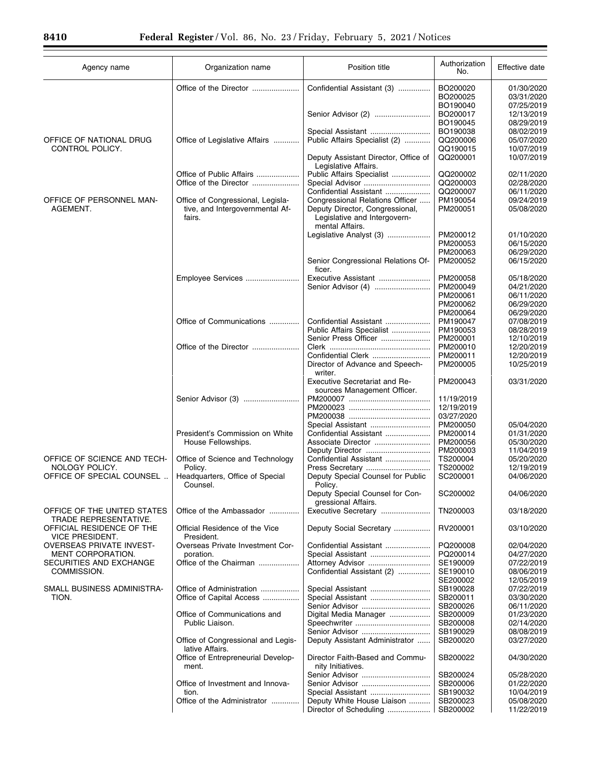| Agency name | Organization name | Position title | Authorization No. | Effective date |
|---|---|---|---|---|
| | Office of the Director | Confidential Assistant (3) | BO200020 | 01/30/2020 |
| | | | BO200025 | 03/31/2020 |
| | | | BO190040 | 07/25/2019 |
| | | Senior Advisor (2) | BO200017 | 12/13/2019 |
| | | | BO190045 | 08/29/2019 |
| | | Special Assistant | BO190038 | 08/02/2019 |
| OFFICE OF NATIONAL DRUG CONTROL POLICY. | Office of Legislative Affairs | Public Affairs Specialist (2) | QQ200006 | 05/07/2020 |
| | | | QQ190015 | 10/07/2019 |
| | | Deputy Assistant Director, Office of Legislative Affairs. | QQ200001 | 10/07/2019 |
| | Office of Public Affairs | Public Affairs Specialist | QQ200002 | 02/11/2020 |
| | Office of the Director | Special Advisor | QQ200003 | 02/28/2020 |
| | | Confidential Assistant | QQ200007 | 06/11/2020 |
| OFFICE OF PERSONNEL MANAGEMENT. | Office of Congressional, Legislative, and Intergovernmental Affairs. | Congressional Relations Officer | PM190054 | 09/24/2019 |
| | | Deputy Director, Congressional, Legislative and Intergovernmental Affairs. | PM200051 | 05/08/2020 |
| | | Legislative Analyst (3) | PM200012 | 01/10/2020 |
| | | | PM200053 | 06/15/2020 |
| | | | PM200063 | 06/29/2020 |
| | | Senior Congressional Relations Officer. | PM200052 | 06/15/2020 |
| | Employee Services | Executive Assistant | PM200058 | 05/18/2020 |
| | | Senior Advisor (4) | PM200049 | 04/21/2020 |
| | | | PM200061 | 06/11/2020 |
| | | | PM200062 | 06/29/2020 |
| | | | PM200064 | 06/29/2020 |
| | Office of Communications | Confidential Assistant | PM190047 | 07/08/2019 |
| | | Public Affairs Specialist | PM190053 | 08/28/2019 |
| | | Senior Press Officer | PM200001 | 12/10/2019 |
| | Office of the Director | Clerk | PM200010 | 12/20/2019 |
| | | Confidential Clerk | PM200011 | 12/20/2019 |
| | | Director of Advance and Speechwriter. | PM200005 | 10/25/2019 |
| | | Executive Secretariat and Resources Management Officer. | PM200043 | 03/31/2020 |
| | Senior Advisor (3) | PM200007 | 11/19/2019 | |
| | | PM200023 | 12/19/2019 | |
| | | PM200038 | 03/27/2020 | |
| | | Special Assistant | PM200050 | 05/04/2020 |
| | President's Commission on White House Fellowships. | Confidential Assistant | PM200014 | 01/31/2020 |
| | | Associate Director | PM200056 | 05/30/2020 |
| | | Deputy Director | PM200003 | 11/04/2019 |
| OFFICE OF SCIENCE AND TECHNOLOGY POLICY. | Office of Science and Technology Policy. | Confidential Assistant | TS200004 | 05/20/2020 |
| | | Press Secretary | TS200002 | 12/19/2019 |
| OFFICE OF SPECIAL COUNSEL | Headquarters, Office of Special Counsel. | Deputy Special Counsel for Public Policy. | SC200001 | 04/06/2020 |
| | | Deputy Special Counsel for Congressional Affairs. | SC200002 | 04/06/2020 |
| OFFICE OF THE UNITED STATES TRADE REPRESENTATIVE. | Office of the Ambassador | Executive Secretary | TN200003 | 03/18/2020 |
| OFFICIAL RESIDENCE OF THE VICE PRESIDENT. | Official Residence of the Vice President. | Deputy Social Secretary | RV200001 | 03/10/2020 |
| OVERSEAS PRIVATE INVESTMENT CORPORATION. | Overseas Private Investment Corporation. | Confidential Assistant | PQ200008 | 02/04/2020 |
| | | Special Assistant | PQ200014 | 04/27/2020 |
| SECURITIES AND EXCHANGE COMMISSION. | Office of the Chairman | Attorney Advisor | SE190009 | 07/22/2019 |
| | | Confidential Assistant (2) | SE190010 | 08/06/2019 |
| | | | SE200002 | 12/05/2019 |
| SMALL BUSINESS ADMINISTRATION. | Office of Administration | Special Assistant | SB190028 | 07/22/2019 |
| | Office of Capital Access | Special Assistant | SB200011 | 03/30/2020 |
| | | Senior Advisor | SB200026 | 06/11/2020 |
| | Office of Communications and Public Liaison. | Digital Media Manager | SB200009 | 01/23/2020 |
| | | Speechwriter | SB200008 | 02/14/2020 |
| | | Senior Advisor | SB190029 | 08/08/2019 |
| | Office of Congressional and Legislative Affairs. | Deputy Assistant Administrator | SB200020 | 03/27/2020 |
| | Office of Entrepreneurial Development. | Director Faith-Based and Community Initiatives. | SB200022 | 04/30/2020 |
| | | Senior Advisor | SB200024 | 05/28/2020 |
| | Office of Investment and Innovation. | Senior Advisor | SB200006 | 01/22/2020 |
| | | Special Assistant | SB190032 | 10/04/2019 |
| | Office of the Administrator | Deputy White House Liaison | SB200023 | 05/08/2020 |
| | | Director of Scheduling | SB200002 | 11/22/2019 |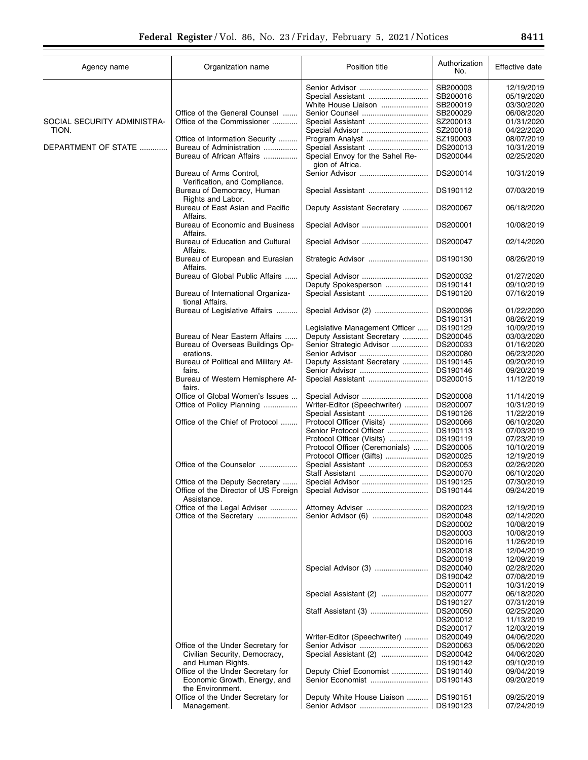| Agency name | Organization name | Position title | Authorization No. | Effective date |
| --- | --- | --- | --- | --- |
| | | Senior Advisor | SB200003 | 12/19/2019 |
| | | Special Assistant | SB200016 | 05/19/2020 |
| | | White House Liaison | SB200019 | 03/30/2020 |
| | Office of the General Counsel | Senior Counsel | SB200029 | 06/08/2020 |
| SOCIAL SECURITY ADMINISTRATION. | Office of the Commissioner | Special Assistant | SZ200013 | 01/31/2020 |
| | | Special Advisor | SZ200018 | 04/22/2020 |
| | Office of Information Security | Program Analyst | SZ190003 | 08/07/2019 |
| DEPARTMENT OF STATE | Bureau of Administration | Special Assistant | DS200013 | 10/31/2019 |
| | Bureau of African Affairs | Special Envoy for the Sahel Region of Africa. | DS200044 | 02/25/2020 |
| | Bureau of Arms Control, Verification, and Compliance. | Senior Advisor | DS200014 | 10/31/2019 |
| | Bureau of Democracy, Human Rights and Labor. | Special Assistant | DS190112 | 07/03/2019 |
| | Bureau of East Asian and Pacific Affairs. | Deputy Assistant Secretary | DS200067 | 06/18/2020 |
| | Bureau of Economic and Business Affairs. | Special Advisor | DS200001 | 10/08/2019 |
| | Bureau of Education and Cultural Affairs. | Special Advisor | DS200047 | 02/14/2020 |
| | Bureau of European and Eurasian Affairs. | Strategic Advisor | DS190130 | 08/26/2019 |
| | Bureau of Global Public Affairs | Special Advisor | DS200032 | 01/27/2020 |
| | | Deputy Spokesperson | DS190141 | 09/10/2019 |
| | Bureau of International Organizational Affairs. | Special Assistant | DS190120 | 07/16/2019 |
| | Bureau of Legislative Affairs | Special Advisor (2) | DS200036 | 01/22/2020 |
| | | | DS190131 | 08/26/2019 |
| | | Legislative Management Officer | DS190129 | 10/09/2019 |
| | Bureau of Near Eastern Affairs | Deputy Assistant Secretary | DS200045 | 03/03/2020 |
| | Bureau of Overseas Buildings Operations. | Senior Strategic Advisor | DS200033 | 01/16/2020 |
| | | Senior Advisor | DS200080 | 06/23/2020 |
| | Bureau of Political and Military Affairs. | Deputy Assistant Secretary | DS190145 | 09/20/2019 |
| | | Senior Advisor | DS190146 | 09/20/2019 |
| | Bureau of Western Hemisphere Affairs. | Special Assistant | DS200015 | 11/12/2019 |
| | Office of Global Women's Issues | Special Advisor | DS200008 | 11/14/2019 |
| | Office of Policy Planning | Writer-Editor (Speechwriter) | DS200007 | 10/31/2019 |
| | | Special Assistant | DS190126 | 11/22/2019 |
| | Office of the Chief of Protocol | Protocol Officer (Visits) | DS200066 | 06/10/2020 |
| | | Senior Protocol Officer | DS190113 | 07/03/2019 |
| | | Protocol Officer (Visits) | DS190119 | 07/23/2019 |
| | | Protocol Officer (Ceremonials) | DS200005 | 10/10/2019 |
| | | Protocol Officer (Gifts) | DS200025 | 12/19/2019 |
| | Office of the Counselor | Special Assistant | DS200053 | 02/26/2020 |
| | | Staff Assistant | DS200070 | 06/10/2020 |
| | Office of the Deputy Secretary | Special Advisor | DS190125 | 07/30/2019 |
| | Office of the Director of US Foreign Assistance. | Special Advisor | DS190144 | 09/24/2019 |
| | Office of the Legal Adviser | Attorney Adviser | DS200023 | 12/19/2019 |
| | Office of the Secretary | Senior Advisor (6) | DS200048 | 02/14/2020 |
| | | | DS200002 | 10/08/2019 |
| | | | DS200003 | 10/08/2019 |
| | | | DS200016 | 11/26/2019 |
| | | | DS200018 | 12/04/2019 |
| | | | DS200019 | 12/09/2019 |
| | | Special Advisor (3) | DS200040 | 02/28/2020 |
| | | | DS190042 | 07/08/2019 |
| | | | DS200011 | 10/31/2019 |
| | | Special Assistant (2) | DS200077 | 06/18/2020 |
| | | | DS190127 | 07/31/2019 |
| | | Staff Assistant (3) | DS200050 | 02/25/2020 |
| | | | DS200012 | 11/13/2019 |
| | | | DS200017 | 12/03/2019 |
| | | Writer-Editor (Speechwriter) | DS200049 | 04/06/2020 |
| | Office of the Under Secretary for Civilian Security, Democracy, and Human Rights. | Senior Advisor | DS200063 | 05/06/2020 |
| | | Special Assistant (2) | DS200042 | 04/06/2020 |
| | | | DS190142 | 09/10/2019 |
| | Office of the Under Secretary for Economic Growth, Energy, and the Environment. | Deputy Chief Economist | DS190140 | 09/04/2019 |
| | | Senior Economist | DS190143 | 09/20/2019 |
| | Office of the Under Secretary for Management. | Deputy White House Liaison | DS190151 | 09/25/2019 |
| | | Senior Advisor | DS190123 | 07/24/2019 |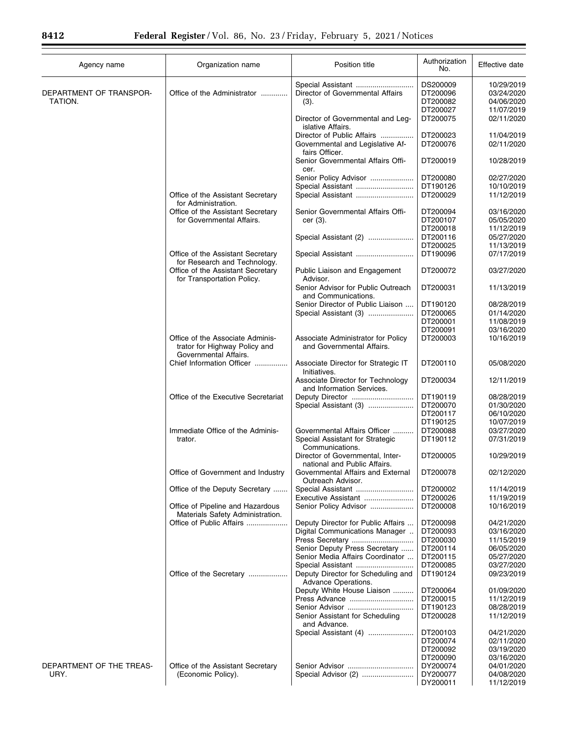| Agency name | Organization name | Position title | Authorization No. | Effective date |
|---|---|---|---|---|
| | | Special Assistant | DS200009 | 10/29/2019 |
| DEPARTMENT OF TRANSPORTATION. | Office of the Administrator | Director of Governmental Affairs (3). | DT200096 | 03/24/2020 |
| | | | DT200082 | 04/06/2020 |
| | | | DT200027 | 11/07/2019 |
| | | Director of Governmental and Legislative Affairs. | DT200075 | 02/11/2020 |
| | | Director of Public Affairs | DT200023 | 11/04/2019 |
| | | Governmental and Legislative Affairs Officer. | DT200076 | 02/11/2020 |
| | | Senior Governmental Affairs Officer. | DT200019 | 10/28/2019 |
| | | Senior Policy Advisor | DT200080 | 02/27/2020 |
| | | Special Assistant | DT190126 | 10/10/2019 |
| | Office of the Assistant Secretary for Administration. | Special Assistant | DT200029 | 11/12/2019 |
| | Office of the Assistant Secretary for Governmental Affairs. | Senior Governmental Affairs Officer (3). | DT200094 | 03/16/2020 |
| | | | DT200107 | 05/05/2020 |
| | | | DT200018 | 11/12/2019 |
| | | Special Assistant (2) | DT200116 | 05/27/2020 |
| | | | DT200025 | 11/13/2019 |
| | Office of the Assistant Secretary for Research and Technology. | Special Assistant | DT190096 | 07/17/2019 |
| | Office of the Assistant Secretary for Transportation Policy. | Public Liaison and Engagement Advisor. | DT200072 | 03/27/2020 |
| | | Senior Advisor for Public Outreach and Communications. | DT200031 | 11/13/2019 |
| | | Senior Director of Public Liaison | DT190120 | 08/28/2019 |
| | | Special Assistant (3) | DT200065 | 01/14/2020 |
| | | | DT200001 | 11/08/2019 |
| | | | DT200091 | 03/16/2020 |
| | Office of the Associate Administrator for Highway Policy and Governmental Affairs. | Associate Administrator for Policy and Governmental Affairs. | DT200003 | 10/16/2019 |
| | Chief Information Officer | Associate Director for Strategic IT Initiatives. | DT200110 | 05/08/2020 |
| | | Associate Director for Technology and Information Services. | DT200034 | 12/11/2019 |
| | Office of the Executive Secretariat | Deputy Director | DT190119 | 08/28/2019 |
| | | Special Assistant (3) | DT200070 | 01/30/2020 |
| | | | DT200117 | 06/10/2020 |
| | | | DT190125 | 10/07/2019 |
| | Immediate Office of the Administrator. | Governmental Affairs Officer | DT200088 | 03/27/2020 |
| | | Special Assistant for Strategic Communications. | DT190112 | 07/31/2019 |
| | | Director of Governmental, International and Public Affairs. | DT200005 | 10/29/2019 |
| | Office of Government and Industry | Governmental Affairs and External Outreach Advisor. | DT200078 | 02/12/2020 |
| | Office of the Deputy Secretary | Special Assistant | DT200002 | 11/14/2019 |
| | | Executive Assistant | DT200026 | 11/19/2019 |
| | Office of Pipeline and Hazardous Materials Safety Administration. | Senior Policy Advisor | DT200008 | 10/16/2019 |
| | Office of Public Affairs | Deputy Director for Public Affairs | DT200098 | 04/21/2020 |
| | | Digital Communications Manager | DT200093 | 03/16/2020 |
| | | Press Secretary | DT200030 | 11/15/2019 |
| | | Senior Deputy Press Secretary | DT200114 | 06/05/2020 |
| | | Senior Media Affairs Coordinator | DT200115 | 05/27/2020 |
| | | Special Assistant | DT200085 | 03/27/2020 |
| | Office of the Secretary | Deputy Director for Scheduling and Advance Operations. | DT190124 | 09/23/2019 |
| | | Deputy White House Liaison | DT200064 | 01/09/2020 |
| | | Press Advance | DT200015 | 11/12/2019 |
| | | Senior Advisor | DT190123 | 08/28/2019 |
| | | Senior Assistant for Scheduling and Advance. | DT200028 | 11/12/2019 |
| | | Special Assistant (4) | DT200103 | 04/21/2020 |
| | | | DT200074 | 02/11/2020 |
| | | | DT200092 | 03/19/2020 |
| | | | DT200090 | 03/16/2020 |
| DEPARTMENT OF THE TREASURY. | Office of the Assistant Secretary (Economic Policy). | Senior Advisor | DY200074 | 04/01/2020 |
| | | Special Advisor (2) | DY200077 | 04/08/2020 |
| | | | DY200011 | 11/12/2019 |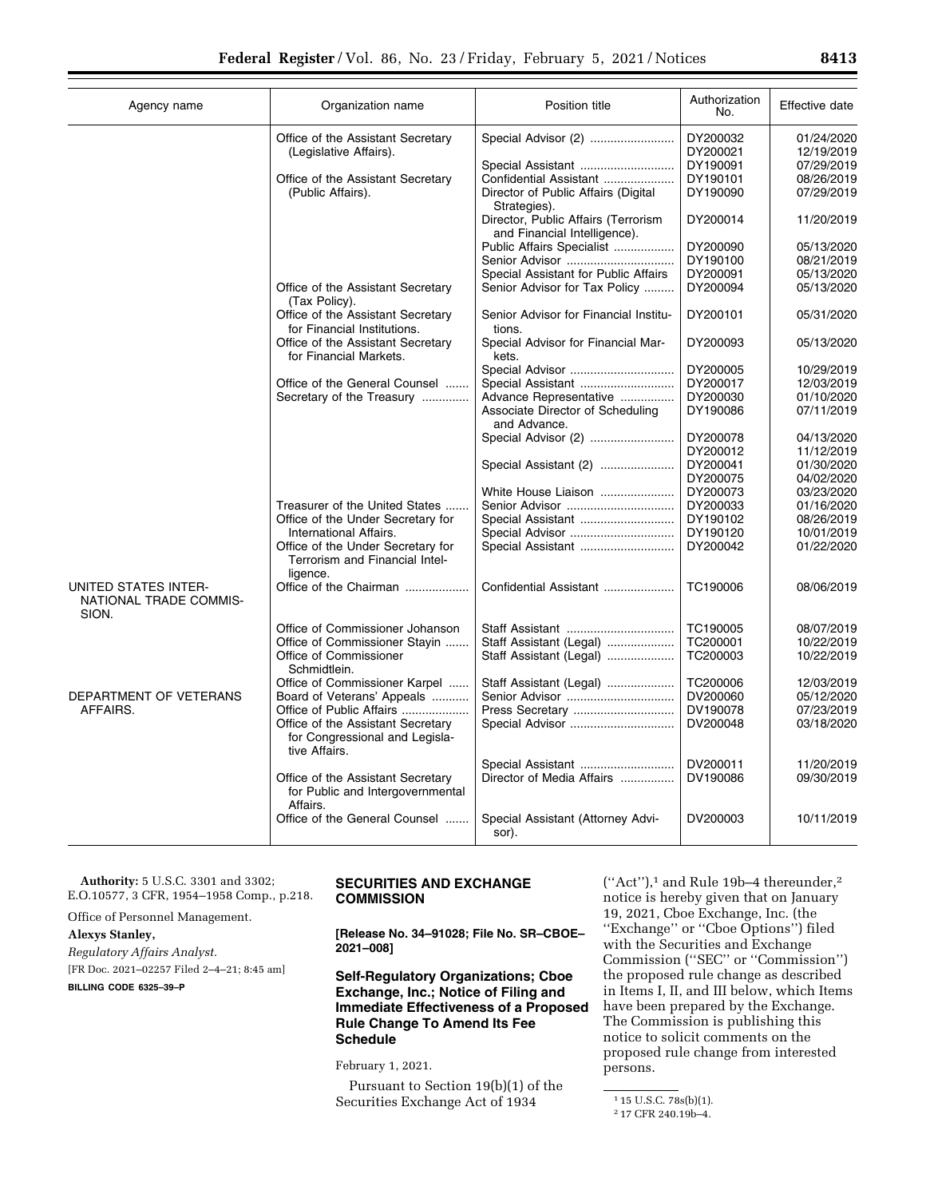| Agency name | Organization name | Position title | Authorization No. | Effective date |
|---|---|---|---|---|
| | Office of the Assistant Secretary (Legislative Affairs). | Special Advisor (2) | DY200032 | 01/24/2020 |
| | | | DY200021 | 12/19/2019 |
| | | Special Assistant | DY190091 | 07/29/2019 |
| | Office of the Assistant Secretary (Public Affairs). | Confidential Assistant | DY190101 | 08/26/2019 |
| | | Director of Public Affairs (Digital Strategies). | DY190090 | 07/29/2019 |
| | | Director, Public Affairs (Terrorism and Financial Intelligence). | DY200014 | 11/20/2019 |
| | | Public Affairs Specialist | DY200090 | 05/13/2020 |
| | | Senior Advisor | DY190100 | 08/21/2019 |
| | | Special Assistant for Public Affairs | DY200091 | 05/13/2020 |
| | Office of the Assistant Secretary (Tax Policy). | Senior Advisor for Tax Policy | DY200094 | 05/13/2020 |
| | Office of the Assistant Secretary for Financial Institutions. | Senior Advisor for Financial Institutions. | DY200101 | 05/31/2020 |
| | Office of the Assistant Secretary for Financial Markets. | Special Advisor for Financial Markets. | DY200093 | 05/13/2020 |
| | | Special Advisor | DY200005 | 10/29/2019 |
| | Office of the General Counsel | Special Assistant | DY200017 | 12/03/2019 |
| | Secretary of the Treasury | Advance Representative | DY200030 | 01/10/2020 |
| | | Associate Director of Scheduling and Advance. | DY190086 | 07/11/2019 |
| | | Special Advisor (2) | DY200078 | 04/13/2020 |
| | | | DY200012 | 11/12/2019 |
| | | Special Assistant (2) | DY200041 | 01/30/2020 |
| | | | DY200075 | 04/02/2020 |
| | | White House Liaison | DY200073 | 03/23/2020 |
| | Treasurer of the United States | Senior Advisor | DY200033 | 01/16/2020 |
| | Office of the Under Secretary for International Affairs. | Special Assistant | DY190102 | 08/26/2019 |
| | | Special Advisor | DY190120 | 10/01/2019 |
| | Office of the Under Secretary for Terrorism and Financial Intelligence. | Special Assistant | DY200042 | 01/22/2020 |
| UNITED STATES INTERNATIONAL TRADE COMMISSION. | Office of the Chairman | Confidential Assistant | TC190006 | 08/06/2019 |
| | Office of Commissioner Johanson | Staff Assistant | TC190005 | 08/07/2019 |
| | Office of Commissioner Stayin | Staff Assistant (Legal) | TC200001 | 10/22/2019 |
| | Office of Commissioner Schmidtlein. | Staff Assistant (Legal) | TC200003 | 10/22/2019 |
| | Office of Commissioner Karpel | Staff Assistant (Legal) | TC200006 | 12/03/2019 |
| DEPARTMENT OF VETERANS AFFAIRS. | Board of Veterans' Appeals | Senior Advisor | DV200060 | 05/12/2020 |
| | Office of Public Affairs | Press Secretary | DV190078 | 07/23/2019 |
| | Office of the Assistant Secretary for Congressional and Legislative Affairs. | Special Advisor | DV200048 | 03/18/2020 |
| | | Special Assistant | DV200011 | 11/20/2019 |
| | Office of the Assistant Secretary for Public and Intergovernmental Affairs. | Director of Media Affairs | DV190086 | 09/30/2019 |
| | Office of the General Counsel | Special Assistant (Attorney Advisor). | DV200003 | 10/11/2019 |

**Authority:** 5 U.S.C. 3301 and 3302; E.O.10577, 3 CFR, 1954–1958 Comp., p.218.

Office of Personnel Management.

**Alexys Stanley,**

*Regulatory Affairs Analyst.*

[FR Doc. 2021–02257 Filed 2–4–21; 8:45 am]

**BILLING CODE 6325–39–P**

## SECURITIES AND EXCHANGE COMMISSION

**[Release No. 34–91028; File No. SR–CBOE–2021–008]**

## Self-Regulatory Organizations; Cboe Exchange, Inc.; Notice of Filing and Immediate Effectiveness of a Proposed Rule Change To Amend Its Fee Schedule

February 1, 2021.

Pursuant to Section 19(b)(1) of the Securities Exchange Act of 1934 (''Act''),[1] and Rule 19b–4 thereunder,[2] notice is hereby given that on January 19, 2021, Cboe Exchange, Inc. (the ''Exchange'' or ''Cboe Options'') filed with the Securities and Exchange Commission (''SEC'' or ''Commission'') the proposed rule change as described in Items I, II, and III below, which Items have been prepared by the Exchange. The Commission is publishing this notice to solicit comments on the proposed rule change from interested persons.

[1] 15 U.S.C. 78s(b)(1).

[2] 17 CFR 240.19b–4.